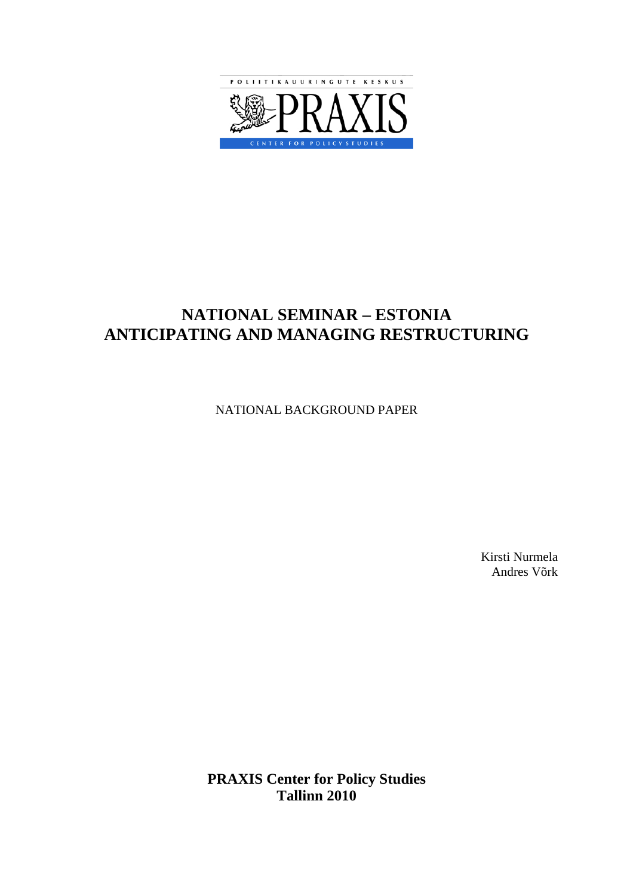POLIITIKAUURINGUTE KESKUS

PRAXIS

CENTER FOR POLICY STUDIES

# NATIONAL SEMINAR – ESTONIA
# ANTICIPATING AND MANAGING RESTRUCTURING

NATIONAL BACKGROUND PAPER

Kirsti Nurmela
Andres Võrk

**PRAXIS Center for Policy Studies**
**Tallinn 2010**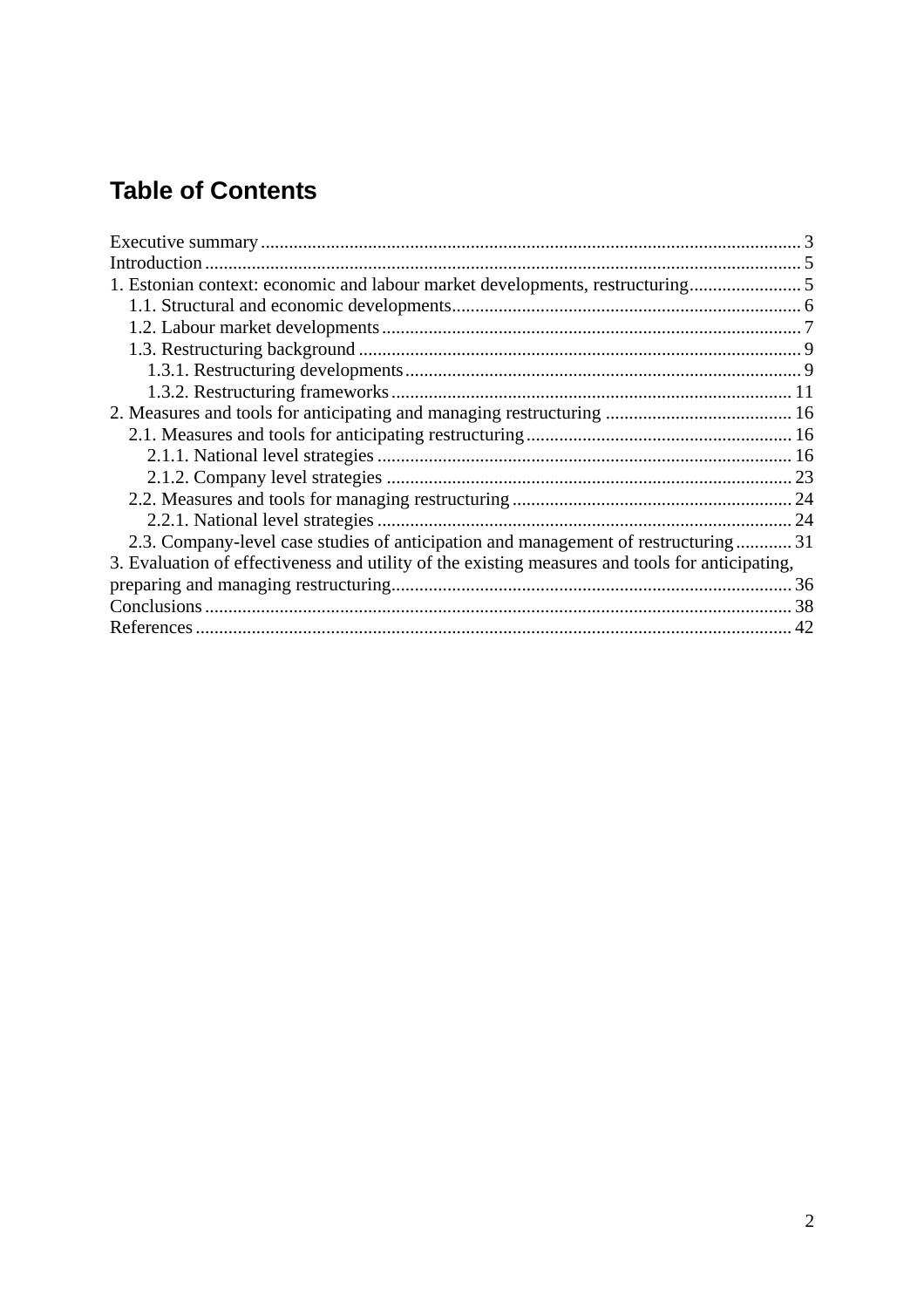# Table of Contents

Executive summary ... 3
Introduction ... 5
1. Estonian context: economic and labour market developments, restructuring ... 5
    1.1. Structural and economic developments ... 6
    1.2. Labour market developments ... 7
    1.3. Restructuring background ... 9
        1.3.1. Restructuring developments ... 9
        1.3.2. Restructuring frameworks ... 11
2. Measures and tools for anticipating and managing restructuring ... 16
    2.1. Measures and tools for anticipating restructuring ... 16
        2.1.1. National level strategies ... 16
        2.1.2. Company level strategies ... 23
    2.2. Measures and tools for managing restructuring ... 24
        2.2.1. National level strategies ... 24
    2.3. Company-level case studies of anticipation and management of restructuring ... 31
3. Evaluation of effectiveness and utility of the existing measures and tools for anticipating, preparing and managing restructuring ... 36
Conclusions ... 38
References ... 42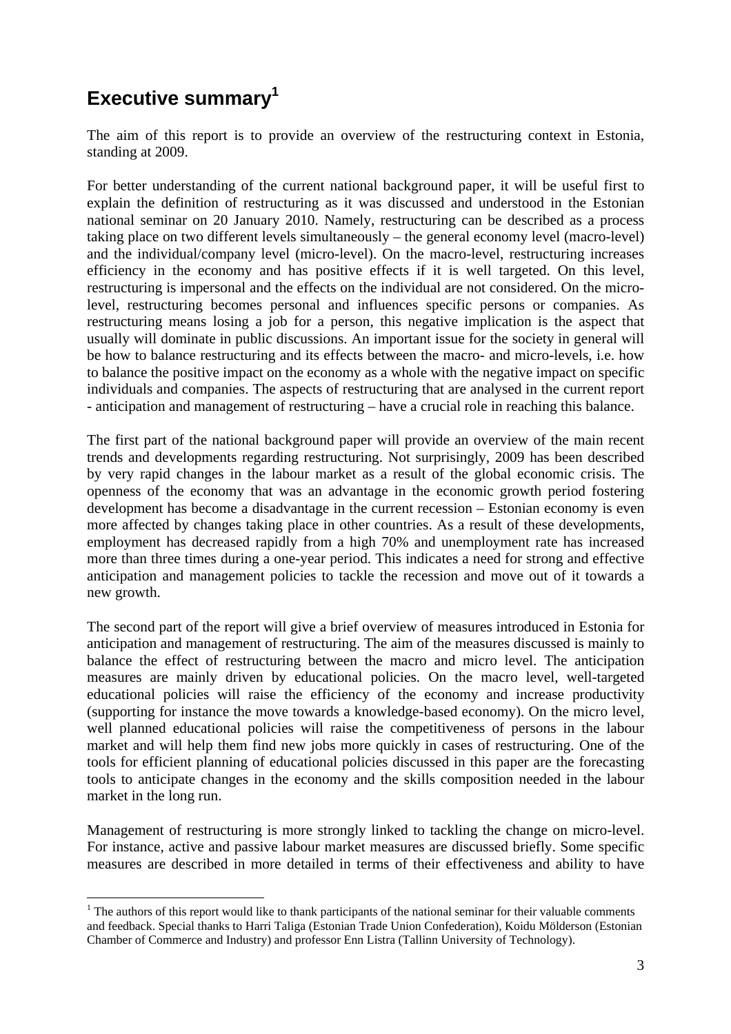# Executive summary[1]

The aim of this report is to provide an overview of the restructuring context in Estonia, standing at 2009.

For better understanding of the current national background paper, it will be useful first to explain the definition of restructuring as it was discussed and understood in the Estonian national seminar on 20 January 2010. Namely, restructuring can be described as a process taking place on two different levels simultaneously – the general economy level (macro-level) and the individual/company level (micro-level). On the macro-level, restructuring increases efficiency in the economy and has positive effects if it is well targeted. On this level, restructuring is impersonal and the effects on the individual are not considered. On the micro-level, restructuring becomes personal and influences specific persons or companies. As restructuring means losing a job for a person, this negative implication is the aspect that usually will dominate in public discussions. An important issue for the society in general will be how to balance restructuring and its effects between the macro- and micro-levels, i.e. how to balance the positive impact on the economy as a whole with the negative impact on specific individuals and companies. The aspects of restructuring that are analysed in the current report - anticipation and management of restructuring – have a crucial role in reaching this balance.

The first part of the national background paper will provide an overview of the main recent trends and developments regarding restructuring. Not surprisingly, 2009 has been described by very rapid changes in the labour market as a result of the global economic crisis. The openness of the economy that was an advantage in the economic growth period fostering development has become a disadvantage in the current recession – Estonian economy is even more affected by changes taking place in other countries. As a result of these developments, employment has decreased rapidly from a high 70% and unemployment rate has increased more than three times during a one-year period. This indicates a need for strong and effective anticipation and management policies to tackle the recession and move out of it towards a new growth.

The second part of the report will give a brief overview of measures introduced in Estonia for anticipation and management of restructuring. The aim of the measures discussed is mainly to balance the effect of restructuring between the macro and micro level. The anticipation measures are mainly driven by educational policies. On the macro level, well-targeted educational policies will raise the efficiency of the economy and increase productivity (supporting for instance the move towards a knowledge-based economy). On the micro level, well planned educational policies will raise the competitiveness of persons in the labour market and will help them find new jobs more quickly in cases of restructuring. One of the tools for efficient planning of educational policies discussed in this paper are the forecasting tools to anticipate changes in the economy and the skills composition needed in the labour market in the long run.

Management of restructuring is more strongly linked to tackling the change on micro-level. For instance, active and passive labour market measures are discussed briefly. Some specific measures are described in more detailed in terms of their effectiveness and ability to have

[1] The authors of this report would like to thank participants of the national seminar for their valuable comments and feedback. Special thanks to Harri Taliga (Estonian Trade Union Confederation), Koidu Mölderson (Estonian Chamber of Commerce and Industry) and professor Enn Listra (Tallinn University of Technology).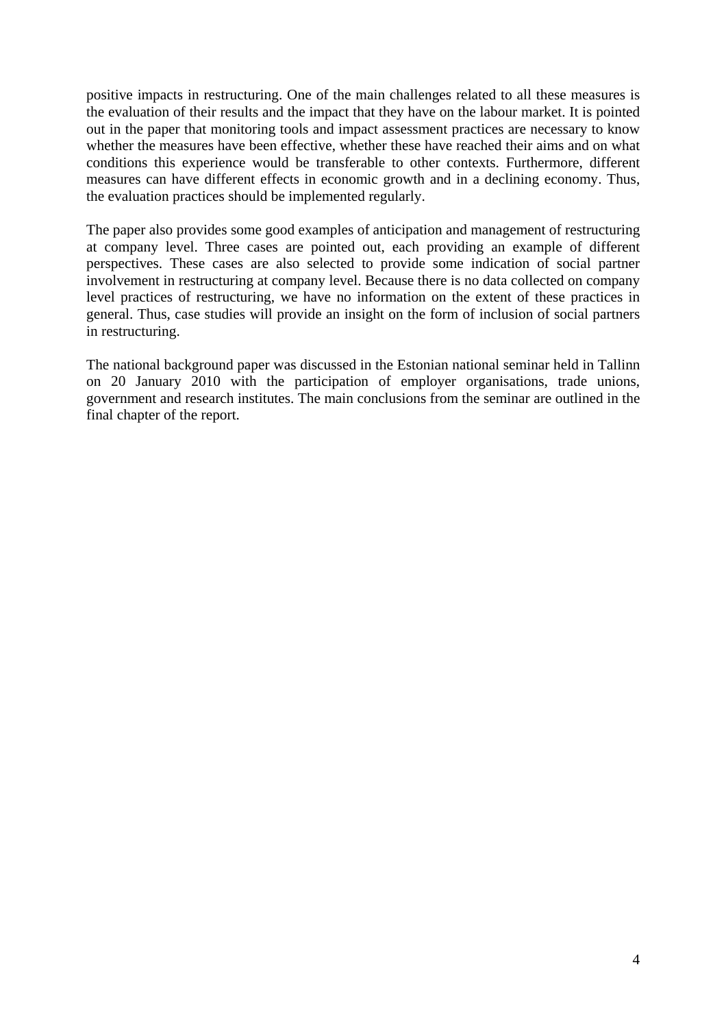positive impacts in restructuring. One of the main challenges related to all these measures is the evaluation of their results and the impact that they have on the labour market. It is pointed out in the paper that monitoring tools and impact assessment practices are necessary to know whether the measures have been effective, whether these have reached their aims and on what conditions this experience would be transferable to other contexts. Furthermore, different measures can have different effects in economic growth and in a declining economy. Thus, the evaluation practices should be implemented regularly.

The paper also provides some good examples of anticipation and management of restructuring at company level. Three cases are pointed out, each providing an example of different perspectives. These cases are also selected to provide some indication of social partner involvement in restructuring at company level. Because there is no data collected on company level practices of restructuring, we have no information on the extent of these practices in general. Thus, case studies will provide an insight on the form of inclusion of social partners in restructuring.

The national background paper was discussed in the Estonian national seminar held in Tallinn on 20 January 2010 with the participation of employer organisations, trade unions, government and research institutes. The main conclusions from the seminar are outlined in the final chapter of the report.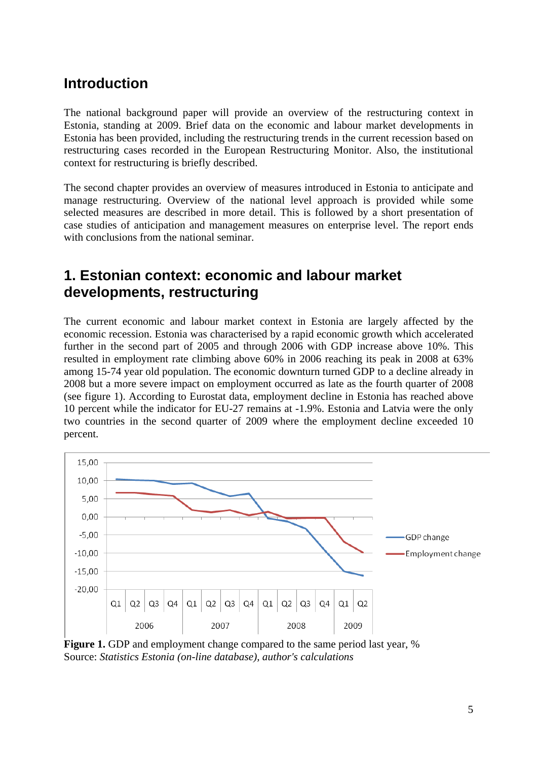## Introduction

The national background paper will provide an overview of the restructuring context in Estonia, standing at 2009. Brief data on the economic and labour market developments in Estonia has been provided, including the restructuring trends in the current recession based on restructuring cases recorded in the European Restructuring Monitor. Also, the institutional context for restructuring is briefly described.

The second chapter provides an overview of measures introduced in Estonia to anticipate and manage restructuring. Overview of the national level approach is provided while some selected measures are described in more detail. This is followed by a short presentation of case studies of anticipation and management measures on enterprise level. The report ends with conclusions from the national seminar.

## 1. Estonian context: economic and labour market developments, restructuring

The current economic and labour market context in Estonia are largely affected by the economic recession. Estonia was characterised by a rapid economic growth which accelerated further in the second part of 2005 and through 2006 with GDP increase above 10%. This resulted in employment rate climbing above 60% in 2006 reaching its peak in 2008 at 63% among 15-74 year old population. The economic downturn turned GDP to a decline already in 2008 but a more severe impact on employment occurred as late as the fourth quarter of 2008 (see figure 1). According to Eurostat data, employment decline in Estonia has reached above 10 percent while the indicator for EU-27 remains at -1.9%. Estonia and Latvia were the only two countries in the second quarter of 2009 where the employment decline exceeded 10 percent.

**Figure 1.** GDP and employment change compared to the same period last year, %
Source: *Statistics Estonia (on-line database), author's calculations*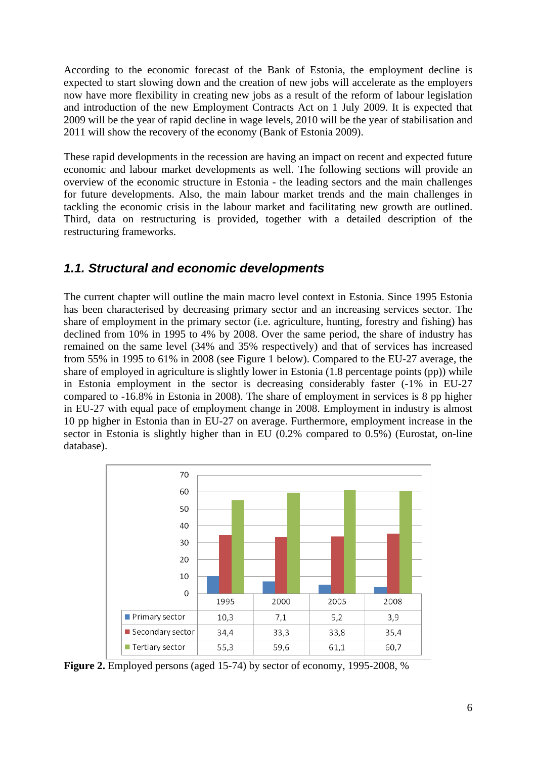According to the economic forecast of the Bank of Estonia, the employment decline is expected to start slowing down and the creation of new jobs will accelerate as the employers now have more flexibility in creating new jobs as a result of the reform of labour legislation and introduction of the new Employment Contracts Act on 1 July 2009. It is expected that 2009 will be the year of rapid decline in wage levels, 2010 will be the year of stabilisation and 2011 will show the recovery of the economy (Bank of Estonia 2009).

These rapid developments in the recession are having an impact on recent and expected future economic and labour market developments as well. The following sections will provide an overview of the economic structure in Estonia - the leading sectors and the main challenges for future developments. Also, the main labour market trends and the main challenges in tackling the economic crisis in the labour market and facilitating new growth are outlined. Third, data on restructuring is provided, together with a detailed description of the restructuring frameworks.

## *1.1. Structural and economic developments*

The current chapter will outline the main macro level context in Estonia. Since 1995 Estonia has been characterised by decreasing primary sector and an increasing services sector. The share of employment in the primary sector (i.e. agriculture, hunting, forestry and fishing) has declined from 10% in 1995 to 4% by 2008. Over the same period, the share of industry has remained on the same level (34% and 35% respectively) and that of services has increased from 55% in 1995 to 61% in 2008 (see Figure 1 below). Compared to the EU-27 average, the share of employed in agriculture is slightly lower in Estonia (1.8 percentage points (pp)) while in Estonia employment in the sector is decreasing considerably faster (-1% in EU-27 compared to -16.8% in Estonia in 2008). The share of employment in services is 8 pp higher in EU-27 with equal pace of employment change in 2008. Employment in industry is almost 10 pp higher in Estonia than in EU-27 on average. Furthermore, employment increase in the sector in Estonia is slightly higher than in EU (0.2% compared to 0.5%) (Eurostat, on-line database).

| | 1995 | 2000 | 2005 | 2008 |
|---|---|---|---|---|
| Primary sector | 10,3 | 7,1 | 5,2 | 3,9 |
| Secondary sector | 34,4 | 33,3 | 33,8 | 35,4 |
| Tertiary sector | 55,3 | 59,6 | 61,1 | 60,7 |

**Figure 2.** Employed persons (aged 15-74) by sector of economy, 1995-2008, %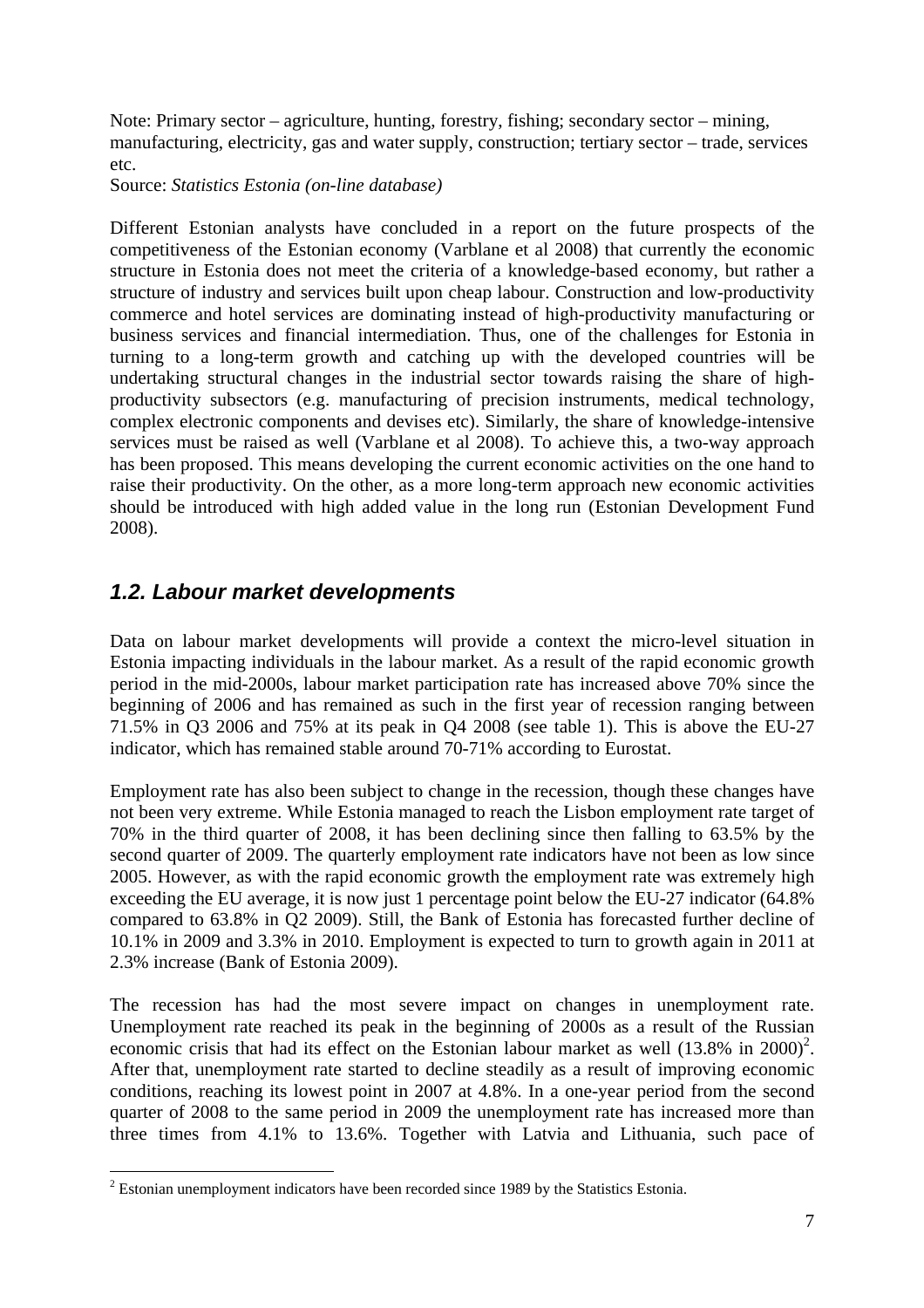Note: Primary sector – agriculture, hunting, forestry, fishing; secondary sector – mining, manufacturing, electricity, gas and water supply, construction; tertiary sector – trade, services etc.

Source: *Statistics Estonia (on-line database)*

Different Estonian analysts have concluded in a report on the future prospects of the competitiveness of the Estonian economy (Varblane et al 2008) that currently the economic structure in Estonia does not meet the criteria of a knowledge-based economy, but rather a structure of industry and services built upon cheap labour. Construction and low-productivity commerce and hotel services are dominating instead of high-productivity manufacturing or business services and financial intermediation. Thus, one of the challenges for Estonia in turning to a long-term growth and catching up with the developed countries will be undertaking structural changes in the industrial sector towards raising the share of high-productivity subsectors (e.g. manufacturing of precision instruments, medical technology, complex electronic components and devises etc). Similarly, the share of knowledge-intensive services must be raised as well (Varblane et al 2008). To achieve this, a two-way approach has been proposed. This means developing the current economic activities on the one hand to raise their productivity. On the other, as a more long-term approach new economic activities should be introduced with high added value in the long run (Estonian Development Fund 2008).

## *1.2. Labour market developments*

Data on labour market developments will provide a context the micro-level situation in Estonia impacting individuals in the labour market. As a result of the rapid economic growth period in the mid-2000s, labour market participation rate has increased above 70% since the beginning of 2006 and has remained as such in the first year of recession ranging between 71.5% in Q3 2006 and 75% at its peak in Q4 2008 (see table 1). This is above the EU-27 indicator, which has remained stable around 70-71% according to Eurostat.

Employment rate has also been subject to change in the recession, though these changes have not been very extreme. While Estonia managed to reach the Lisbon employment rate target of 70% in the third quarter of 2008, it has been declining since then falling to 63.5% by the second quarter of 2009. The quarterly employment rate indicators have not been as low since 2005. However, as with the rapid economic growth the employment rate was extremely high exceeding the EU average, it is now just 1 percentage point below the EU-27 indicator (64.8% compared to 63.8% in Q2 2009). Still, the Bank of Estonia has forecasted further decline of 10.1% in 2009 and 3.3% in 2010. Employment is expected to turn to growth again in 2011 at 2.3% increase (Bank of Estonia 2009).

The recession has had the most severe impact on changes in unemployment rate. Unemployment rate reached its peak in the beginning of 2000s as a result of the Russian economic crisis that had its effect on the Estonian labour market as well (13.8% in 2000)[2]. After that, unemployment rate started to decline steadily as a result of improving economic conditions, reaching its lowest point in 2007 at 4.8%. In a one-year period from the second quarter of 2008 to the same period in 2009 the unemployment rate has increased more than three times from 4.1% to 13.6%. Together with Latvia and Lithuania, such pace of

[2] Estonian unemployment indicators have been recorded since 1989 by the Statistics Estonia.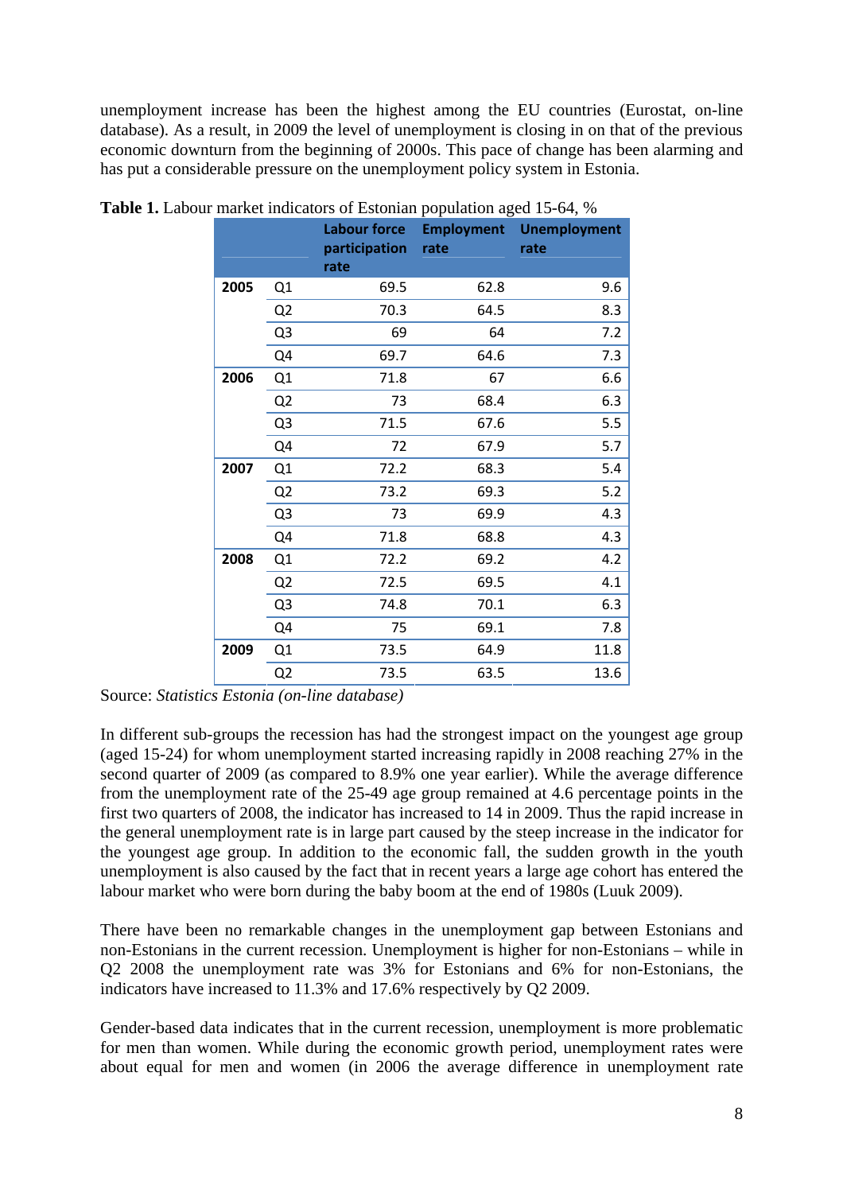unemployment increase has been the highest among the EU countries (Eurostat, on-line database). As a result, in 2009 the level of unemployment is closing in on that of the previous economic downturn from the beginning of 2000s. This pace of change has been alarming and has put a considerable pressure on the unemployment policy system in Estonia.

**Table 1.** Labour market indicators of Estonian population aged 15-64, %

| | | Labour force participation rate | Employment rate | Unemployment rate |
|---|---|---|---|---|
| **2005** | Q1 | 69.5 | 62.8 | 9.6 |
| | Q2 | 70.3 | 64.5 | 8.3 |
| | Q3 | 69 | 64 | 7.2 |
| | Q4 | 69.7 | 64.6 | 7.3 |
| **2006** | Q1 | 71.8 | 67 | 6.6 |
| | Q2 | 73 | 68.4 | 6.3 |
| | Q3 | 71.5 | 67.6 | 5.5 |
| | Q4 | 72 | 67.9 | 5.7 |
| **2007** | Q1 | 72.2 | 68.3 | 5.4 |
| | Q2 | 73.2 | 69.3 | 5.2 |
| | Q3 | 73 | 69.9 | 4.3 |
| | Q4 | 71.8 | 68.8 | 4.3 |
| **2008** | Q1 | 72.2 | 69.2 | 4.2 |
| | Q2 | 72.5 | 69.5 | 4.1 |
| | Q3 | 74.8 | 70.1 | 6.3 |
| | Q4 | 75 | 69.1 | 7.8 |
| **2009** | Q1 | 73.5 | 64.9 | 11.8 |
| | Q2 | 73.5 | 63.5 | 13.6 |

Source: *Statistics Estonia (on-line database)*

In different sub-groups the recession has had the strongest impact on the youngest age group (aged 15-24) for whom unemployment started increasing rapidly in 2008 reaching 27% in the second quarter of 2009 (as compared to 8.9% one year earlier). While the average difference from the unemployment rate of the 25-49 age group remained at 4.6 percentage points in the first two quarters of 2008, the indicator has increased to 14 in 2009. Thus the rapid increase in the general unemployment rate is in large part caused by the steep increase in the indicator for the youngest age group. In addition to the economic fall, the sudden growth in the youth unemployment is also caused by the fact that in recent years a large age cohort has entered the labour market who were born during the baby boom at the end of 1980s (Luuk 2009).

There have been no remarkable changes in the unemployment gap between Estonians and non-Estonians in the current recession. Unemployment is higher for non-Estonians – while in Q2 2008 the unemployment rate was 3% for Estonians and 6% for non-Estonians, the indicators have increased to 11.3% and 17.6% respectively by Q2 2009.

Gender-based data indicates that in the current recession, unemployment is more problematic for men than women. While during the economic growth period, unemployment rates were about equal for men and women (in 2006 the average difference in unemployment rate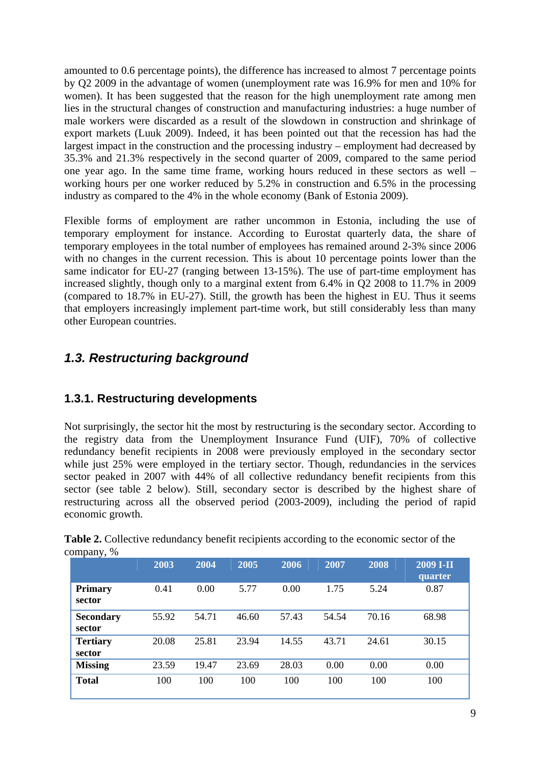amounted to 0.6 percentage points), the difference has increased to almost 7 percentage points by Q2 2009 in the advantage of women (unemployment rate was 16.9% for men and 10% for women). It has been suggested that the reason for the high unemployment rate among men lies in the structural changes of construction and manufacturing industries: a huge number of male workers were discarded as a result of the slowdown in construction and shrinkage of export markets (Luuk 2009). Indeed, it has been pointed out that the recession has had the largest impact in the construction and the processing industry – employment had decreased by 35.3% and 21.3% respectively in the second quarter of 2009, compared to the same period one year ago. In the same time frame, working hours reduced in these sectors as well – working hours per one worker reduced by 5.2% in construction and 6.5% in the processing industry as compared to the 4% in the whole economy (Bank of Estonia 2009).

Flexible forms of employment are rather uncommon in Estonia, including the use of temporary employment for instance. According to Eurostat quarterly data, the share of temporary employees in the total number of employees has remained around 2-3% since 2006 with no changes in the current recession. This is about 10 percentage points lower than the same indicator for EU-27 (ranging between 13-15%). The use of part-time employment has increased slightly, though only to a marginal extent from 6.4% in Q2 2008 to 11.7% in 2009 (compared to 18.7% in EU-27). Still, the growth has been the highest in EU. Thus it seems that employers increasingly implement part-time work, but still considerably less than many other European countries.

## *1.3. Restructuring background*

### 1.3.1. Restructuring developments

Not surprisingly, the sector hit the most by restructuring is the secondary sector. According to the registry data from the Unemployment Insurance Fund (UIF), 70% of collective redundancy benefit recipients in 2008 were previously employed in the secondary sector while just 25% were employed in the tertiary sector. Though, redundancies in the services sector peaked in 2007 with 44% of all collective redundancy benefit recipients from this sector (see table 2 below). Still, secondary sector is described by the highest share of restructuring across all the observed period (2003-2009), including the period of rapid economic growth.

**Table 2.** Collective redundancy benefit recipients according to the economic sector of the company, %

| | 2003 | 2004 | 2005 | 2006 | 2007 | 2008 | 2009 I-II quarter |
|---|---|---|---|---|---|---|---|
| **Primary sector** | 0.41 | 0.00 | 5.77 | 0.00 | 1.75 | 5.24 | 0.87 |
| **Secondary sector** | 55.92 | 54.71 | 46.60 | 57.43 | 54.54 | 70.16 | 68.98 |
| **Tertiary sector** | 20.08 | 25.81 | 23.94 | 14.55 | 43.71 | 24.61 | 30.15 |
| **Missing** | 23.59 | 19.47 | 23.69 | 28.03 | 0.00 | 0.00 | 0.00 |
| **Total** | 100 | 100 | 100 | 100 | 100 | 100 | 100 |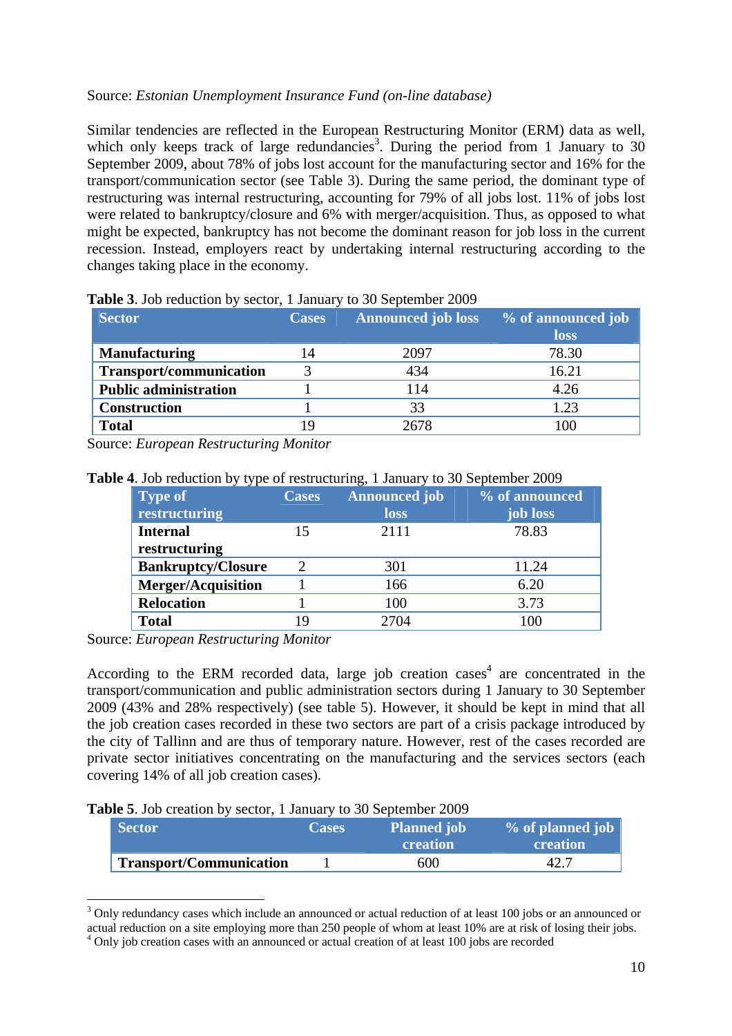Source: *Estonian Unemployment Insurance Fund (on-line database)*

Similar tendencies are reflected in the European Restructuring Monitor (ERM) data as well, which only keeps track of large redundancies[3]. During the period from 1 January to 30 September 2009, about 78% of jobs lost account for the manufacturing sector and 16% for the transport/communication sector (see Table 3). During the same period, the dominant type of restructuring was internal restructuring, accounting for 79% of all jobs lost. 11% of jobs lost were related to bankruptcy/closure and 6% with merger/acquisition. Thus, as opposed to what might be expected, bankruptcy has not become the dominant reason for job loss in the current recession. Instead, employers react by undertaking internal restructuring according to the changes taking place in the economy.

**Table 3**. Job reduction by sector, 1 January to 30 September 2009

| Sector | Cases | Announced job loss | % of announced job loss |
|---|---|---|---|
| **Manufacturing** | 14 | 2097 | 78.30 |
| **Transport/communication** | 3 | 434 | 16.21 |
| **Public administration** | 1 | 114 | 4.26 |
| **Construction** | 1 | 33 | 1.23 |
| **Total** | 19 | 2678 | 100 |

Source: *European Restructuring Monitor*

**Table 4**. Job reduction by type of restructuring, 1 January to 30 September 2009

| Type of restructuring | Cases | Announced job loss | % of announced job loss |
|---|---|---|---|
| **Internal restructuring** | 15 | 2111 | 78.83 |
| **Bankruptcy/Closure** | 2 | 301 | 11.24 |
| **Merger/Acquisition** | 1 | 166 | 6.20 |
| **Relocation** | 1 | 100 | 3.73 |
| **Total** | 19 | 2704 | 100 |

Source: *European Restructuring Monitor*

According to the ERM recorded data, large job creation cases[4] are concentrated in the transport/communication and public administration sectors during 1 January to 30 September 2009 (43% and 28% respectively) (see table 5). However, it should be kept in mind that all the job creation cases recorded in these two sectors are part of a crisis package introduced by the city of Tallinn and are thus of temporary nature. However, rest of the cases recorded are private sector initiatives concentrating on the manufacturing and the services sectors (each covering 14% of all job creation cases).

**Table 5**. Job creation by sector, 1 January to 30 September 2009

| Sector | Cases | Planned job creation | % of planned job creation |
|---|---|---|---|
| **Transport/Communication** | 1 | 600 | 42.7 |

[3] Only redundancy cases which include an announced or actual reduction of at least 100 jobs or an announced or actual reduction on a site employing more than 250 people of whom at least 10% are at risk of losing their jobs.

[4] Only job creation cases with an announced or actual creation of at least 100 jobs are recorded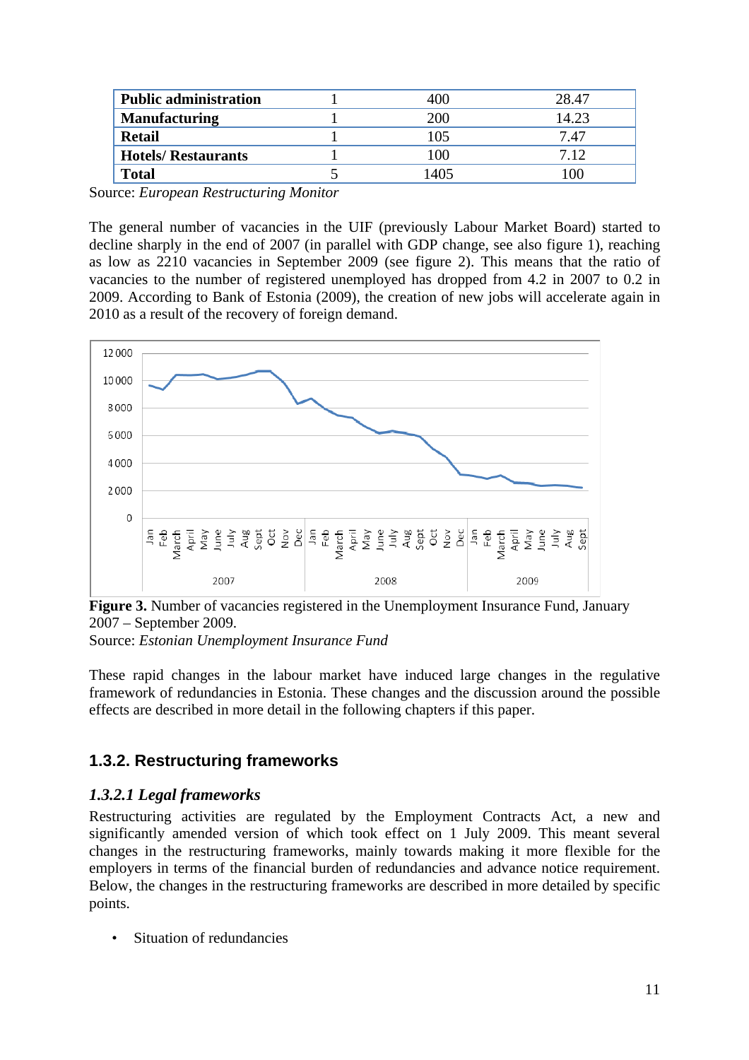| Public administration | 1 | 400 | 28.47 |
|---|---|---|---|
| Manufacturing | 1 | 200 | 14.23 |
| Retail | 1 | 105 | 7.47 |
| Hotels/ Restaurants | 1 | 100 | 7.12 |
| Total | 5 | 1405 | 100 |

Source: *European Restructuring Monitor*

The general number of vacancies in the UIF (previously Labour Market Board) started to decline sharply in the end of 2007 (in parallel with GDP change, see also figure 1), reaching as low as 2210 vacancies in September 2009 (see figure 2). This means that the ratio of vacancies to the number of registered unemployed has dropped from 4.2 in 2007 to 0.2 in 2009. According to Bank of Estonia (2009), the creation of new jobs will accelerate again in 2010 as a result of the recovery of foreign demand.

**Figure 3.** Number of vacancies registered in the Unemployment Insurance Fund, January 2007 – September 2009.

Source: *Estonian Unemployment Insurance Fund*

These rapid changes in the labour market have induced large changes in the regulative framework of redundancies in Estonia. These changes and the discussion around the possible effects are described in more detail in the following chapters if this paper.

## 1.3.2. Restructuring frameworks

### *1.3.2.1 Legal frameworks*

Restructuring activities are regulated by the Employment Contracts Act, a new and significantly amended version of which took effect on 1 July 2009. This meant several changes in the restructuring frameworks, mainly towards making it more flexible for the employers in terms of the financial burden of redundancies and advance notice requirement. Below, the changes in the restructuring frameworks are described in more detailed by specific points.

- Situation of redundancies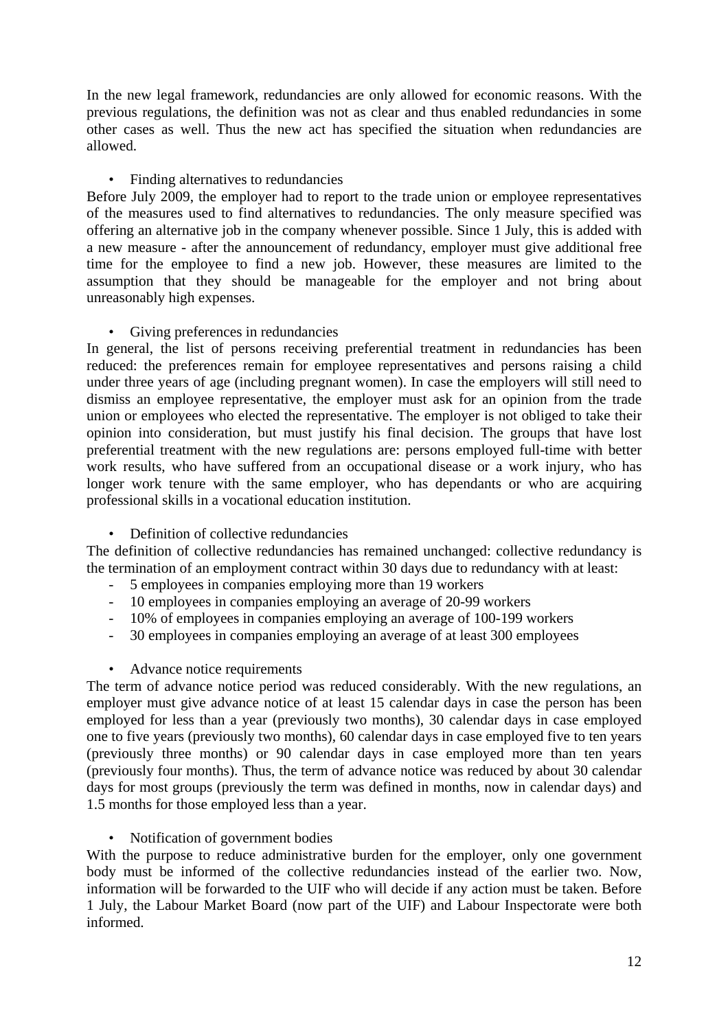In the new legal framework, redundancies are only allowed for economic reasons. With the previous regulations, the definition was not as clear and thus enabled redundancies in some other cases as well. Thus the new act has specified the situation when redundancies are allowed.

- Finding alternatives to redundancies

Before July 2009, the employer had to report to the trade union or employee representatives of the measures used to find alternatives to redundancies. The only measure specified was offering an alternative job in the company whenever possible. Since 1 July, this is added with a new measure - after the announcement of redundancy, employer must give additional free time for the employee to find a new job. However, these measures are limited to the assumption that they should be manageable for the employer and not bring about unreasonably high expenses.

- Giving preferences in redundancies

In general, the list of persons receiving preferential treatment in redundancies has been reduced: the preferences remain for employee representatives and persons raising a child under three years of age (including pregnant women). In case the employers will still need to dismiss an employee representative, the employer must ask for an opinion from the trade union or employees who elected the representative. The employer is not obliged to take their opinion into consideration, but must justify his final decision. The groups that have lost preferential treatment with the new regulations are: persons employed full-time with better work results, who have suffered from an occupational disease or a work injury, who has longer work tenure with the same employer, who has dependants or who are acquiring professional skills in a vocational education institution.

- Definition of collective redundancies

The definition of collective redundancies has remained unchanged: collective redundancy is the termination of an employment contract within 30 days due to redundancy with at least:

- 5 employees in companies employing more than 19 workers
- 10 employees in companies employing an average of 20-99 workers
- 10% of employees in companies employing an average of 100-199 workers
- 30 employees in companies employing an average of at least 300 employees

- Advance notice requirements

The term of advance notice period was reduced considerably. With the new regulations, an employer must give advance notice of at least 15 calendar days in case the person has been employed for less than a year (previously two months), 30 calendar days in case employed one to five years (previously two months), 60 calendar days in case employed five to ten years (previously three months) or 90 calendar days in case employed more than ten years (previously four months). Thus, the term of advance notice was reduced by about 30 calendar days for most groups (previously the term was defined in months, now in calendar days) and 1.5 months for those employed less than a year.

- Notification of government bodies

With the purpose to reduce administrative burden for the employer, only one government body must be informed of the collective redundancies instead of the earlier two. Now, information will be forwarded to the UIF who will decide if any action must be taken. Before 1 July, the Labour Market Board (now part of the UIF) and Labour Inspectorate were both informed.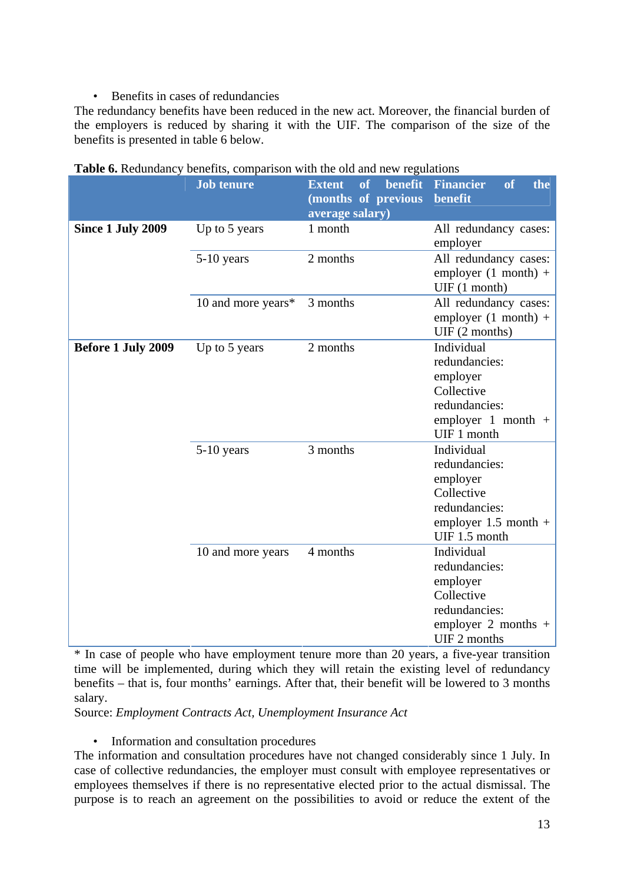- Benefits in cases of redundancies

The redundancy benefits have been reduced in the new act. Moreover, the financial burden of the employers is reduced by sharing it with the UIF. The comparison of the size of the benefits is presented in table 6 below.

**Table 6.** Redundancy benefits, comparison with the old and new regulations

| | Job tenure | Extent of benefit (months of previous average salary) | Financier of the benefit |
|---|---|---|---|
| **Since 1 July 2009** | Up to 5 years | 1 month | All redundancy cases: employer |
| | 5-10 years | 2 months | All redundancy cases: employer (1 month) + UIF (1 month) |
| | 10 and more years* | 3 months | All redundancy cases: employer (1 month) + UIF (2 months) |
| **Before 1 July 2009** | Up to 5 years | 2 months | Individual redundancies: employer<br>Collective redundancies: employer 1 month + UIF 1 month |
| | 5-10 years | 3 months | Individual redundancies: employer<br>Collective redundancies: employer 1.5 month + UIF 1.5 month |
| | 10 and more years | 4 months | Individual redundancies: employer<br>Collective redundancies: employer 2 months + UIF 2 months |

* In case of people who have employment tenure more than 20 years, a five-year transition time will be implemented, during which they will retain the existing level of redundancy benefits – that is, four months' earnings. After that, their benefit will be lowered to 3 months salary.

Source: *Employment Contracts Act, Unemployment Insurance Act*

- Information and consultation procedures

The information and consultation procedures have not changed considerably since 1 July. In case of collective redundancies, the employer must consult with employee representatives or employees themselves if there is no representative elected prior to the actual dismissal. The purpose is to reach an agreement on the possibilities to avoid or reduce the extent of the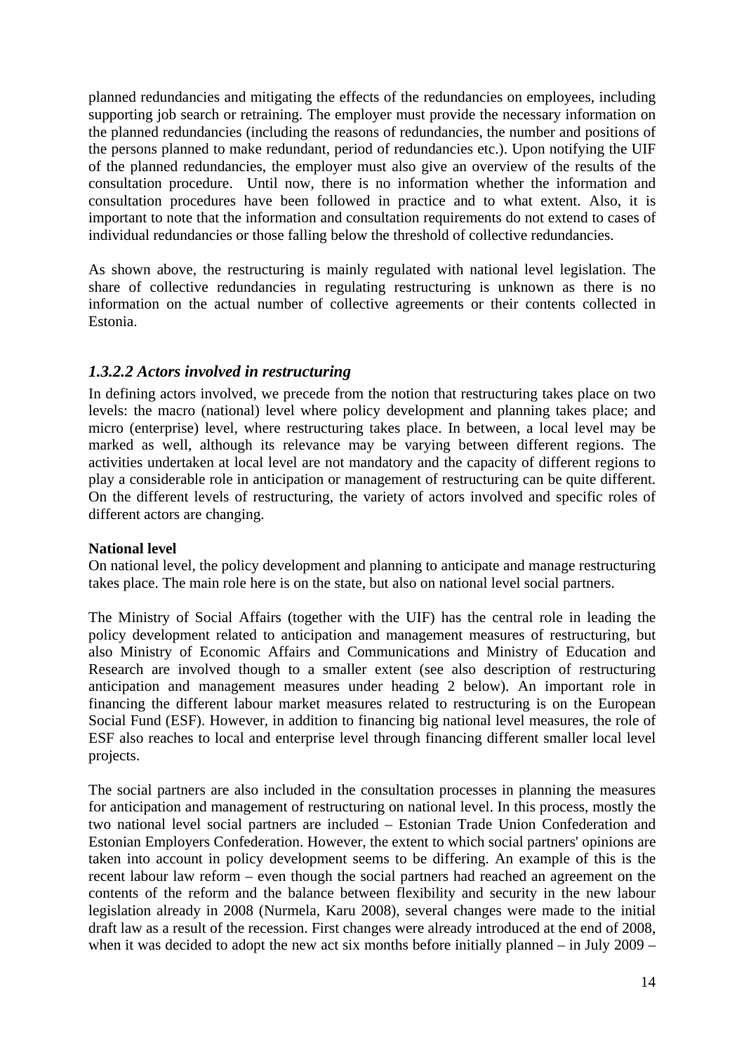planned redundancies and mitigating the effects of the redundancies on employees, including supporting job search or retraining. The employer must provide the necessary information on the planned redundancies (including the reasons of redundancies, the number and positions of the persons planned to make redundant, period of redundancies etc.). Upon notifying the UIF of the planned redundancies, the employer must also give an overview of the results of the consultation procedure. Until now, there is no information whether the information and consultation procedures have been followed in practice and to what extent. Also, it is important to note that the information and consultation requirements do not extend to cases of individual redundancies or those falling below the threshold of collective redundancies.

As shown above, the restructuring is mainly regulated with national level legislation. The share of collective redundancies in regulating restructuring is unknown as there is no information on the actual number of collective agreements or their contents collected in Estonia.

### *1.3.2.2 Actors involved in restructuring*

In defining actors involved, we precede from the notion that restructuring takes place on two levels: the macro (national) level where policy development and planning takes place; and micro (enterprise) level, where restructuring takes place. In between, a local level may be marked as well, although its relevance may be varying between different regions. The activities undertaken at local level are not mandatory and the capacity of different regions to play a considerable role in anticipation or management of restructuring can be quite different. On the different levels of restructuring, the variety of actors involved and specific roles of different actors are changing.

**National level**

On national level, the policy development and planning to anticipate and manage restructuring takes place. The main role here is on the state, but also on national level social partners.

The Ministry of Social Affairs (together with the UIF) has the central role in leading the policy development related to anticipation and management measures of restructuring, but also Ministry of Economic Affairs and Communications and Ministry of Education and Research are involved though to a smaller extent (see also description of restructuring anticipation and management measures under heading 2 below). An important role in financing the different labour market measures related to restructuring is on the European Social Fund (ESF). However, in addition to financing big national level measures, the role of ESF also reaches to local and enterprise level through financing different smaller local level projects.

The social partners are also included in the consultation processes in planning the measures for anticipation and management of restructuring on national level. In this process, mostly the two national level social partners are included – Estonian Trade Union Confederation and Estonian Employers Confederation. However, the extent to which social partners' opinions are taken into account in policy development seems to be differing. An example of this is the recent labour law reform – even though the social partners had reached an agreement on the contents of the reform and the balance between flexibility and security in the new labour legislation already in 2008 (Nurmela, Karu 2008), several changes were made to the initial draft law as a result of the recession. First changes were already introduced at the end of 2008, when it was decided to adopt the new act six months before initially planned – in July 2009 –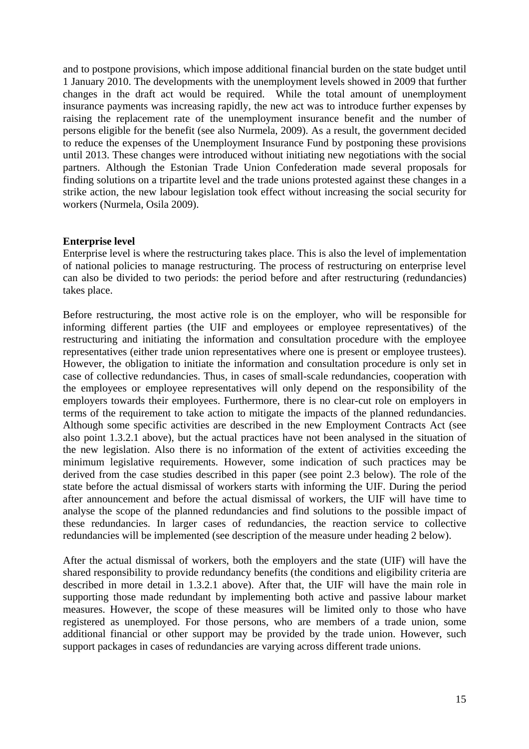and to postpone provisions, which impose additional financial burden on the state budget until 1 January 2010. The developments with the unemployment levels showed in 2009 that further changes in the draft act would be required. While the total amount of unemployment insurance payments was increasing rapidly, the new act was to introduce further expenses by raising the replacement rate of the unemployment insurance benefit and the number of persons eligible for the benefit (see also Nurmela, 2009). As a result, the government decided to reduce the expenses of the Unemployment Insurance Fund by postponing these provisions until 2013. These changes were introduced without initiating new negotiations with the social partners. Although the Estonian Trade Union Confederation made several proposals for finding solutions on a tripartite level and the trade unions protested against these changes in a strike action, the new labour legislation took effect without increasing the social security for workers (Nurmela, Osila 2009).

**Enterprise level**

Enterprise level is where the restructuring takes place. This is also the level of implementation of national policies to manage restructuring. The process of restructuring on enterprise level can also be divided to two periods: the period before and after restructuring (redundancies) takes place.

Before restructuring, the most active role is on the employer, who will be responsible for informing different parties (the UIF and employees or employee representatives) of the restructuring and initiating the information and consultation procedure with the employee representatives (either trade union representatives where one is present or employee trustees). However, the obligation to initiate the information and consultation procedure is only set in case of collective redundancies. Thus, in cases of small-scale redundancies, cooperation with the employees or employee representatives will only depend on the responsibility of the employers towards their employees. Furthermore, there is no clear-cut role on employers in terms of the requirement to take action to mitigate the impacts of the planned redundancies. Although some specific activities are described in the new Employment Contracts Act (see also point 1.3.2.1 above), but the actual practices have not been analysed in the situation of the new legislation. Also there is no information of the extent of activities exceeding the minimum legislative requirements. However, some indication of such practices may be derived from the case studies described in this paper (see point 2.3 below). The role of the state before the actual dismissal of workers starts with informing the UIF. During the period after announcement and before the actual dismissal of workers, the UIF will have time to analyse the scope of the planned redundancies and find solutions to the possible impact of these redundancies. In larger cases of redundancies, the reaction service to collective redundancies will be implemented (see description of the measure under heading 2 below).

After the actual dismissal of workers, both the employers and the state (UIF) will have the shared responsibility to provide redundancy benefits (the conditions and eligibility criteria are described in more detail in 1.3.2.1 above). After that, the UIF will have the main role in supporting those made redundant by implementing both active and passive labour market measures. However, the scope of these measures will be limited only to those who have registered as unemployed. For those persons, who are members of a trade union, some additional financial or other support may be provided by the trade union. However, such support packages in cases of redundancies are varying across different trade unions.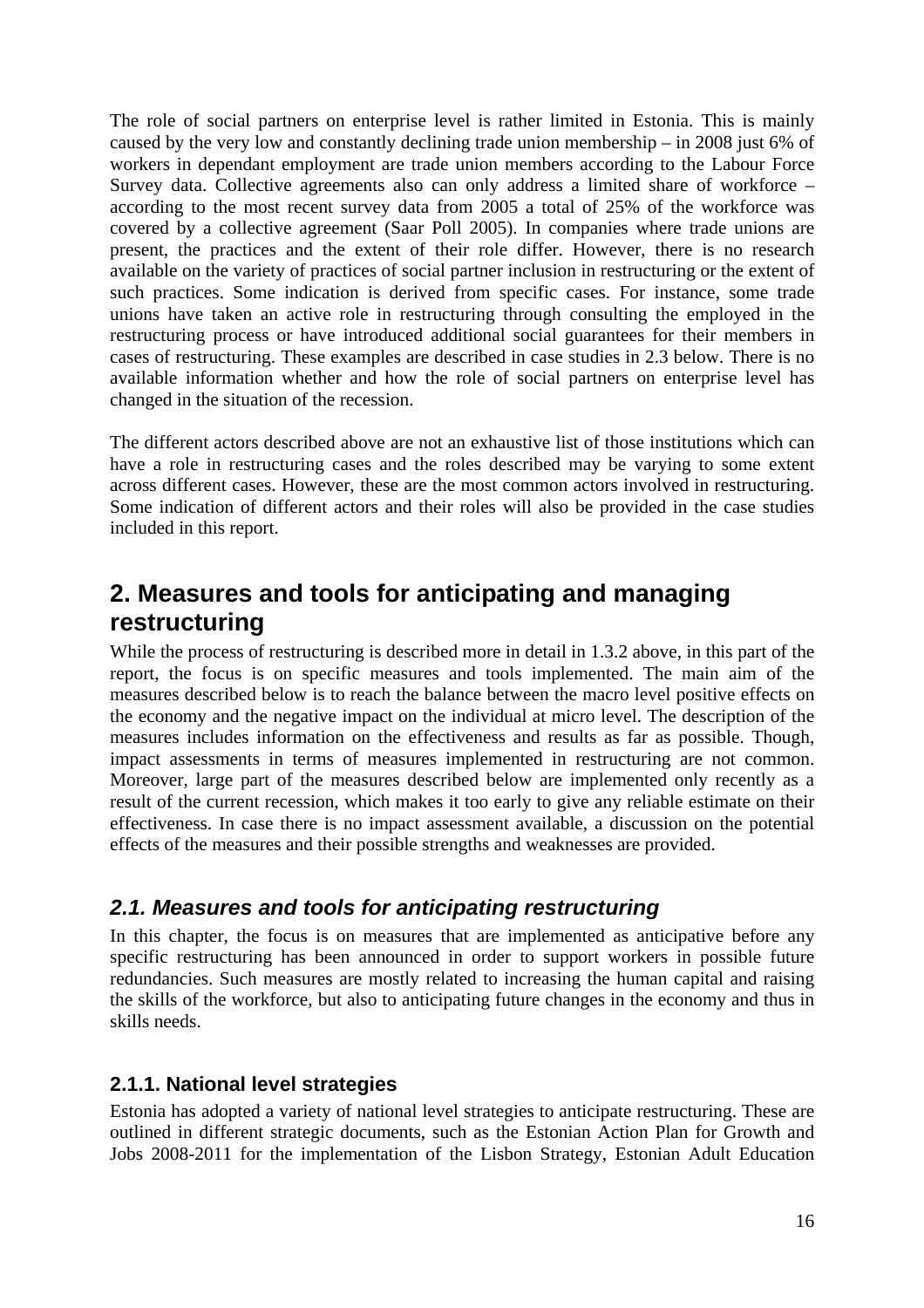The role of social partners on enterprise level is rather limited in Estonia. This is mainly caused by the very low and constantly declining trade union membership – in 2008 just 6% of workers in dependant employment are trade union members according to the Labour Force Survey data. Collective agreements also can only address a limited share of workforce – according to the most recent survey data from 2005 a total of 25% of the workforce was covered by a collective agreement (Saar Poll 2005). In companies where trade unions are present, the practices and the extent of their role differ. However, there is no research available on the variety of practices of social partner inclusion in restructuring or the extent of such practices. Some indication is derived from specific cases. For instance, some trade unions have taken an active role in restructuring through consulting the employed in the restructuring process or have introduced additional social guarantees for their members in cases of restructuring. These examples are described in case studies in 2.3 below. There is no available information whether and how the role of social partners on enterprise level has changed in the situation of the recession.

The different actors described above are not an exhaustive list of those institutions which can have a role in restructuring cases and the roles described may be varying to some extent across different cases. However, these are the most common actors involved in restructuring. Some indication of different actors and their roles will also be provided in the case studies included in this report.

# 2. Measures and tools for anticipating and managing restructuring

While the process of restructuring is described more in detail in 1.3.2 above, in this part of the report, the focus is on specific measures and tools implemented. The main aim of the measures described below is to reach the balance between the macro level positive effects on the economy and the negative impact on the individual at micro level. The description of the measures includes information on the effectiveness and results as far as possible. Though, impact assessments in terms of measures implemented in restructuring are not common. Moreover, large part of the measures described below are implemented only recently as a result of the current recession, which makes it too early to give any reliable estimate on their effectiveness. In case there is no impact assessment available, a discussion on the potential effects of the measures and their possible strengths and weaknesses are provided.

## *2.1. Measures and tools for anticipating restructuring*

In this chapter, the focus is on measures that are implemented as anticipative before any specific restructuring has been announced in order to support workers in possible future redundancies. Such measures are mostly related to increasing the human capital and raising the skills of the workforce, but also to anticipating future changes in the economy and thus in skills needs.

### 2.1.1. National level strategies

Estonia has adopted a variety of national level strategies to anticipate restructuring. These are outlined in different strategic documents, such as the Estonian Action Plan for Growth and Jobs 2008-2011 for the implementation of the Lisbon Strategy, Estonian Adult Education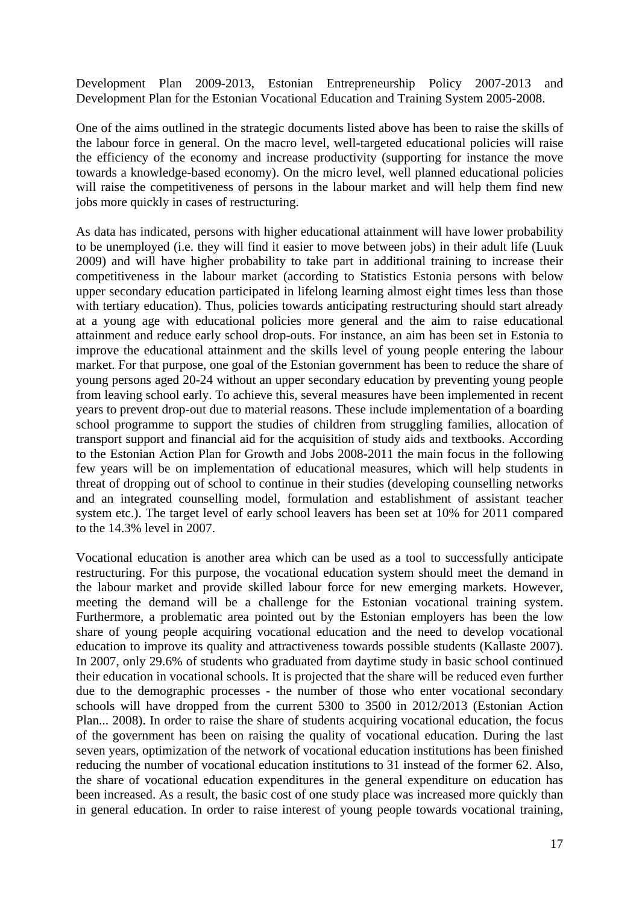Development Plan 2009-2013, Estonian Entrepreneurship Policy 2007-2013 and Development Plan for the Estonian Vocational Education and Training System 2005-2008.

One of the aims outlined in the strategic documents listed above has been to raise the skills of the labour force in general. On the macro level, well-targeted educational policies will raise the efficiency of the economy and increase productivity (supporting for instance the move towards a knowledge-based economy). On the micro level, well planned educational policies will raise the competitiveness of persons in the labour market and will help them find new jobs more quickly in cases of restructuring.

As data has indicated, persons with higher educational attainment will have lower probability to be unemployed (i.e. they will find it easier to move between jobs) in their adult life (Luuk 2009) and will have higher probability to take part in additional training to increase their competitiveness in the labour market (according to Statistics Estonia persons with below upper secondary education participated in lifelong learning almost eight times less than those with tertiary education). Thus, policies towards anticipating restructuring should start already at a young age with educational policies more general and the aim to raise educational attainment and reduce early school drop-outs. For instance, an aim has been set in Estonia to improve the educational attainment and the skills level of young people entering the labour market. For that purpose, one goal of the Estonian government has been to reduce the share of young persons aged 20-24 without an upper secondary education by preventing young people from leaving school early. To achieve this, several measures have been implemented in recent years to prevent drop-out due to material reasons. These include implementation of a boarding school programme to support the studies of children from struggling families, allocation of transport support and financial aid for the acquisition of study aids and textbooks. According to the Estonian Action Plan for Growth and Jobs 2008-2011 the main focus in the following few years will be on implementation of educational measures, which will help students in threat of dropping out of school to continue in their studies (developing counselling networks and an integrated counselling model, formulation and establishment of assistant teacher system etc.). The target level of early school leavers has been set at 10% for 2011 compared to the 14.3% level in 2007.

Vocational education is another area which can be used as a tool to successfully anticipate restructuring. For this purpose, the vocational education system should meet the demand in the labour market and provide skilled labour force for new emerging markets. However, meeting the demand will be a challenge for the Estonian vocational training system. Furthermore, a problematic area pointed out by the Estonian employers has been the low share of young people acquiring vocational education and the need to develop vocational education to improve its quality and attractiveness towards possible students (Kallaste 2007). In 2007, only 29.6% of students who graduated from daytime study in basic school continued their education in vocational schools. It is projected that the share will be reduced even further due to the demographic processes - the number of those who enter vocational secondary schools will have dropped from the current 5300 to 3500 in 2012/2013 (Estonian Action Plan... 2008). In order to raise the share of students acquiring vocational education, the focus of the government has been on raising the quality of vocational education. During the last seven years, optimization of the network of vocational education institutions has been finished reducing the number of vocational education institutions to 31 instead of the former 62. Also, the share of vocational education expenditures in the general expenditure on education has been increased. As a result, the basic cost of one study place was increased more quickly than in general education. In order to raise interest of young people towards vocational training,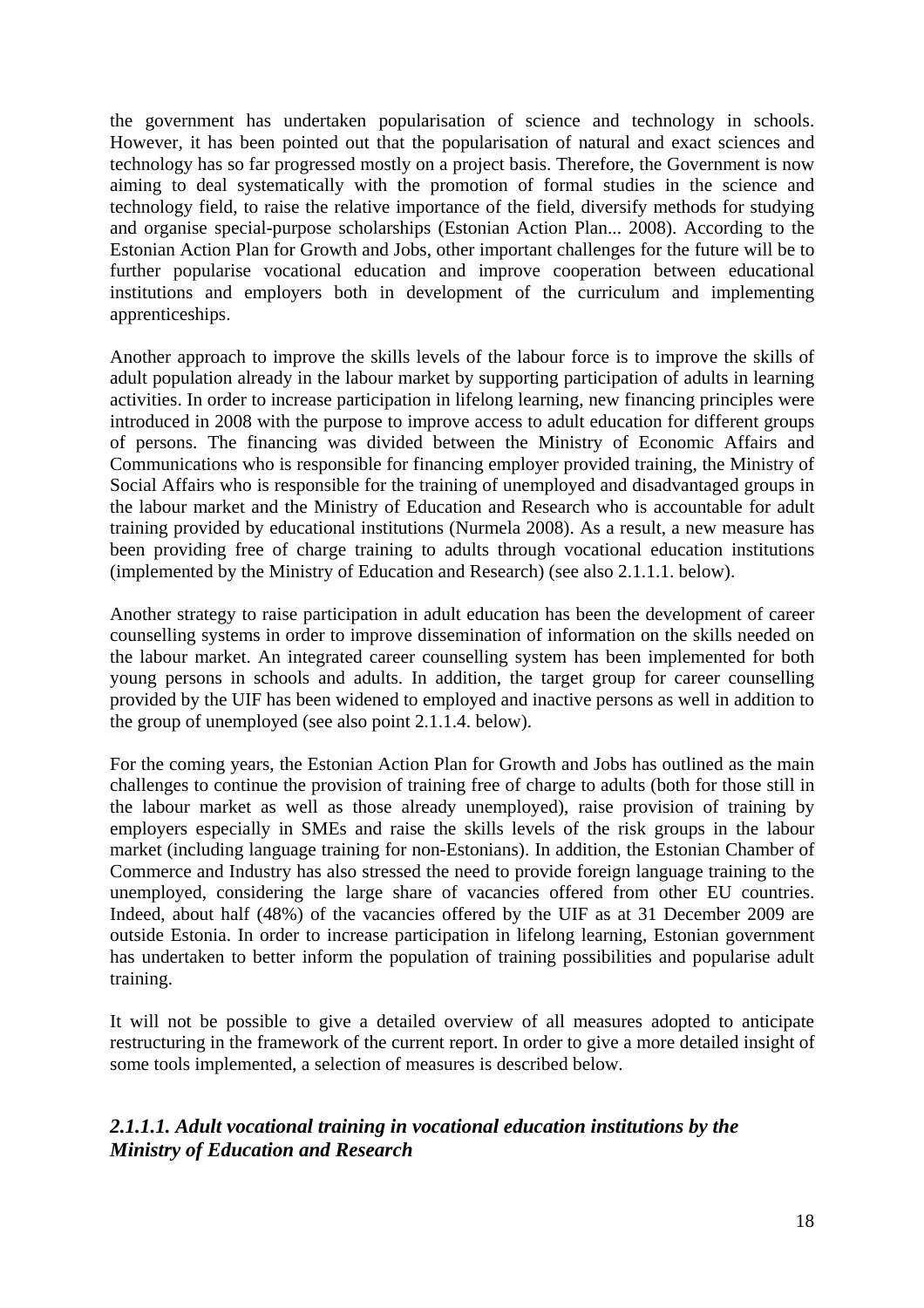the government has undertaken popularisation of science and technology in schools. However, it has been pointed out that the popularisation of natural and exact sciences and technology has so far progressed mostly on a project basis. Therefore, the Government is now aiming to deal systematically with the promotion of formal studies in the science and technology field, to raise the relative importance of the field, diversify methods for studying and organise special-purpose scholarships (Estonian Action Plan... 2008). According to the Estonian Action Plan for Growth and Jobs, other important challenges for the future will be to further popularise vocational education and improve cooperation between educational institutions and employers both in development of the curriculum and implementing apprenticeships.

Another approach to improve the skills levels of the labour force is to improve the skills of adult population already in the labour market by supporting participation of adults in learning activities. In order to increase participation in lifelong learning, new financing principles were introduced in 2008 with the purpose to improve access to adult education for different groups of persons. The financing was divided between the Ministry of Economic Affairs and Communications who is responsible for financing employer provided training, the Ministry of Social Affairs who is responsible for the training of unemployed and disadvantaged groups in the labour market and the Ministry of Education and Research who is accountable for adult training provided by educational institutions (Nurmela 2008). As a result, a new measure has been providing free of charge training to adults through vocational education institutions (implemented by the Ministry of Education and Research) (see also 2.1.1.1. below).

Another strategy to raise participation in adult education has been the development of career counselling systems in order to improve dissemination of information on the skills needed on the labour market. An integrated career counselling system has been implemented for both young persons in schools and adults. In addition, the target group for career counselling provided by the UIF has been widened to employed and inactive persons as well in addition to the group of unemployed (see also point 2.1.1.4. below).

For the coming years, the Estonian Action Plan for Growth and Jobs has outlined as the main challenges to continue the provision of training free of charge to adults (both for those still in the labour market as well as those already unemployed), raise provision of training by employers especially in SMEs and raise the skills levels of the risk groups in the labour market (including language training for non-Estonians). In addition, the Estonian Chamber of Commerce and Industry has also stressed the need to provide foreign language training to the unemployed, considering the large share of vacancies offered from other EU countries. Indeed, about half (48%) of the vacancies offered by the UIF as at 31 December 2009 are outside Estonia. In order to increase participation in lifelong learning, Estonian government has undertaken to better inform the population of training possibilities and popularise adult training.

It will not be possible to give a detailed overview of all measures adopted to anticipate restructuring in the framework of the current report. In order to give a more detailed insight of some tools implemented, a selection of measures is described below.

#### *2.1.1.1. Adult vocational training in vocational education institutions by the Ministry of Education and Research*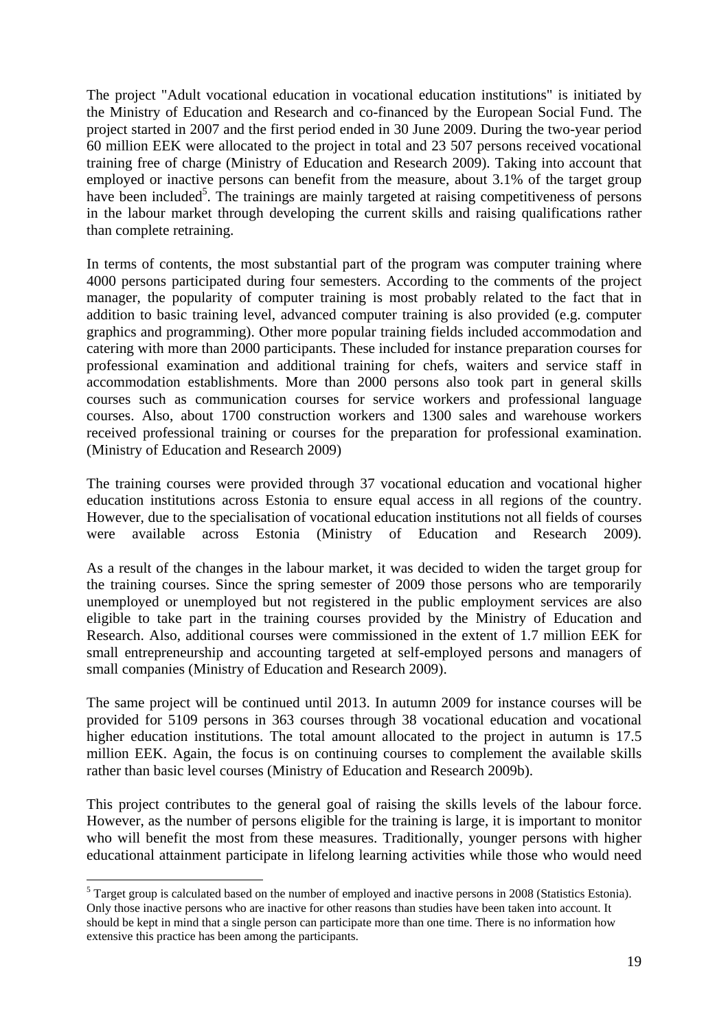The project "Adult vocational education in vocational education institutions" is initiated by the Ministry of Education and Research and co-financed by the European Social Fund. The project started in 2007 and the first period ended in 30 June 2009. During the two-year period 60 million EEK were allocated to the project in total and 23 507 persons received vocational training free of charge (Ministry of Education and Research 2009). Taking into account that employed or inactive persons can benefit from the measure, about 3.1% of the target group have been included[5]. The trainings are mainly targeted at raising competitiveness of persons in the labour market through developing the current skills and raising qualifications rather than complete retraining.

In terms of contents, the most substantial part of the program was computer training where 4000 persons participated during four semesters. According to the comments of the project manager, the popularity of computer training is most probably related to the fact that in addition to basic training level, advanced computer training is also provided (e.g. computer graphics and programming). Other more popular training fields included accommodation and catering with more than 2000 participants. These included for instance preparation courses for professional examination and additional training for chefs, waiters and service staff in accommodation establishments. More than 2000 persons also took part in general skills courses such as communication courses for service workers and professional language courses. Also, about 1700 construction workers and 1300 sales and warehouse workers received professional training or courses for the preparation for professional examination. (Ministry of Education and Research 2009)

The training courses were provided through 37 vocational education and vocational higher education institutions across Estonia to ensure equal access in all regions of the country. However, due to the specialisation of vocational education institutions not all fields of courses were available across Estonia (Ministry of Education and Research 2009).

As a result of the changes in the labour market, it was decided to widen the target group for the training courses. Since the spring semester of 2009 those persons who are temporarily unemployed or unemployed but not registered in the public employment services are also eligible to take part in the training courses provided by the Ministry of Education and Research. Also, additional courses were commissioned in the extent of 1.7 million EEK for small entrepreneurship and accounting targeted at self-employed persons and managers of small companies (Ministry of Education and Research 2009).

The same project will be continued until 2013. In autumn 2009 for instance courses will be provided for 5109 persons in 363 courses through 38 vocational education and vocational higher education institutions. The total amount allocated to the project in autumn is 17.5 million EEK. Again, the focus is on continuing courses to complement the available skills rather than basic level courses (Ministry of Education and Research 2009b).

This project contributes to the general goal of raising the skills levels of the labour force. However, as the number of persons eligible for the training is large, it is important to monitor who will benefit the most from these measures. Traditionally, younger persons with higher educational attainment participate in lifelong learning activities while those who would need

[5] Target group is calculated based on the number of employed and inactive persons in 2008 (Statistics Estonia). Only those inactive persons who are inactive for other reasons than studies have been taken into account. It should be kept in mind that a single person can participate more than one time. There is no information how extensive this practice has been among the participants.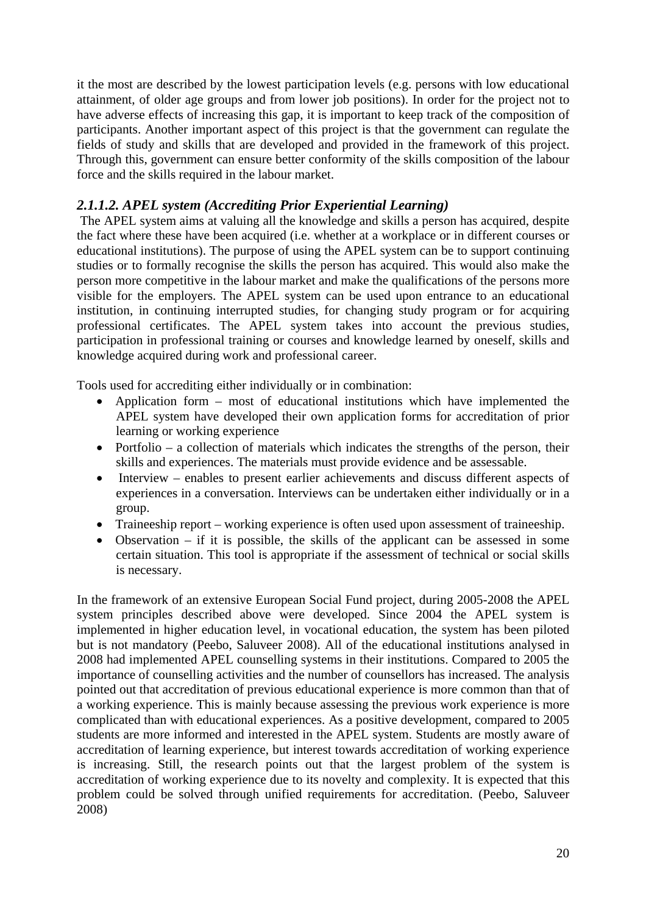it the most are described by the lowest participation levels (e.g. persons with low educational attainment, of older age groups and from lower job positions). In order for the project not to have adverse effects of increasing this gap, it is important to keep track of the composition of participants. Another important aspect of this project is that the government can regulate the fields of study and skills that are developed and provided in the framework of this project. Through this, government can ensure better conformity of the skills composition of the labour force and the skills required in the labour market.

### *2.1.1.2. APEL system (Accrediting Prior Experiential Learning)*

The APEL system aims at valuing all the knowledge and skills a person has acquired, despite the fact where these have been acquired (i.e. whether at a workplace or in different courses or educational institutions). The purpose of using the APEL system can be to support continuing studies or to formally recognise the skills the person has acquired. This would also make the person more competitive in the labour market and make the qualifications of the persons more visible for the employers. The APEL system can be used upon entrance to an educational institution, in continuing interrupted studies, for changing study program or for acquiring professional certificates. The APEL system takes into account the previous studies, participation in professional training or courses and knowledge learned by oneself, skills and knowledge acquired during work and professional career.

Tools used for accrediting either individually or in combination:

- Application form – most of educational institutions which have implemented the APEL system have developed their own application forms for accreditation of prior learning or working experience
- Portfolio – a collection of materials which indicates the strengths of the person, their skills and experiences. The materials must provide evidence and be assessable.
- Interview – enables to present earlier achievements and discuss different aspects of experiences in a conversation. Interviews can be undertaken either individually or in a group.
- Traineeship report – working experience is often used upon assessment of traineeship.
- Observation – if it is possible, the skills of the applicant can be assessed in some certain situation. This tool is appropriate if the assessment of technical or social skills is necessary.

In the framework of an extensive European Social Fund project, during 2005-2008 the APEL system principles described above were developed. Since 2004 the APEL system is implemented in higher education level, in vocational education, the system has been piloted but is not mandatory (Peebo, Saluveer 2008). All of the educational institutions analysed in 2008 had implemented APEL counselling systems in their institutions. Compared to 2005 the importance of counselling activities and the number of counsellors has increased. The analysis pointed out that accreditation of previous educational experience is more common than that of a working experience. This is mainly because assessing the previous work experience is more complicated than with educational experiences. As a positive development, compared to 2005 students are more informed and interested in the APEL system. Students are mostly aware of accreditation of learning experience, but interest towards accreditation of working experience is increasing. Still, the research points out that the largest problem of the system is accreditation of working experience due to its novelty and complexity. It is expected that this problem could be solved through unified requirements for accreditation. (Peebo, Saluveer 2008)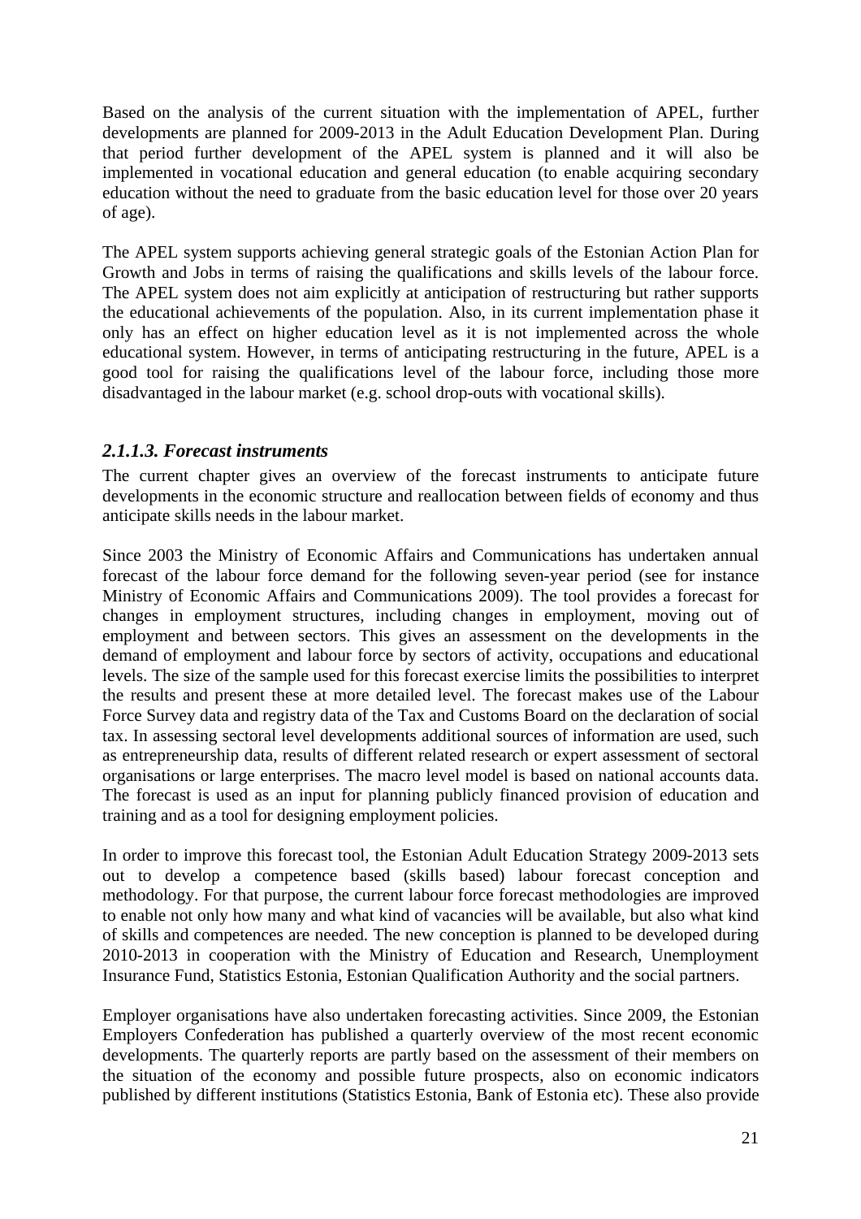Based on the analysis of the current situation with the implementation of APEL, further developments are planned for 2009-2013 in the Adult Education Development Plan. During that period further development of the APEL system is planned and it will also be implemented in vocational education and general education (to enable acquiring secondary education without the need to graduate from the basic education level for those over 20 years of age).

The APEL system supports achieving general strategic goals of the Estonian Action Plan for Growth and Jobs in terms of raising the qualifications and skills levels of the labour force. The APEL system does not aim explicitly at anticipation of restructuring but rather supports the educational achievements of the population. Also, in its current implementation phase it only has an effect on higher education level as it is not implemented across the whole educational system. However, in terms of anticipating restructuring in the future, APEL is a good tool for raising the qualifications level of the labour force, including those more disadvantaged in the labour market (e.g. school drop-outs with vocational skills).

### *2.1.1.3. Forecast instruments*

The current chapter gives an overview of the forecast instruments to anticipate future developments in the economic structure and reallocation between fields of economy and thus anticipate skills needs in the labour market.

Since 2003 the Ministry of Economic Affairs and Communications has undertaken annual forecast of the labour force demand for the following seven-year period (see for instance Ministry of Economic Affairs and Communications 2009). The tool provides a forecast for changes in employment structures, including changes in employment, moving out of employment and between sectors. This gives an assessment on the developments in the demand of employment and labour force by sectors of activity, occupations and educational levels. The size of the sample used for this forecast exercise limits the possibilities to interpret the results and present these at more detailed level. The forecast makes use of the Labour Force Survey data and registry data of the Tax and Customs Board on the declaration of social tax. In assessing sectoral level developments additional sources of information are used, such as entrepreneurship data, results of different related research or expert assessment of sectoral organisations or large enterprises. The macro level model is based on national accounts data. The forecast is used as an input for planning publicly financed provision of education and training and as a tool for designing employment policies.

In order to improve this forecast tool, the Estonian Adult Education Strategy 2009-2013 sets out to develop a competence based (skills based) labour forecast conception and methodology. For that purpose, the current labour force forecast methodologies are improved to enable not only how many and what kind of vacancies will be available, but also what kind of skills and competences are needed. The new conception is planned to be developed during 2010-2013 in cooperation with the Ministry of Education and Research, Unemployment Insurance Fund, Statistics Estonia, Estonian Qualification Authority and the social partners.

Employer organisations have also undertaken forecasting activities. Since 2009, the Estonian Employers Confederation has published a quarterly overview of the most recent economic developments. The quarterly reports are partly based on the assessment of their members on the situation of the economy and possible future prospects, also on economic indicators published by different institutions (Statistics Estonia, Bank of Estonia etc). These also provide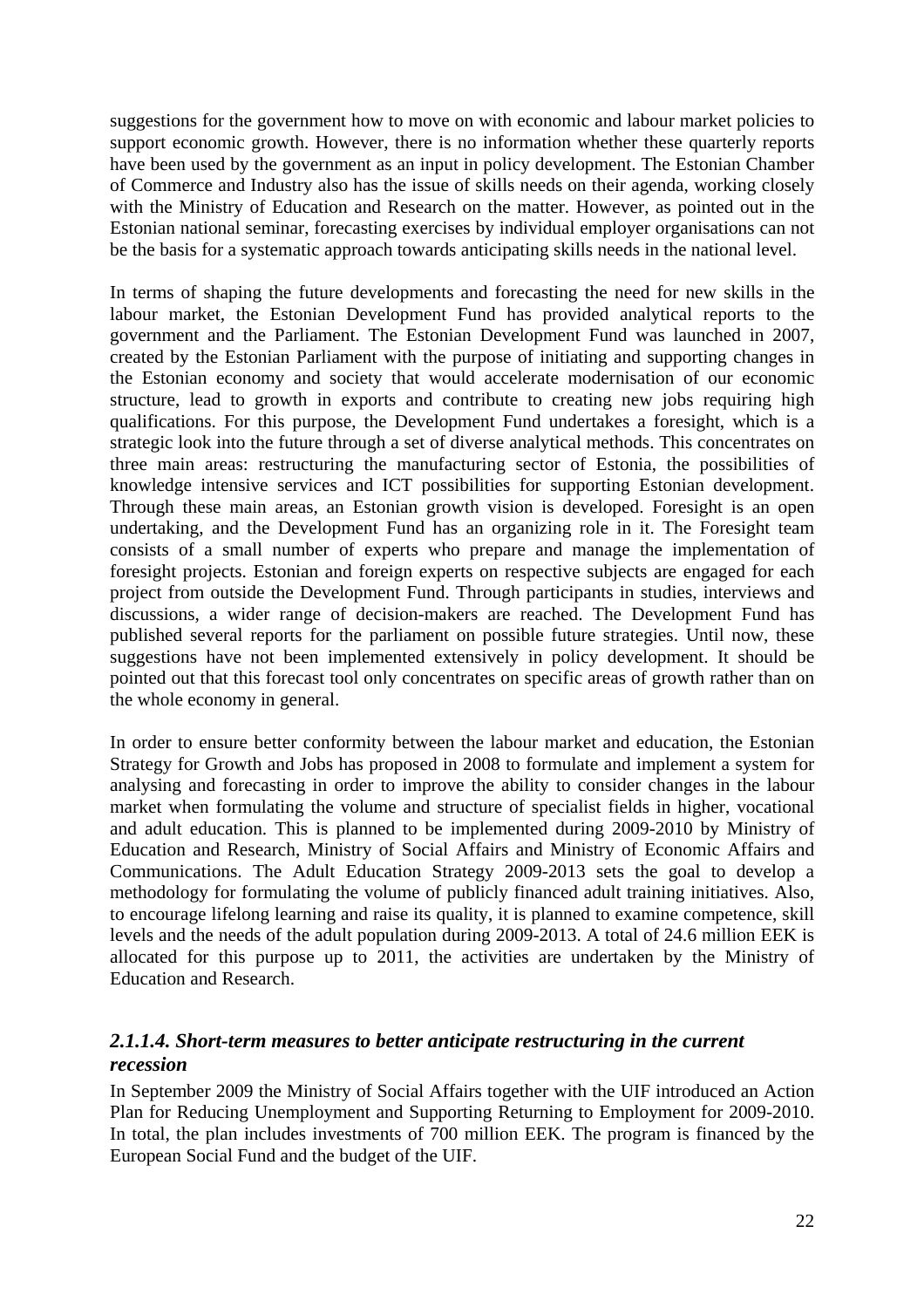suggestions for the government how to move on with economic and labour market policies to support economic growth. However, there is no information whether these quarterly reports have been used by the government as an input in policy development. The Estonian Chamber of Commerce and Industry also has the issue of skills needs on their agenda, working closely with the Ministry of Education and Research on the matter. However, as pointed out in the Estonian national seminar, forecasting exercises by individual employer organisations can not be the basis for a systematic approach towards anticipating skills needs in the national level.

In terms of shaping the future developments and forecasting the need for new skills in the labour market, the Estonian Development Fund has provided analytical reports to the government and the Parliament. The Estonian Development Fund was launched in 2007, created by the Estonian Parliament with the purpose of initiating and supporting changes in the Estonian economy and society that would accelerate modernisation of our economic structure, lead to growth in exports and contribute to creating new jobs requiring high qualifications. For this purpose, the Development Fund undertakes a foresight, which is a strategic look into the future through a set of diverse analytical methods. This concentrates on three main areas: restructuring the manufacturing sector of Estonia, the possibilities of knowledge intensive services and ICT possibilities for supporting Estonian development. Through these main areas, an Estonian growth vision is developed. Foresight is an open undertaking, and the Development Fund has an organizing role in it. The Foresight team consists of a small number of experts who prepare and manage the implementation of foresight projects. Estonian and foreign experts on respective subjects are engaged for each project from outside the Development Fund. Through participants in studies, interviews and discussions, a wider range of decision-makers are reached. The Development Fund has published several reports for the parliament on possible future strategies. Until now, these suggestions have not been implemented extensively in policy development. It should be pointed out that this forecast tool only concentrates on specific areas of growth rather than on the whole economy in general.

In order to ensure better conformity between the labour market and education, the Estonian Strategy for Growth and Jobs has proposed in 2008 to formulate and implement a system for analysing and forecasting in order to improve the ability to consider changes in the labour market when formulating the volume and structure of specialist fields in higher, vocational and adult education. This is planned to be implemented during 2009-2010 by Ministry of Education and Research, Ministry of Social Affairs and Ministry of Economic Affairs and Communications. The Adult Education Strategy 2009-2013 sets the goal to develop a methodology for formulating the volume of publicly financed adult training initiatives. Also, to encourage lifelong learning and raise its quality, it is planned to examine competence, skill levels and the needs of the adult population during 2009-2013. A total of 24.6 million EEK is allocated for this purpose up to 2011, the activities are undertaken by the Ministry of Education and Research.

#### *2.1.1.4. Short-term measures to better anticipate restructuring in the current recession*

In September 2009 the Ministry of Social Affairs together with the UIF introduced an Action Plan for Reducing Unemployment and Supporting Returning to Employment for 2009-2010. In total, the plan includes investments of 700 million EEK. The program is financed by the European Social Fund and the budget of the UIF.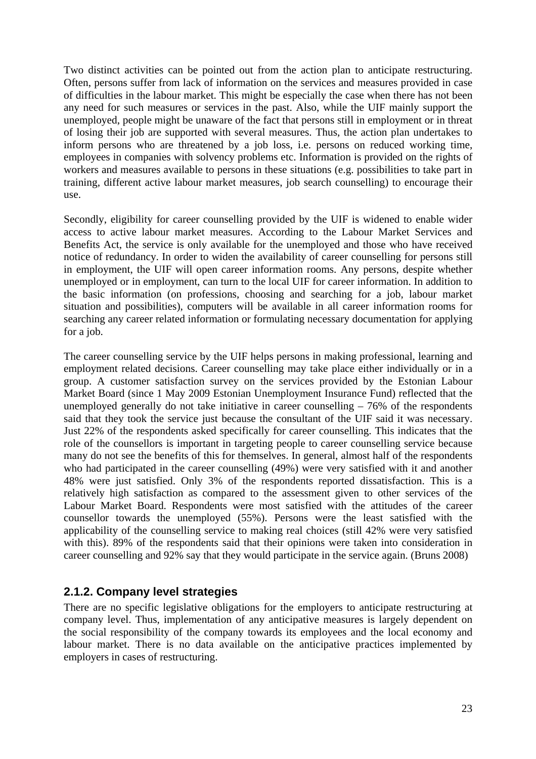Two distinct activities can be pointed out from the action plan to anticipate restructuring. Often, persons suffer from lack of information on the services and measures provided in case of difficulties in the labour market. This might be especially the case when there has not been any need for such measures or services in the past. Also, while the UIF mainly support the unemployed, people might be unaware of the fact that persons still in employment or in threat of losing their job are supported with several measures. Thus, the action plan undertakes to inform persons who are threatened by a job loss, i.e. persons on reduced working time, employees in companies with solvency problems etc. Information is provided on the rights of workers and measures available to persons in these situations (e.g. possibilities to take part in training, different active labour market measures, job search counselling) to encourage their use.

Secondly, eligibility for career counselling provided by the UIF is widened to enable wider access to active labour market measures. According to the Labour Market Services and Benefits Act, the service is only available for the unemployed and those who have received notice of redundancy. In order to widen the availability of career counselling for persons still in employment, the UIF will open career information rooms. Any persons, despite whether unemployed or in employment, can turn to the local UIF for career information. In addition to the basic information (on professions, choosing and searching for a job, labour market situation and possibilities), computers will be available in all career information rooms for searching any career related information or formulating necessary documentation for applying for a job.

The career counselling service by the UIF helps persons in making professional, learning and employment related decisions. Career counselling may take place either individually or in a group. A customer satisfaction survey on the services provided by the Estonian Labour Market Board (since 1 May 2009 Estonian Unemployment Insurance Fund) reflected that the unemployed generally do not take initiative in career counselling – 76% of the respondents said that they took the service just because the consultant of the UIF said it was necessary. Just 22% of the respondents asked specifically for career counselling. This indicates that the role of the counsellors is important in targeting people to career counselling service because many do not see the benefits of this for themselves. In general, almost half of the respondents who had participated in the career counselling (49%) were very satisfied with it and another 48% were just satisfied. Only 3% of the respondents reported dissatisfaction. This is a relatively high satisfaction as compared to the assessment given to other services of the Labour Market Board. Respondents were most satisfied with the attitudes of the career counsellor towards the unemployed (55%). Persons were the least satisfied with the applicability of the counselling service to making real choices (still 42% were very satisfied with this). 89% of the respondents said that their opinions were taken into consideration in career counselling and 92% say that they would participate in the service again. (Bruns 2008)

### 2.1.2. Company level strategies

There are no specific legislative obligations for the employers to anticipate restructuring at company level. Thus, implementation of any anticipative measures is largely dependent on the social responsibility of the company towards its employees and the local economy and labour market. There is no data available on the anticipative practices implemented by employers in cases of restructuring.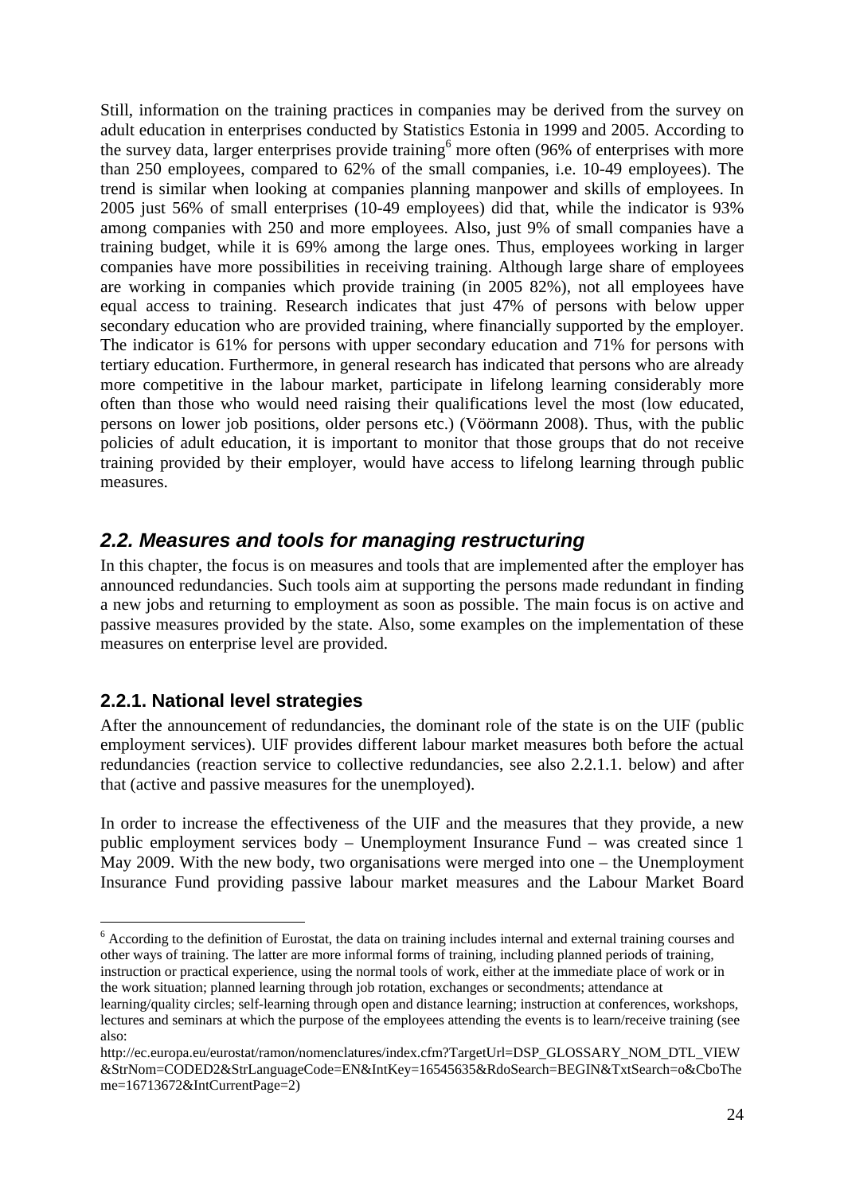Still, information on the training practices in companies may be derived from the survey on adult education in enterprises conducted by Statistics Estonia in 1999 and 2005. According to the survey data, larger enterprises provide training[6] more often (96% of enterprises with more than 250 employees, compared to 62% of the small companies, i.e. 10-49 employees). The trend is similar when looking at companies planning manpower and skills of employees. In 2005 just 56% of small enterprises (10-49 employees) did that, while the indicator is 93% among companies with 250 and more employees. Also, just 9% of small companies have a training budget, while it is 69% among the large ones. Thus, employees working in larger companies have more possibilities in receiving training. Although large share of employees are working in companies which provide training (in 2005 82%), not all employees have equal access to training. Research indicates that just 47% of persons with below upper secondary education who are provided training, where financially supported by the employer. The indicator is 61% for persons with upper secondary education and 71% for persons with tertiary education. Furthermore, in general research has indicated that persons who are already more competitive in the labour market, participate in lifelong learning considerably more often than those who would need raising their qualifications level the most (low educated, persons on lower job positions, older persons etc.) (Vöörmann 2008). Thus, with the public policies of adult education, it is important to monitor that those groups that do not receive training provided by their employer, would have access to lifelong learning through public measures.

## *2.2. Measures and tools for managing restructuring*

In this chapter, the focus is on measures and tools that are implemented after the employer has announced redundancies. Such tools aim at supporting the persons made redundant in finding a new jobs and returning to employment as soon as possible. The main focus is on active and passive measures provided by the state. Also, some examples on the implementation of these measures on enterprise level are provided.

### 2.2.1. National level strategies

After the announcement of redundancies, the dominant role of the state is on the UIF (public employment services). UIF provides different labour market measures both before the actual redundancies (reaction service to collective redundancies, see also 2.2.1.1. below) and after that (active and passive measures for the unemployed).

In order to increase the effectiveness of the UIF and the measures that they provide, a new public employment services body – Unemployment Insurance Fund – was created since 1 May 2009. With the new body, two organisations were merged into one – the Unemployment Insurance Fund providing passive labour market measures and the Labour Market Board

---

[6] According to the definition of Eurostat, the data on training includes internal and external training courses and other ways of training. The latter are more informal forms of training, including planned periods of training, instruction or practical experience, using the normal tools of work, either at the immediate place of work or in the work situation; planned learning through job rotation, exchanges or secondments; attendance at learning/quality circles; self-learning through open and distance learning; instruction at conferences, workshops, lectures and seminars at which the purpose of the employees attending the events is to learn/receive training (see also: http://ec.europa.eu/eurostat/ramon/nomenclatures/index.cfm?TargetUrl=DSP_GLOSSARY_NOM_DTL_VIEW&StrNom=CODED2&StrLanguageCode=EN&IntKey=16545635&RdoSearch=BEGIN&TxtSearch=o&CboTheme=16713672&IntCurrentPage=2)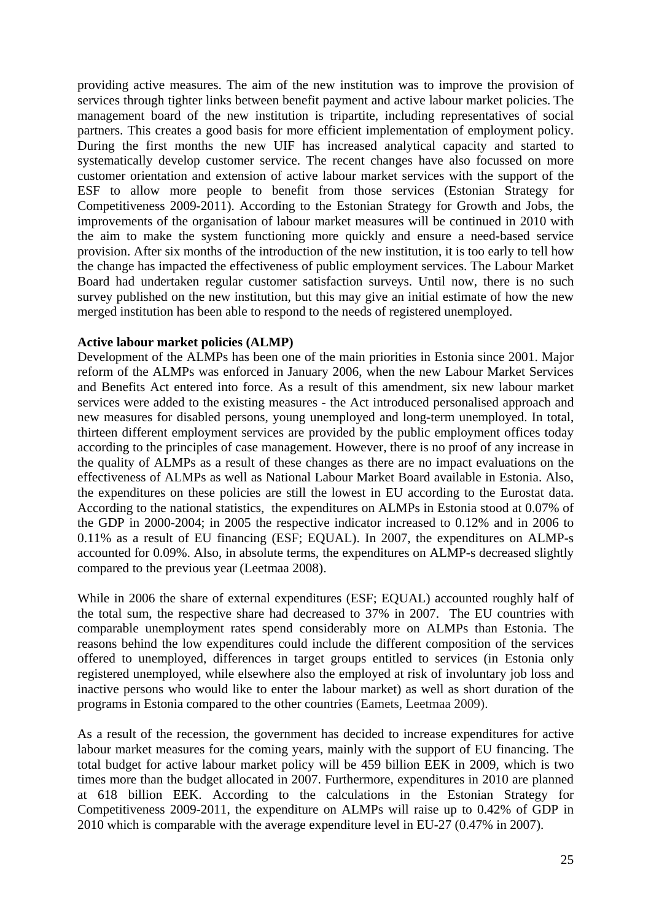providing active measures. The aim of the new institution was to improve the provision of services through tighter links between benefit payment and active labour market policies. The management board of the new institution is tripartite, including representatives of social partners. This creates a good basis for more efficient implementation of employment policy. During the first months the new UIF has increased analytical capacity and started to systematically develop customer service. The recent changes have also focussed on more customer orientation and extension of active labour market services with the support of the ESF to allow more people to benefit from those services (Estonian Strategy for Competitiveness 2009-2011). According to the Estonian Strategy for Growth and Jobs, the improvements of the organisation of labour market measures will be continued in 2010 with the aim to make the system functioning more quickly and ensure a need-based service provision. After six months of the introduction of the new institution, it is too early to tell how the change has impacted the effectiveness of public employment services. The Labour Market Board had undertaken regular customer satisfaction surveys. Until now, there is no such survey published on the new institution, but this may give an initial estimate of how the new merged institution has been able to respond to the needs of registered unemployed.

**Active labour market policies (ALMP)**

Development of the ALMPs has been one of the main priorities in Estonia since 2001. Major reform of the ALMPs was enforced in January 2006, when the new Labour Market Services and Benefits Act entered into force. As a result of this amendment, six new labour market services were added to the existing measures - the Act introduced personalised approach and new measures for disabled persons, young unemployed and long-term unemployed. In total, thirteen different employment services are provided by the public employment offices today according to the principles of case management. However, there is no proof of any increase in the quality of ALMPs as a result of these changes as there are no impact evaluations on the effectiveness of ALMPs as well as National Labour Market Board available in Estonia. Also, the expenditures on these policies are still the lowest in EU according to the Eurostat data. According to the national statistics, the expenditures on ALMPs in Estonia stood at 0.07% of the GDP in 2000-2004; in 2005 the respective indicator increased to 0.12% and in 2006 to 0.11% as a result of EU financing (ESF; EQUAL). In 2007, the expenditures on ALMP-s accounted for 0.09%. Also, in absolute terms, the expenditures on ALMP-s decreased slightly compared to the previous year (Leetmaa 2008).

While in 2006 the share of external expenditures (ESF; EQUAL) accounted roughly half of the total sum, the respective share had decreased to 37% in 2007. The EU countries with comparable unemployment rates spend considerably more on ALMPs than Estonia. The reasons behind the low expenditures could include the different composition of the services offered to unemployed, differences in target groups entitled to services (in Estonia only registered unemployed, while elsewhere also the employed at risk of involuntary job loss and inactive persons who would like to enter the labour market) as well as short duration of the programs in Estonia compared to the other countries (Eamets, Leetmaa 2009).

As a result of the recession, the government has decided to increase expenditures for active labour market measures for the coming years, mainly with the support of EU financing. The total budget for active labour market policy will be 459 billion EEK in 2009, which is two times more than the budget allocated in 2007. Furthermore, expenditures in 2010 are planned at 618 billion EEK. According to the calculations in the Estonian Strategy for Competitiveness 2009-2011, the expenditure on ALMPs will raise up to 0.42% of GDP in 2010 which is comparable with the average expenditure level in EU-27 (0.47% in 2007).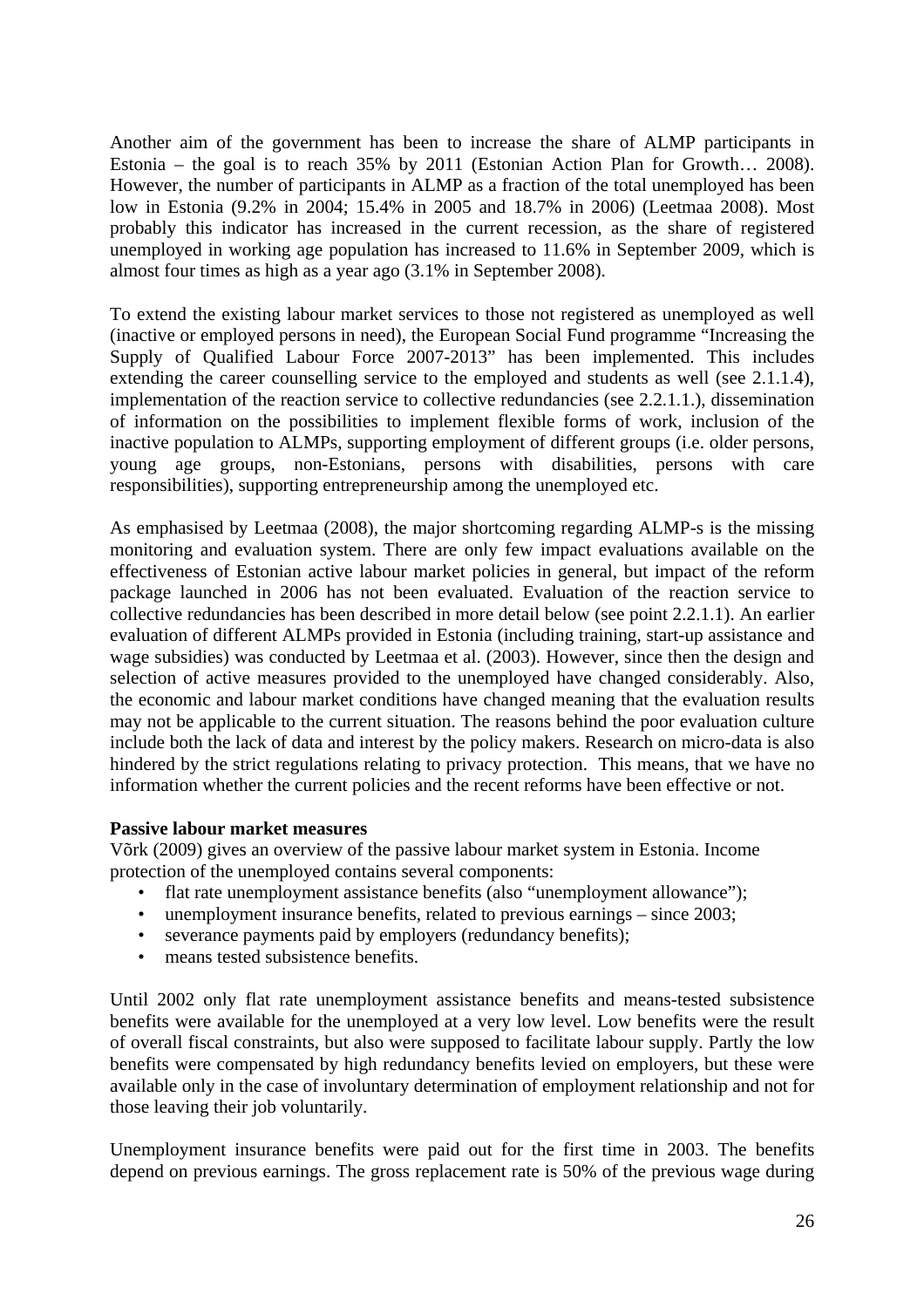Another aim of the government has been to increase the share of ALMP participants in Estonia – the goal is to reach 35% by 2011 (Estonian Action Plan for Growth… 2008). However, the number of participants in ALMP as a fraction of the total unemployed has been low in Estonia (9.2% in 2004; 15.4% in 2005 and 18.7% in 2006) (Leetmaa 2008). Most probably this indicator has increased in the current recession, as the share of registered unemployed in working age population has increased to 11.6% in September 2009, which is almost four times as high as a year ago (3.1% in September 2008).

To extend the existing labour market services to those not registered as unemployed as well (inactive or employed persons in need), the European Social Fund programme "Increasing the Supply of Qualified Labour Force 2007-2013" has been implemented. This includes extending the career counselling service to the employed and students as well (see 2.1.1.4), implementation of the reaction service to collective redundancies (see 2.2.1.1.), dissemination of information on the possibilities to implement flexible forms of work, inclusion of the inactive population to ALMPs, supporting employment of different groups (i.e. older persons, young age groups, non-Estonians, persons with disabilities, persons with care responsibilities), supporting entrepreneurship among the unemployed etc.

As emphasised by Leetmaa (2008), the major shortcoming regarding ALMP-s is the missing monitoring and evaluation system. There are only few impact evaluations available on the effectiveness of Estonian active labour market policies in general, but impact of the reform package launched in 2006 has not been evaluated. Evaluation of the reaction service to collective redundancies has been described in more detail below (see point 2.2.1.1). An earlier evaluation of different ALMPs provided in Estonia (including training, start-up assistance and wage subsidies) was conducted by Leetmaa et al. (2003). However, since then the design and selection of active measures provided to the unemployed have changed considerably. Also, the economic and labour market conditions have changed meaning that the evaluation results may not be applicable to the current situation. The reasons behind the poor evaluation culture include both the lack of data and interest by the policy makers. Research on micro-data is also hindered by the strict regulations relating to privacy protection. This means, that we have no information whether the current policies and the recent reforms have been effective or not.

**Passive labour market measures**

Võrk (2009) gives an overview of the passive labour market system in Estonia. Income protection of the unemployed contains several components:

- flat rate unemployment assistance benefits (also "unemployment allowance");
- unemployment insurance benefits, related to previous earnings – since 2003;
- severance payments paid by employers (redundancy benefits);
- means tested subsistence benefits.

Until 2002 only flat rate unemployment assistance benefits and means-tested subsistence benefits were available for the unemployed at a very low level. Low benefits were the result of overall fiscal constraints, but also were supposed to facilitate labour supply. Partly the low benefits were compensated by high redundancy benefits levied on employers, but these were available only in the case of involuntary determination of employment relationship and not for those leaving their job voluntarily.

Unemployment insurance benefits were paid out for the first time in 2003. The benefits depend on previous earnings. The gross replacement rate is 50% of the previous wage during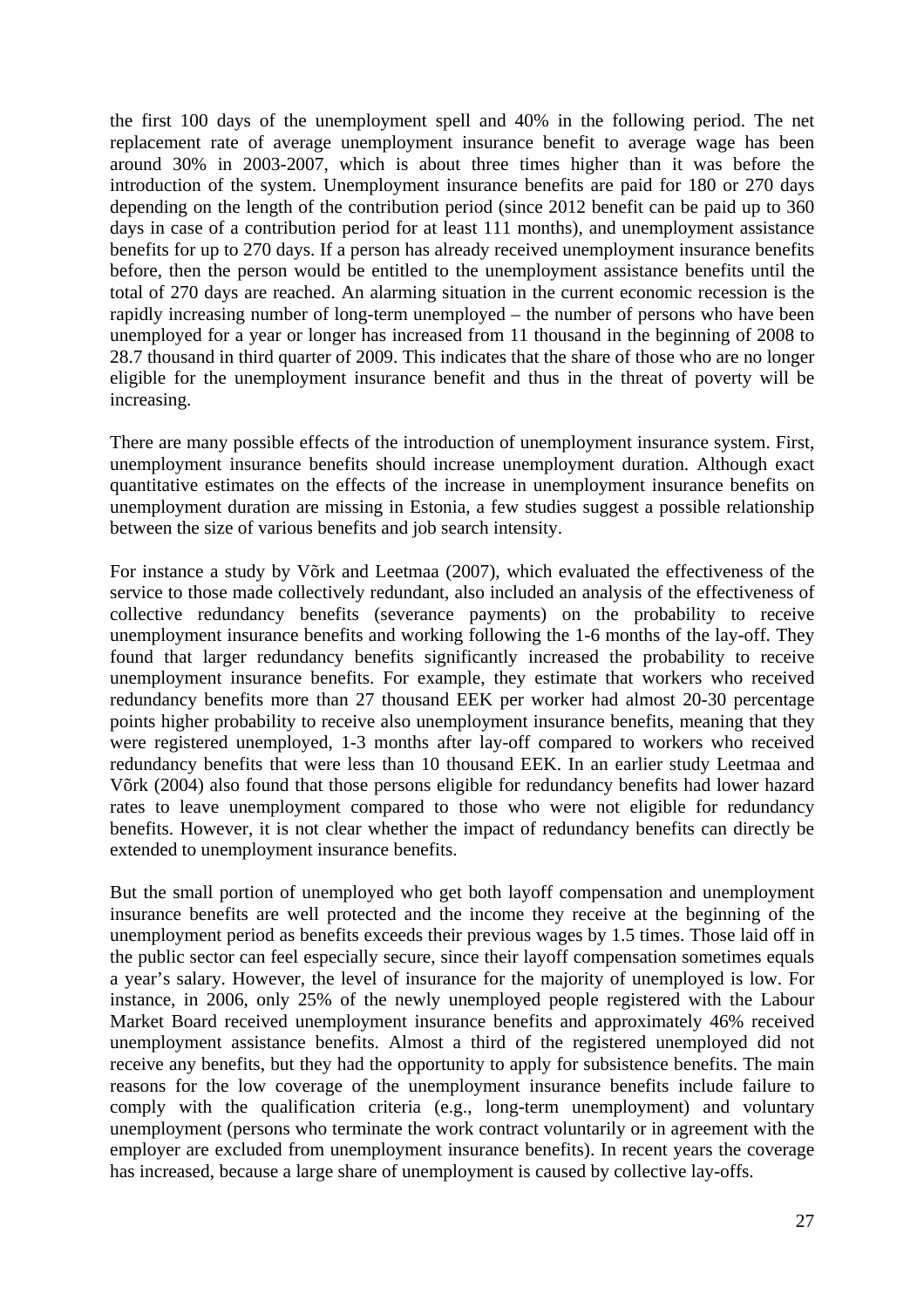the first 100 days of the unemployment spell and 40% in the following period. The net replacement rate of average unemployment insurance benefit to average wage has been around 30% in 2003-2007, which is about three times higher than it was before the introduction of the system. Unemployment insurance benefits are paid for 180 or 270 days depending on the length of the contribution period (since 2012 benefit can be paid up to 360 days in case of a contribution period for at least 111 months), and unemployment assistance benefits for up to 270 days. If a person has already received unemployment insurance benefits before, then the person would be entitled to the unemployment assistance benefits until the total of 270 days are reached. An alarming situation in the current economic recession is the rapidly increasing number of long-term unemployed – the number of persons who have been unemployed for a year or longer has increased from 11 thousand in the beginning of 2008 to 28.7 thousand in third quarter of 2009. This indicates that the share of those who are no longer eligible for the unemployment insurance benefit and thus in the threat of poverty will be increasing.

There are many possible effects of the introduction of unemployment insurance system. First, unemployment insurance benefits should increase unemployment duration. Although exact quantitative estimates on the effects of the increase in unemployment insurance benefits on unemployment duration are missing in Estonia, a few studies suggest a possible relationship between the size of various benefits and job search intensity.

For instance a study by Võrk and Leetmaa (2007), which evaluated the effectiveness of the service to those made collectively redundant, also included an analysis of the effectiveness of collective redundancy benefits (severance payments) on the probability to receive unemployment insurance benefits and working following the 1-6 months of the lay-off. They found that larger redundancy benefits significantly increased the probability to receive unemployment insurance benefits. For example, they estimate that workers who received redundancy benefits more than 27 thousand EEK per worker had almost 20-30 percentage points higher probability to receive also unemployment insurance benefits, meaning that they were registered unemployed, 1-3 months after lay-off compared to workers who received redundancy benefits that were less than 10 thousand EEK. In an earlier study Leetmaa and Võrk (2004) also found that those persons eligible for redundancy benefits had lower hazard rates to leave unemployment compared to those who were not eligible for redundancy benefits. However, it is not clear whether the impact of redundancy benefits can directly be extended to unemployment insurance benefits.

But the small portion of unemployed who get both layoff compensation and unemployment insurance benefits are well protected and the income they receive at the beginning of the unemployment period as benefits exceeds their previous wages by 1.5 times. Those laid off in the public sector can feel especially secure, since their layoff compensation sometimes equals a year's salary. However, the level of insurance for the majority of unemployed is low. For instance, in 2006, only 25% of the newly unemployed people registered with the Labour Market Board received unemployment insurance benefits and approximately 46% received unemployment assistance benefits. Almost a third of the registered unemployed did not receive any benefits, but they had the opportunity to apply for subsistence benefits. The main reasons for the low coverage of the unemployment insurance benefits include failure to comply with the qualification criteria (e.g., long-term unemployment) and voluntary unemployment (persons who terminate the work contract voluntarily or in agreement with the employer are excluded from unemployment insurance benefits). In recent years the coverage has increased, because a large share of unemployment is caused by collective lay-offs.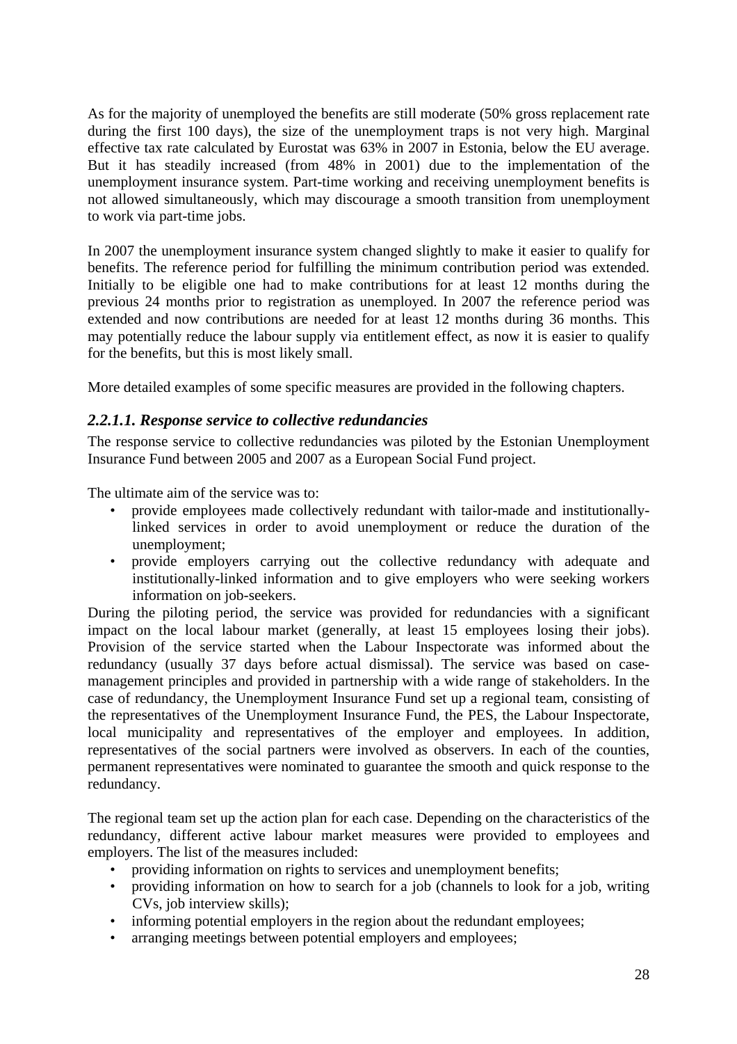As for the majority of unemployed the benefits are still moderate (50% gross replacement rate during the first 100 days), the size of the unemployment traps is not very high. Marginal effective tax rate calculated by Eurostat was 63% in 2007 in Estonia, below the EU average. But it has steadily increased (from 48% in 2001) due to the implementation of the unemployment insurance system. Part-time working and receiving unemployment benefits is not allowed simultaneously, which may discourage a smooth transition from unemployment to work via part-time jobs.

In 2007 the unemployment insurance system changed slightly to make it easier to qualify for benefits. The reference period for fulfilling the minimum contribution period was extended. Initially to be eligible one had to make contributions for at least 12 months during the previous 24 months prior to registration as unemployed. In 2007 the reference period was extended and now contributions are needed for at least 12 months during 36 months. This may potentially reduce the labour supply via entitlement effect, as now it is easier to qualify for the benefits, but this is most likely small.

More detailed examples of some specific measures are provided in the following chapters.

#### *2.2.1.1. Response service to collective redundancies*

The response service to collective redundancies was piloted by the Estonian Unemployment Insurance Fund between 2005 and 2007 as a European Social Fund project.

The ultimate aim of the service was to:

- provide employees made collectively redundant with tailor-made and institutionally-linked services in order to avoid unemployment or reduce the duration of the unemployment;
- provide employers carrying out the collective redundancy with adequate and institutionally-linked information and to give employers who were seeking workers information on job-seekers.

During the piloting period, the service was provided for redundancies with a significant impact on the local labour market (generally, at least 15 employees losing their jobs). Provision of the service started when the Labour Inspectorate was informed about the redundancy (usually 37 days before actual dismissal). The service was based on case-management principles and provided in partnership with a wide range of stakeholders. In the case of redundancy, the Unemployment Insurance Fund set up a regional team, consisting of the representatives of the Unemployment Insurance Fund, the PES, the Labour Inspectorate, local municipality and representatives of the employer and employees. In addition, representatives of the social partners were involved as observers. In each of the counties, permanent representatives were nominated to guarantee the smooth and quick response to the redundancy.

The regional team set up the action plan for each case. Depending on the characteristics of the redundancy, different active labour market measures were provided to employees and employers. The list of the measures included:

- providing information on rights to services and unemployment benefits;
- providing information on how to search for a job (channels to look for a job, writing CVs, job interview skills);
- informing potential employers in the region about the redundant employees;
- arranging meetings between potential employers and employees;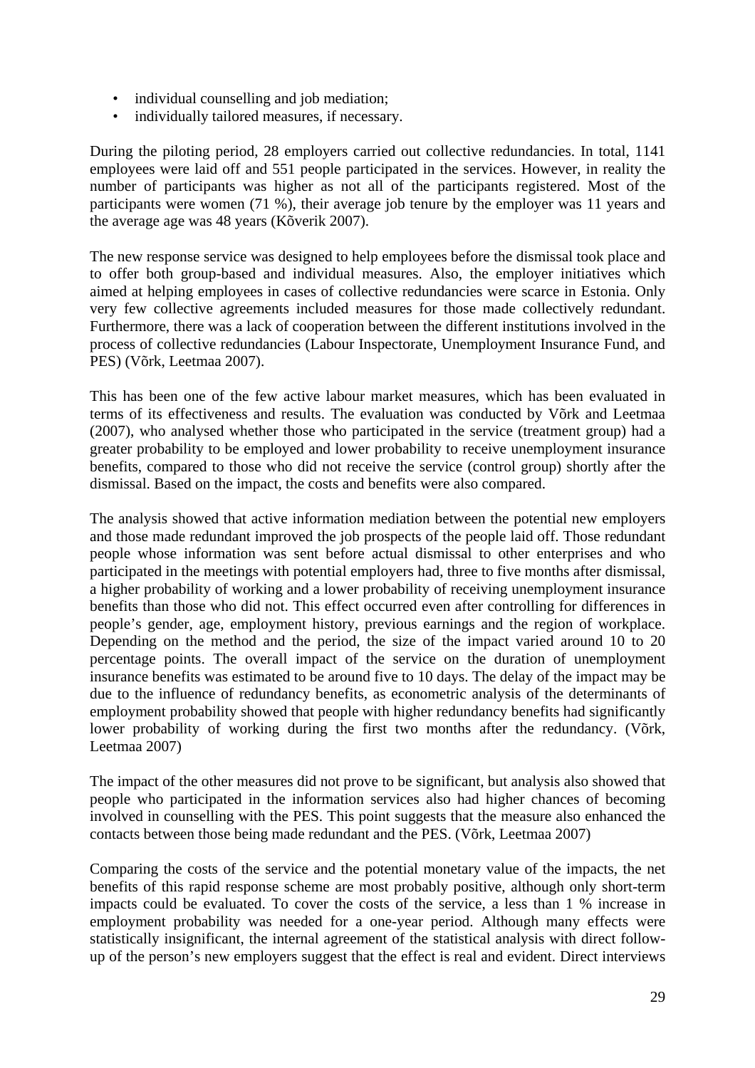- individual counselling and job mediation;
- individually tailored measures, if necessary.

During the piloting period, 28 employers carried out collective redundancies. In total, 1141 employees were laid off and 551 people participated in the services. However, in reality the number of participants was higher as not all of the participants registered. Most of the participants were women (71 %), their average job tenure by the employer was 11 years and the average age was 48 years (Kõverik 2007).

The new response service was designed to help employees before the dismissal took place and to offer both group-based and individual measures. Also, the employer initiatives which aimed at helping employees in cases of collective redundancies were scarce in Estonia. Only very few collective agreements included measures for those made collectively redundant. Furthermore, there was a lack of cooperation between the different institutions involved in the process of collective redundancies (Labour Inspectorate, Unemployment Insurance Fund, and PES) (Võrk, Leetmaa 2007).

This has been one of the few active labour market measures, which has been evaluated in terms of its effectiveness and results. The evaluation was conducted by Võrk and Leetmaa (2007), who analysed whether those who participated in the service (treatment group) had a greater probability to be employed and lower probability to receive unemployment insurance benefits, compared to those who did not receive the service (control group) shortly after the dismissal. Based on the impact, the costs and benefits were also compared.

The analysis showed that active information mediation between the potential new employers and those made redundant improved the job prospects of the people laid off. Those redundant people whose information was sent before actual dismissal to other enterprises and who participated in the meetings with potential employers had, three to five months after dismissal, a higher probability of working and a lower probability of receiving unemployment insurance benefits than those who did not. This effect occurred even after controlling for differences in people's gender, age, employment history, previous earnings and the region of workplace. Depending on the method and the period, the size of the impact varied around 10 to 20 percentage points. The overall impact of the service on the duration of unemployment insurance benefits was estimated to be around five to 10 days. The delay of the impact may be due to the influence of redundancy benefits, as econometric analysis of the determinants of employment probability showed that people with higher redundancy benefits had significantly lower probability of working during the first two months after the redundancy. (Võrk, Leetmaa 2007)

The impact of the other measures did not prove to be significant, but analysis also showed that people who participated in the information services also had higher chances of becoming involved in counselling with the PES. This point suggests that the measure also enhanced the contacts between those being made redundant and the PES. (Võrk, Leetmaa 2007)

Comparing the costs of the service and the potential monetary value of the impacts, the net benefits of this rapid response scheme are most probably positive, although only short-term impacts could be evaluated. To cover the costs of the service, a less than 1 % increase in employment probability was needed for a one-year period. Although many effects were statistically insignificant, the internal agreement of the statistical analysis with direct follow-up of the person's new employers suggest that the effect is real and evident. Direct interviews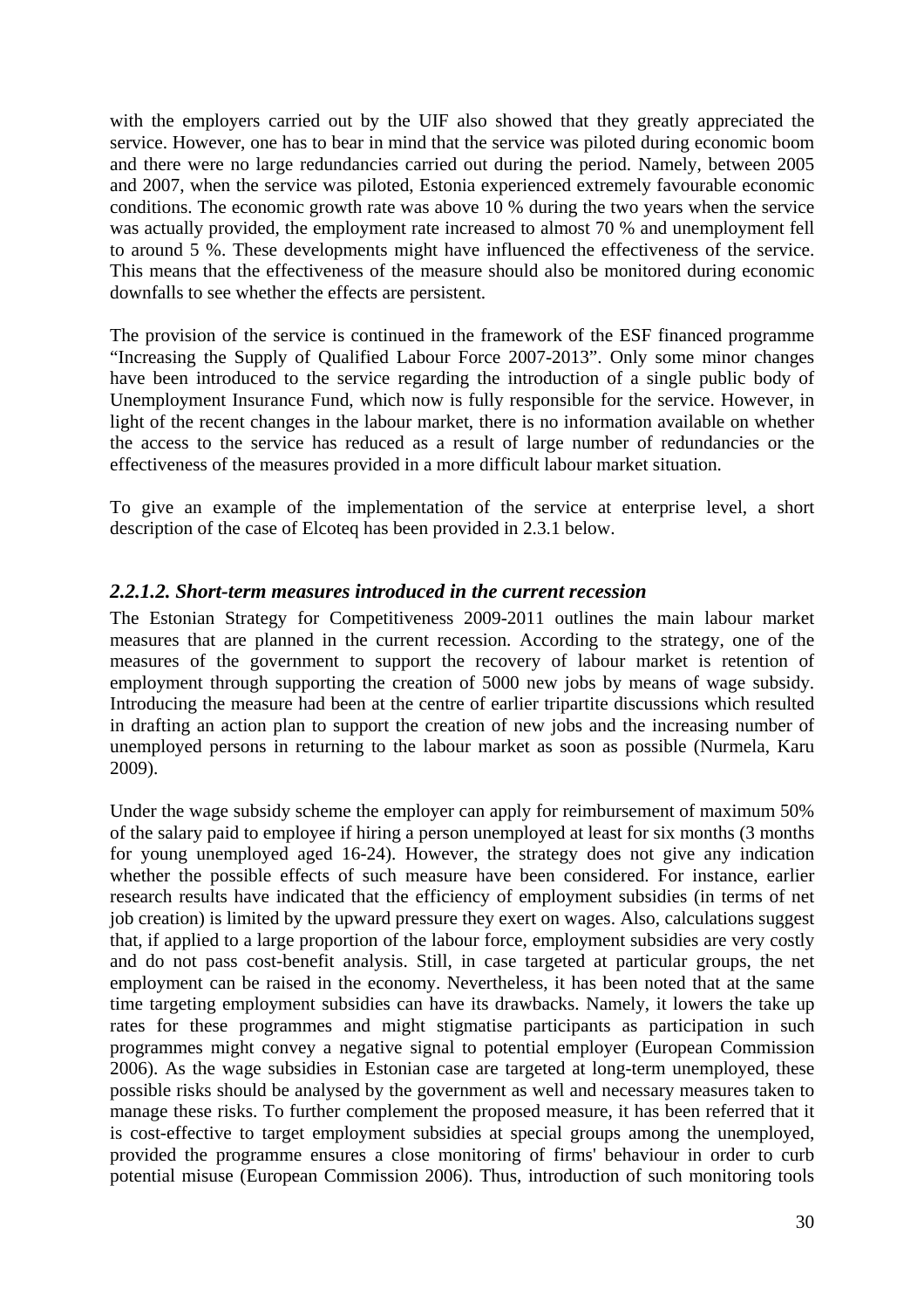with the employers carried out by the UIF also showed that they greatly appreciated the service. However, one has to bear in mind that the service was piloted during economic boom and there were no large redundancies carried out during the period. Namely, between 2005 and 2007, when the service was piloted, Estonia experienced extremely favourable economic conditions. The economic growth rate was above 10 % during the two years when the service was actually provided, the employment rate increased to almost 70 % and unemployment fell to around 5 %. These developments might have influenced the effectiveness of the service. This means that the effectiveness of the measure should also be monitored during economic downfalls to see whether the effects are persistent.

The provision of the service is continued in the framework of the ESF financed programme "Increasing the Supply of Qualified Labour Force 2007-2013". Only some minor changes have been introduced to the service regarding the introduction of a single public body of Unemployment Insurance Fund, which now is fully responsible for the service. However, in light of the recent changes in the labour market, there is no information available on whether the access to the service has reduced as a result of large number of redundancies or the effectiveness of the measures provided in a more difficult labour market situation.

To give an example of the implementation of the service at enterprise level, a short description of the case of Elcoteq has been provided in 2.3.1 below.

#### *2.2.1.2. Short-term measures introduced in the current recession*

The Estonian Strategy for Competitiveness 2009-2011 outlines the main labour market measures that are planned in the current recession. According to the strategy, one of the measures of the government to support the recovery of labour market is retention of employment through supporting the creation of 5000 new jobs by means of wage subsidy. Introducing the measure had been at the centre of earlier tripartite discussions which resulted in drafting an action plan to support the creation of new jobs and the increasing number of unemployed persons in returning to the labour market as soon as possible (Nurmela, Karu 2009).

Under the wage subsidy scheme the employer can apply for reimbursement of maximum 50% of the salary paid to employee if hiring a person unemployed at least for six months (3 months for young unemployed aged 16-24). However, the strategy does not give any indication whether the possible effects of such measure have been considered. For instance, earlier research results have indicated that the efficiency of employment subsidies (in terms of net job creation) is limited by the upward pressure they exert on wages. Also, calculations suggest that, if applied to a large proportion of the labour force, employment subsidies are very costly and do not pass cost-benefit analysis. Still, in case targeted at particular groups, the net employment can be raised in the economy. Nevertheless, it has been noted that at the same time targeting employment subsidies can have its drawbacks. Namely, it lowers the take up rates for these programmes and might stigmatise participants as participation in such programmes might convey a negative signal to potential employer (European Commission 2006). As the wage subsidies in Estonian case are targeted at long-term unemployed, these possible risks should be analysed by the government as well and necessary measures taken to manage these risks. To further complement the proposed measure, it has been referred that it is cost-effective to target employment subsidies at special groups among the unemployed, provided the programme ensures a close monitoring of firms' behaviour in order to curb potential misuse (European Commission 2006). Thus, introduction of such monitoring tools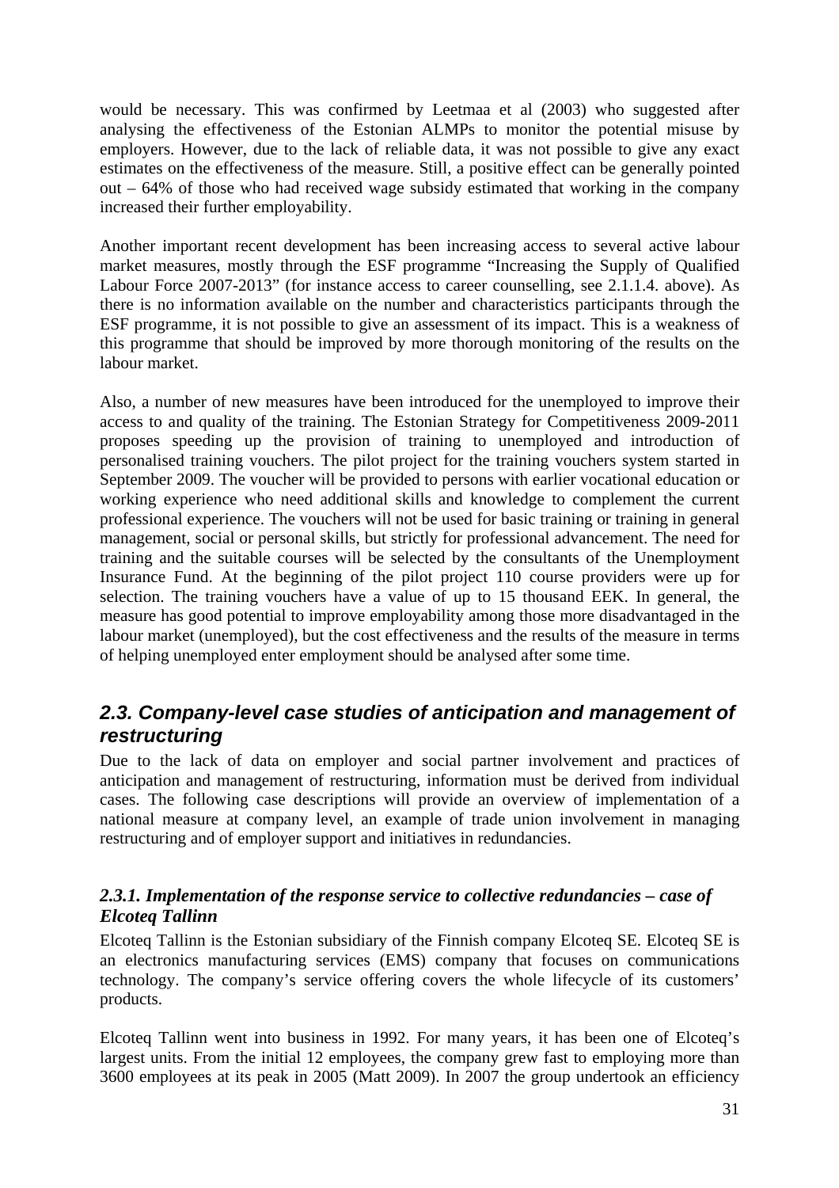would be necessary. This was confirmed by Leetmaa et al (2003) who suggested after analysing the effectiveness of the Estonian ALMPs to monitor the potential misuse by employers. However, due to the lack of reliable data, it was not possible to give any exact estimates on the effectiveness of the measure. Still, a positive effect can be generally pointed out – 64% of those who had received wage subsidy estimated that working in the company increased their further employability.

Another important recent development has been increasing access to several active labour market measures, mostly through the ESF programme "Increasing the Supply of Qualified Labour Force 2007-2013" (for instance access to career counselling, see 2.1.1.4. above). As there is no information available on the number and characteristics participants through the ESF programme, it is not possible to give an assessment of its impact. This is a weakness of this programme that should be improved by more thorough monitoring of the results on the labour market.

Also, a number of new measures have been introduced for the unemployed to improve their access to and quality of the training. The Estonian Strategy for Competitiveness 2009-2011 proposes speeding up the provision of training to unemployed and introduction of personalised training vouchers. The pilot project for the training vouchers system started in September 2009. The voucher will be provided to persons with earlier vocational education or working experience who need additional skills and knowledge to complement the current professional experience. The vouchers will not be used for basic training or training in general management, social or personal skills, but strictly for professional advancement. The need for training and the suitable courses will be selected by the consultants of the Unemployment Insurance Fund. At the beginning of the pilot project 110 course providers were up for selection. The training vouchers have a value of up to 15 thousand EEK. In general, the measure has good potential to improve employability among those more disadvantaged in the labour market (unemployed), but the cost effectiveness and the results of the measure in terms of helping unemployed enter employment should be analysed after some time.

## *2.3. Company-level case studies of anticipation and management of restructuring*

Due to the lack of data on employer and social partner involvement and practices of anticipation and management of restructuring, information must be derived from individual cases. The following case descriptions will provide an overview of implementation of a national measure at company level, an example of trade union involvement in managing restructuring and of employer support and initiatives in redundancies.

### *2.3.1. Implementation of the response service to collective redundancies – case of Elcoteq Tallinn*

Elcoteq Tallinn is the Estonian subsidiary of the Finnish company Elcoteq SE. Elcoteq SE is an electronics manufacturing services (EMS) company that focuses on communications technology. The company's service offering covers the whole lifecycle of its customers' products.

Elcoteq Tallinn went into business in 1992. For many years, it has been one of Elcoteq's largest units. From the initial 12 employees, the company grew fast to employing more than 3600 employees at its peak in 2005 (Matt 2009). In 2007 the group undertook an efficiency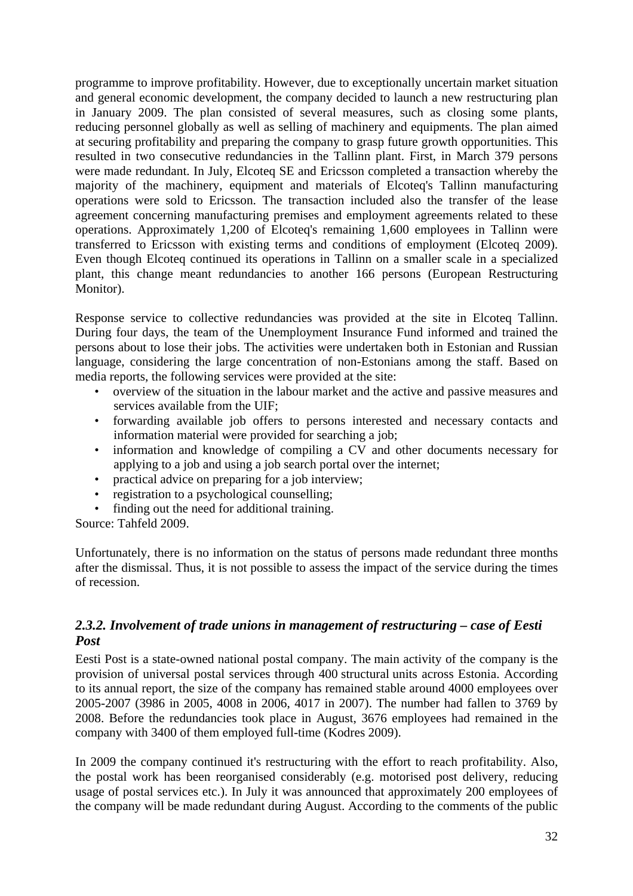programme to improve profitability. However, due to exceptionally uncertain market situation and general economic development, the company decided to launch a new restructuring plan in January 2009. The plan consisted of several measures, such as closing some plants, reducing personnel globally as well as selling of machinery and equipments. The plan aimed at securing profitability and preparing the company to grasp future growth opportunities. This resulted in two consecutive redundancies in the Tallinn plant. First, in March 379 persons were made redundant. In July, Elcoteq SE and Ericsson completed a transaction whereby the majority of the machinery, equipment and materials of Elcoteq's Tallinn manufacturing operations were sold to Ericsson. The transaction included also the transfer of the lease agreement concerning manufacturing premises and employment agreements related to these operations. Approximately 1,200 of Elcoteq's remaining 1,600 employees in Tallinn were transferred to Ericsson with existing terms and conditions of employment (Elcoteq 2009). Even though Elcoteq continued its operations in Tallinn on a smaller scale in a specialized plant, this change meant redundancies to another 166 persons (European Restructuring Monitor).

Response service to collective redundancies was provided at the site in Elcoteq Tallinn. During four days, the team of the Unemployment Insurance Fund informed and trained the persons about to lose their jobs. The activities were undertaken both in Estonian and Russian language, considering the large concentration of non-Estonians among the staff. Based on media reports, the following services were provided at the site:

- overview of the situation in the labour market and the active and passive measures and services available from the UIF;
- forwarding available job offers to persons interested and necessary contacts and information material were provided for searching a job;
- information and knowledge of compiling a CV and other documents necessary for applying to a job and using a job search portal over the internet;
- practical advice on preparing for a job interview;
- registration to a psychological counselling;
- finding out the need for additional training.

Source: Tahfeld 2009.

Unfortunately, there is no information on the status of persons made redundant three months after the dismissal. Thus, it is not possible to assess the impact of the service during the times of recession.

### *2.3.2. Involvement of trade unions in management of restructuring – case of Eesti Post*

Eesti Post is a state-owned national postal company. The main activity of the company is the provision of universal postal services through 400 structural units across Estonia. According to its annual report, the size of the company has remained stable around 4000 employees over 2005-2007 (3986 in 2005, 4008 in 2006, 4017 in 2007). The number had fallen to 3769 by 2008. Before the redundancies took place in August, 3676 employees had remained in the company with 3400 of them employed full-time (Kodres 2009).

In 2009 the company continued it's restructuring with the effort to reach profitability. Also, the postal work has been reorganised considerably (e.g. motorised post delivery, reducing usage of postal services etc.). In July it was announced that approximately 200 employees of the company will be made redundant during August. According to the comments of the public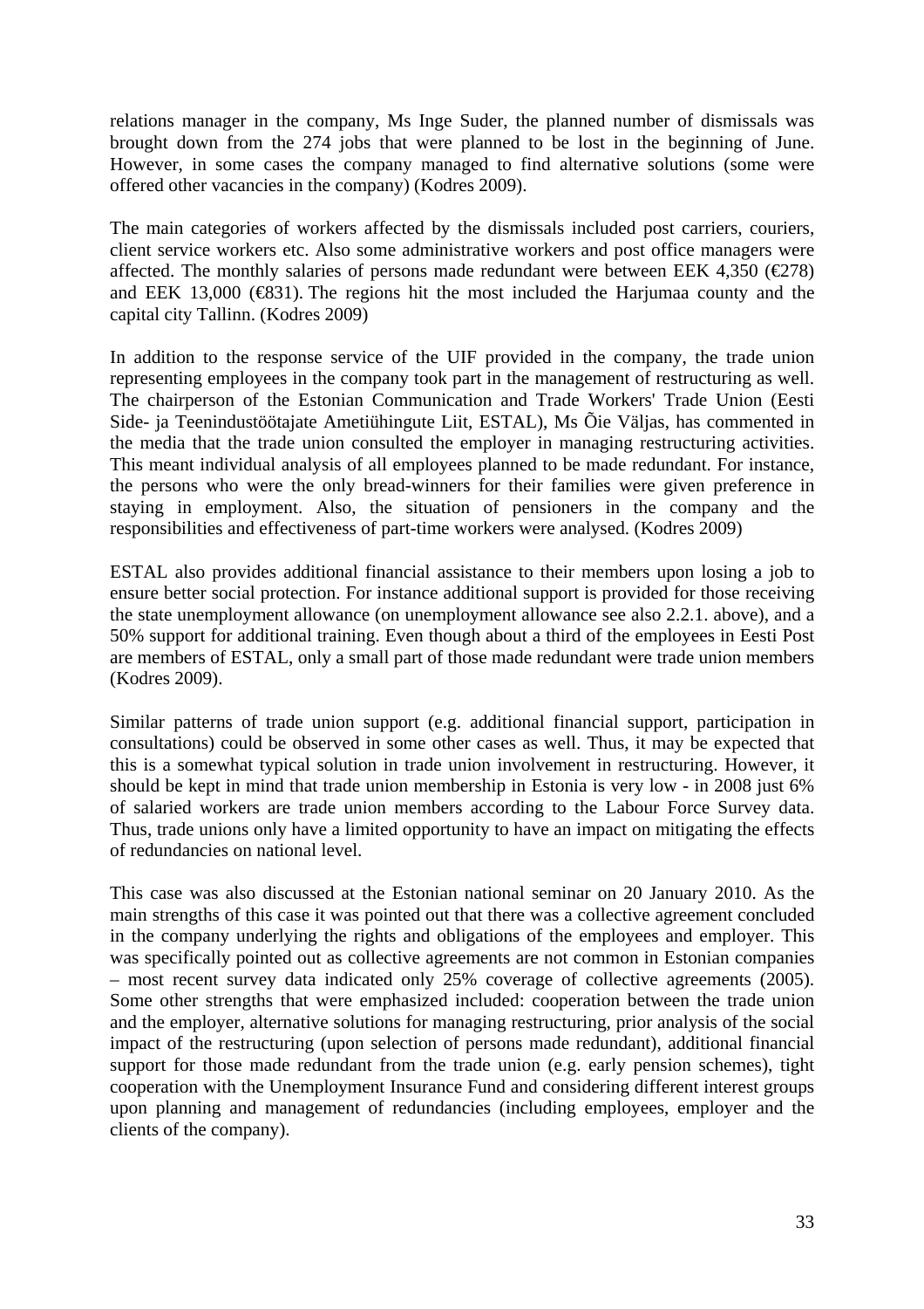relations manager in the company, Ms Inge Suder, the planned number of dismissals was brought down from the 274 jobs that were planned to be lost in the beginning of June. However, in some cases the company managed to find alternative solutions (some were offered other vacancies in the company) (Kodres 2009).

The main categories of workers affected by the dismissals included post carriers, couriers, client service workers etc. Also some administrative workers and post office managers were affected. The monthly salaries of persons made redundant were between EEK 4,350 (€278) and EEK 13,000 (€831). The regions hit the most included the Harjumaa county and the capital city Tallinn. (Kodres 2009)

In addition to the response service of the UIF provided in the company, the trade union representing employees in the company took part in the management of restructuring as well. The chairperson of the Estonian Communication and Trade Workers' Trade Union (Eesti Side- ja Teenindustöötajate Ametiühingute Liit, ESTAL), Ms Õie Väljas, has commented in the media that the trade union consulted the employer in managing restructuring activities. This meant individual analysis of all employees planned to be made redundant. For instance, the persons who were the only bread-winners for their families were given preference in staying in employment. Also, the situation of pensioners in the company and the responsibilities and effectiveness of part-time workers were analysed. (Kodres 2009)

ESTAL also provides additional financial assistance to their members upon losing a job to ensure better social protection. For instance additional support is provided for those receiving the state unemployment allowance (on unemployment allowance see also 2.2.1. above), and a 50% support for additional training. Even though about a third of the employees in Eesti Post are members of ESTAL, only a small part of those made redundant were trade union members (Kodres 2009).

Similar patterns of trade union support (e.g. additional financial support, participation in consultations) could be observed in some other cases as well. Thus, it may be expected that this is a somewhat typical solution in trade union involvement in restructuring. However, it should be kept in mind that trade union membership in Estonia is very low - in 2008 just 6% of salaried workers are trade union members according to the Labour Force Survey data. Thus, trade unions only have a limited opportunity to have an impact on mitigating the effects of redundancies on national level.

This case was also discussed at the Estonian national seminar on 20 January 2010. As the main strengths of this case it was pointed out that there was a collective agreement concluded in the company underlying the rights and obligations of the employees and employer. This was specifically pointed out as collective agreements are not common in Estonian companies – most recent survey data indicated only 25% coverage of collective agreements (2005). Some other strengths that were emphasized included: cooperation between the trade union and the employer, alternative solutions for managing restructuring, prior analysis of the social impact of the restructuring (upon selection of persons made redundant), additional financial support for those made redundant from the trade union (e.g. early pension schemes), tight cooperation with the Unemployment Insurance Fund and considering different interest groups upon planning and management of redundancies (including employees, employer and the clients of the company).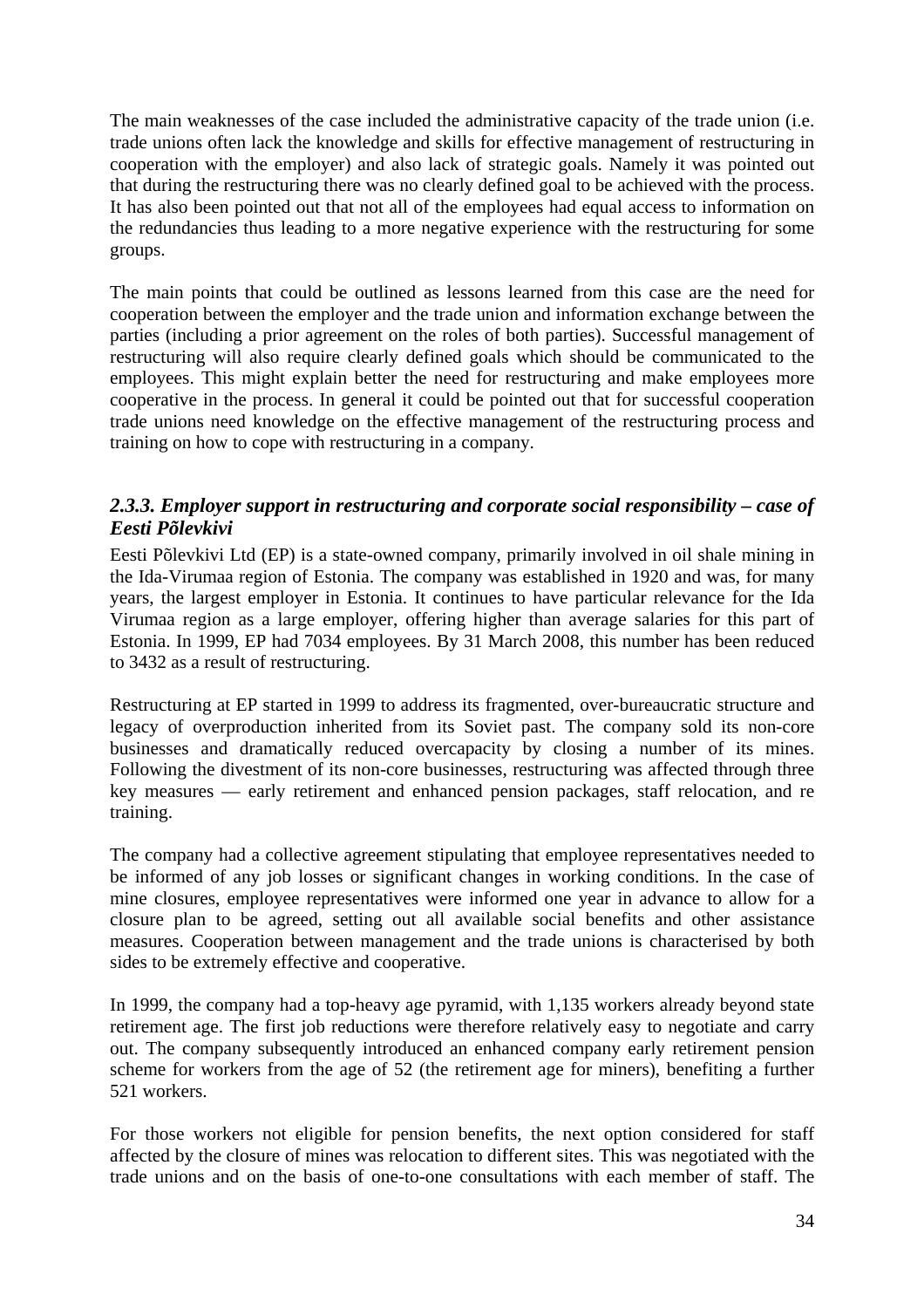The main weaknesses of the case included the administrative capacity of the trade union (i.e. trade unions often lack the knowledge and skills for effective management of restructuring in cooperation with the employer) and also lack of strategic goals. Namely it was pointed out that during the restructuring there was no clearly defined goal to be achieved with the process. It has also been pointed out that not all of the employees had equal access to information on the redundancies thus leading to a more negative experience with the restructuring for some groups.

The main points that could be outlined as lessons learned from this case are the need for cooperation between the employer and the trade union and information exchange between the parties (including a prior agreement on the roles of both parties). Successful management of restructuring will also require clearly defined goals which should be communicated to the employees. This might explain better the need for restructuring and make employees more cooperative in the process. In general it could be pointed out that for successful cooperation trade unions need knowledge on the effective management of the restructuring process and training on how to cope with restructuring in a company.

### *2.3.3. Employer support in restructuring and corporate social responsibility – case of Eesti Põlevkivi*

Eesti Põlevkivi Ltd (EP) is a state-owned company, primarily involved in oil shale mining in the Ida-Virumaa region of Estonia. The company was established in 1920 and was, for many years, the largest employer in Estonia. It continues to have particular relevance for the Ida Virumaa region as a large employer, offering higher than average salaries for this part of Estonia. In 1999, EP had 7034 employees. By 31 March 2008, this number has been reduced to 3432 as a result of restructuring.

Restructuring at EP started in 1999 to address its fragmented, over-bureaucratic structure and legacy of overproduction inherited from its Soviet past. The company sold its non-core businesses and dramatically reduced overcapacity by closing a number of its mines. Following the divestment of its non-core businesses, restructuring was affected through three key measures — early retirement and enhanced pension packages, staff relocation, and re training.

The company had a collective agreement stipulating that employee representatives needed to be informed of any job losses or significant changes in working conditions. In the case of mine closures, employee representatives were informed one year in advance to allow for a closure plan to be agreed, setting out all available social benefits and other assistance measures. Cooperation between management and the trade unions is characterised by both sides to be extremely effective and cooperative.

In 1999, the company had a top-heavy age pyramid, with 1,135 workers already beyond state retirement age. The first job reductions were therefore relatively easy to negotiate and carry out. The company subsequently introduced an enhanced company early retirement pension scheme for workers from the age of 52 (the retirement age for miners), benefiting a further 521 workers.

For those workers not eligible for pension benefits, the next option considered for staff affected by the closure of mines was relocation to different sites. This was negotiated with the trade unions and on the basis of one-to-one consultations with each member of staff. The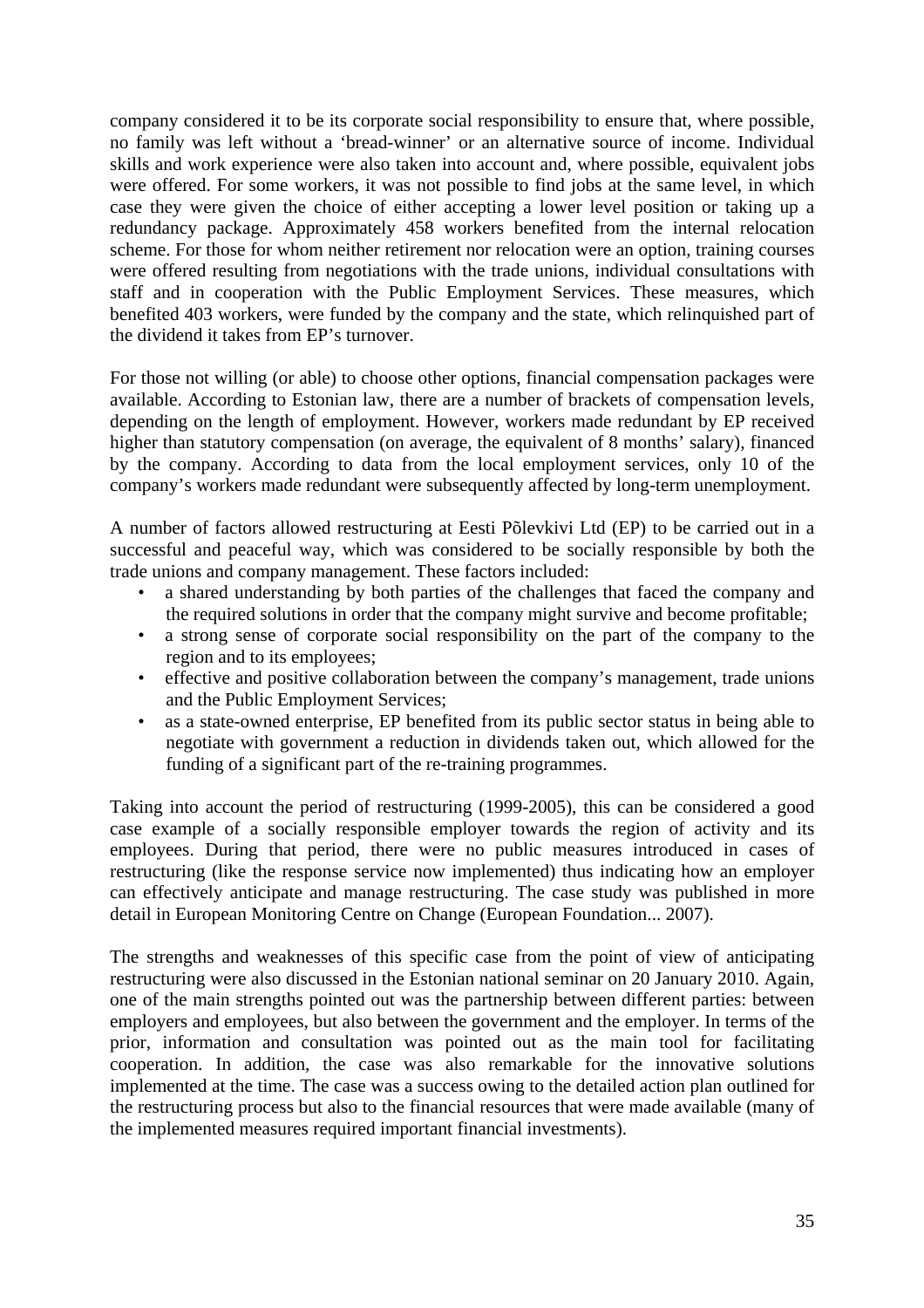company considered it to be its corporate social responsibility to ensure that, where possible, no family was left without a 'bread-winner' or an alternative source of income. Individual skills and work experience were also taken into account and, where possible, equivalent jobs were offered. For some workers, it was not possible to find jobs at the same level, in which case they were given the choice of either accepting a lower level position or taking up a redundancy package. Approximately 458 workers benefited from the internal relocation scheme. For those for whom neither retirement nor relocation were an option, training courses were offered resulting from negotiations with the trade unions, individual consultations with staff and in cooperation with the Public Employment Services. These measures, which benefited 403 workers, were funded by the company and the state, which relinquished part of the dividend it takes from EP's turnover.

For those not willing (or able) to choose other options, financial compensation packages were available. According to Estonian law, there are a number of brackets of compensation levels, depending on the length of employment. However, workers made redundant by EP received higher than statutory compensation (on average, the equivalent of 8 months' salary), financed by the company. According to data from the local employment services, only 10 of the company's workers made redundant were subsequently affected by long-term unemployment.

A number of factors allowed restructuring at Eesti Põlevkivi Ltd (EP) to be carried out in a successful and peaceful way, which was considered to be socially responsible by both the trade unions and company management. These factors included:

- a shared understanding by both parties of the challenges that faced the company and the required solutions in order that the company might survive and become profitable;
- a strong sense of corporate social responsibility on the part of the company to the region and to its employees;
- effective and positive collaboration between the company's management, trade unions and the Public Employment Services;
- as a state-owned enterprise, EP benefited from its public sector status in being able to negotiate with government a reduction in dividends taken out, which allowed for the funding of a significant part of the re-training programmes.

Taking into account the period of restructuring (1999-2005), this can be considered a good case example of a socially responsible employer towards the region of activity and its employees. During that period, there were no public measures introduced in cases of restructuring (like the response service now implemented) thus indicating how an employer can effectively anticipate and manage restructuring. The case study was published in more detail in European Monitoring Centre on Change (European Foundation... 2007).

The strengths and weaknesses of this specific case from the point of view of anticipating restructuring were also discussed in the Estonian national seminar on 20 January 2010. Again, one of the main strengths pointed out was the partnership between different parties: between employers and employees, but also between the government and the employer. In terms of the prior, information and consultation was pointed out as the main tool for facilitating cooperation. In addition, the case was also remarkable for the innovative solutions implemented at the time. The case was a success owing to the detailed action plan outlined for the restructuring process but also to the financial resources that were made available (many of the implemented measures required important financial investments).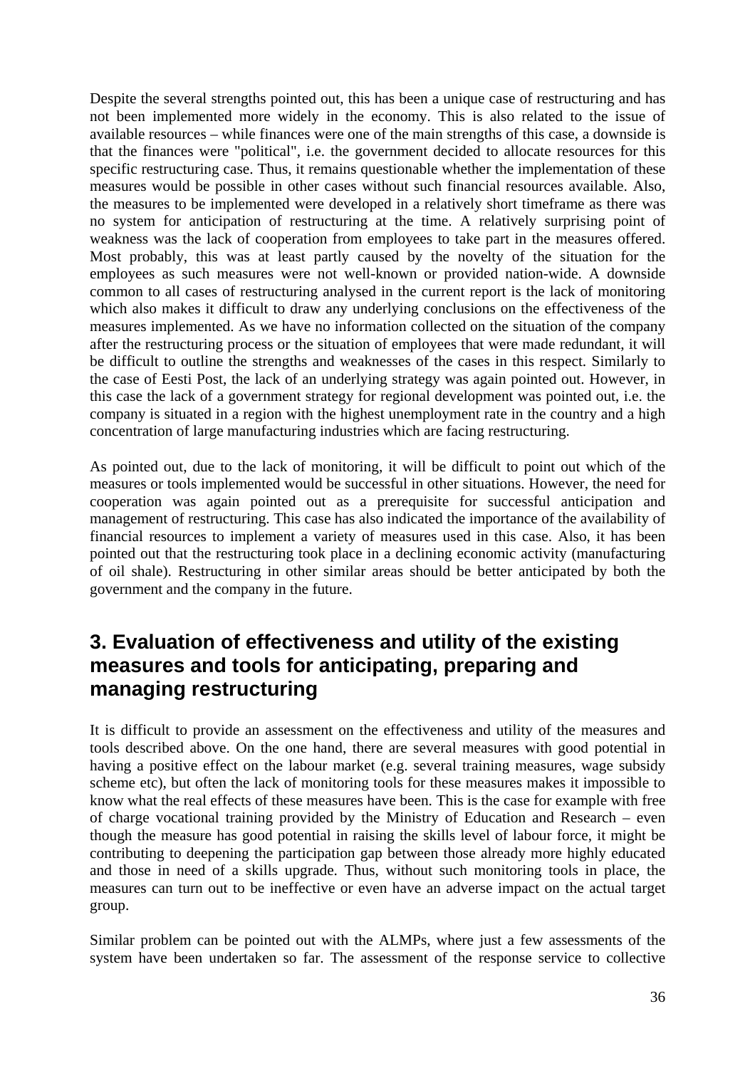Despite the several strengths pointed out, this has been a unique case of restructuring and has not been implemented more widely in the economy. This is also related to the issue of available resources – while finances were one of the main strengths of this case, a downside is that the finances were "political", i.e. the government decided to allocate resources for this specific restructuring case. Thus, it remains questionable whether the implementation of these measures would be possible in other cases without such financial resources available. Also, the measures to be implemented were developed in a relatively short timeframe as there was no system for anticipation of restructuring at the time. A relatively surprising point of weakness was the lack of cooperation from employees to take part in the measures offered. Most probably, this was at least partly caused by the novelty of the situation for the employees as such measures were not well-known or provided nation-wide. A downside common to all cases of restructuring analysed in the current report is the lack of monitoring which also makes it difficult to draw any underlying conclusions on the effectiveness of the measures implemented. As we have no information collected on the situation of the company after the restructuring process or the situation of employees that were made redundant, it will be difficult to outline the strengths and weaknesses of the cases in this respect. Similarly to the case of Eesti Post, the lack of an underlying strategy was again pointed out. However, in this case the lack of a government strategy for regional development was pointed out, i.e. the company is situated in a region with the highest unemployment rate in the country and a high concentration of large manufacturing industries which are facing restructuring.

As pointed out, due to the lack of monitoring, it will be difficult to point out which of the measures or tools implemented would be successful in other situations. However, the need for cooperation was again pointed out as a prerequisite for successful anticipation and management of restructuring. This case has also indicated the importance of the availability of financial resources to implement a variety of measures used in this case. Also, it has been pointed out that the restructuring took place in a declining economic activity (manufacturing of oil shale). Restructuring in other similar areas should be better anticipated by both the government and the company in the future.

## 3. Evaluation of effectiveness and utility of the existing measures and tools for anticipating, preparing and managing restructuring

It is difficult to provide an assessment on the effectiveness and utility of the measures and tools described above. On the one hand, there are several measures with good potential in having a positive effect on the labour market (e.g. several training measures, wage subsidy scheme etc), but often the lack of monitoring tools for these measures makes it impossible to know what the real effects of these measures have been. This is the case for example with free of charge vocational training provided by the Ministry of Education and Research – even though the measure has good potential in raising the skills level of labour force, it might be contributing to deepening the participation gap between those already more highly educated and those in need of a skills upgrade. Thus, without such monitoring tools in place, the measures can turn out to be ineffective or even have an adverse impact on the actual target group.

Similar problem can be pointed out with the ALMPs, where just a few assessments of the system have been undertaken so far. The assessment of the response service to collective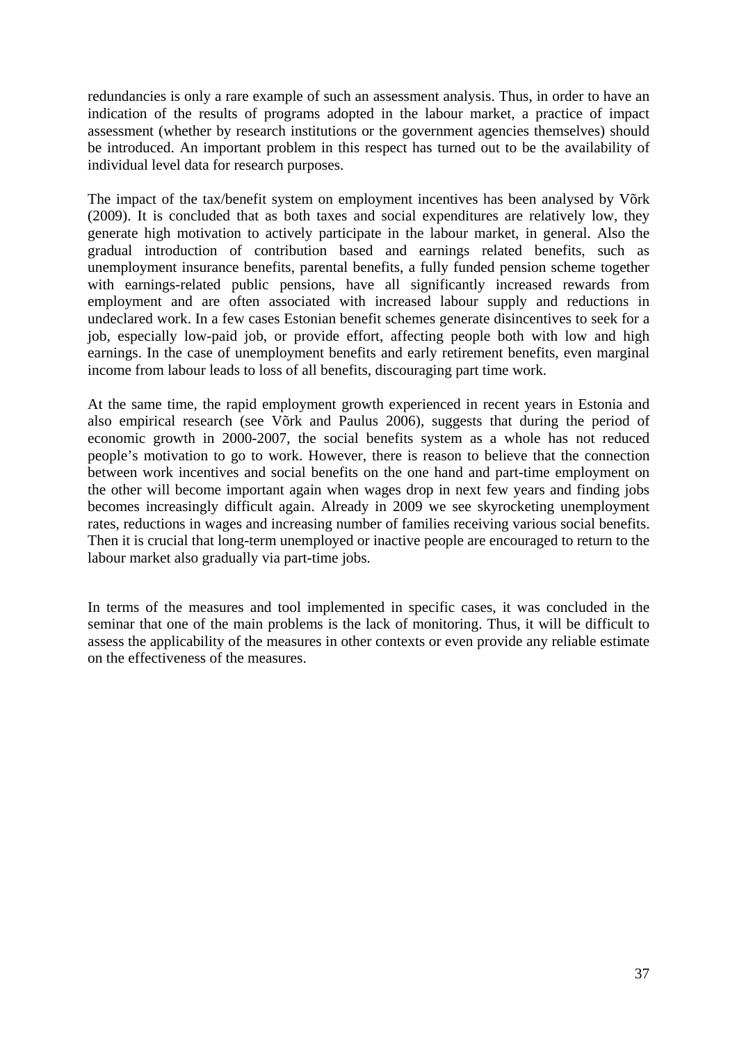redundancies is only a rare example of such an assessment analysis. Thus, in order to have an indication of the results of programs adopted in the labour market, a practice of impact assessment (whether by research institutions or the government agencies themselves) should be introduced. An important problem in this respect has turned out to be the availability of individual level data for research purposes.

The impact of the tax/benefit system on employment incentives has been analysed by Võrk (2009). It is concluded that as both taxes and social expenditures are relatively low, they generate high motivation to actively participate in the labour market, in general. Also the gradual introduction of contribution based and earnings related benefits, such as unemployment insurance benefits, parental benefits, a fully funded pension scheme together with earnings-related public pensions, have all significantly increased rewards from employment and are often associated with increased labour supply and reductions in undeclared work. In a few cases Estonian benefit schemes generate disincentives to seek for a job, especially low-paid job, or provide effort, affecting people both with low and high earnings. In the case of unemployment benefits and early retirement benefits, even marginal income from labour leads to loss of all benefits, discouraging part time work.

At the same time, the rapid employment growth experienced in recent years in Estonia and also empirical research (see Võrk and Paulus 2006), suggests that during the period of economic growth in 2000-2007, the social benefits system as a whole has not reduced people's motivation to go to work. However, there is reason to believe that the connection between work incentives and social benefits on the one hand and part-time employment on the other will become important again when wages drop in next few years and finding jobs becomes increasingly difficult again. Already in 2009 we see skyrocketing unemployment rates, reductions in wages and increasing number of families receiving various social benefits. Then it is crucial that long-term unemployed or inactive people are encouraged to return to the labour market also gradually via part-time jobs.

In terms of the measures and tool implemented in specific cases, it was concluded in the seminar that one of the main problems is the lack of monitoring. Thus, it will be difficult to assess the applicability of the measures in other contexts or even provide any reliable estimate on the effectiveness of the measures.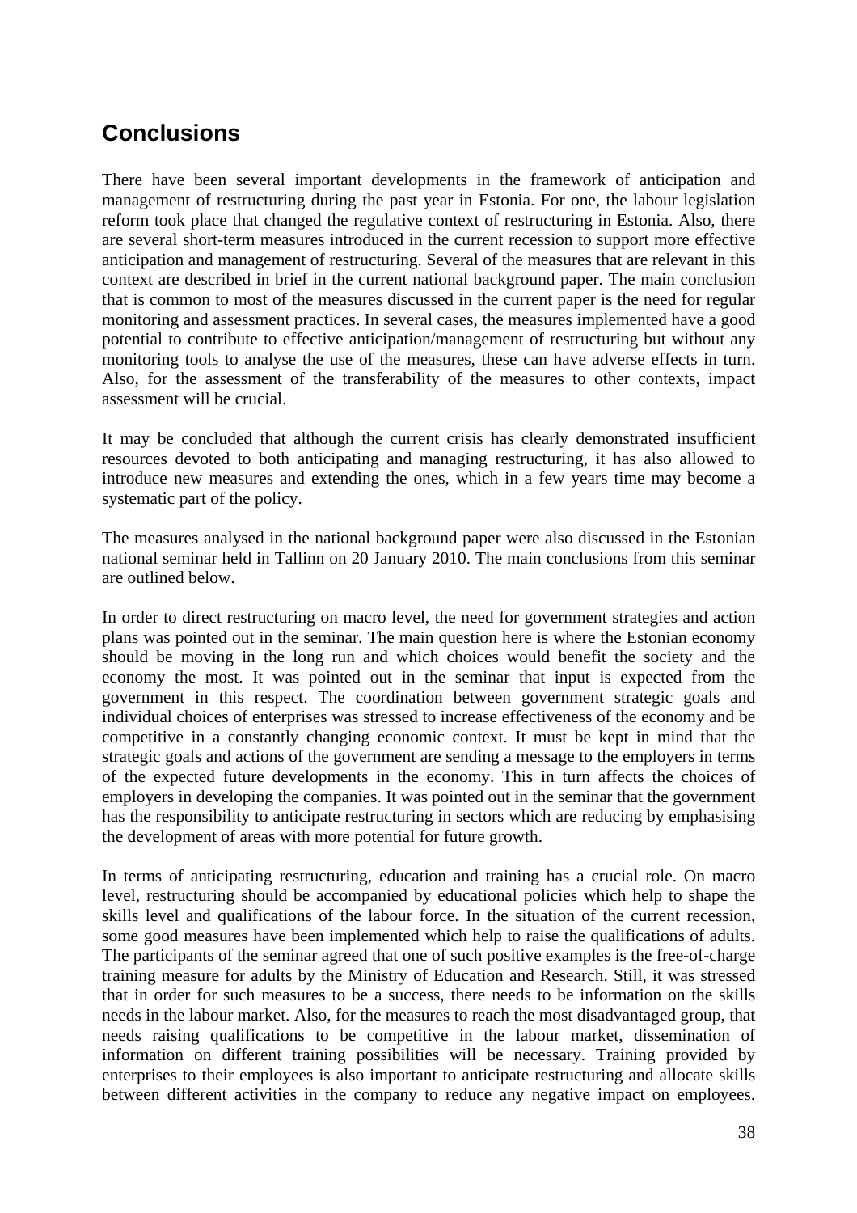## Conclusions

There have been several important developments in the framework of anticipation and management of restructuring during the past year in Estonia. For one, the labour legislation reform took place that changed the regulative context of restructuring in Estonia. Also, there are several short-term measures introduced in the current recession to support more effective anticipation and management of restructuring. Several of the measures that are relevant in this context are described in brief in the current national background paper. The main conclusion that is common to most of the measures discussed in the current paper is the need for regular monitoring and assessment practices. In several cases, the measures implemented have a good potential to contribute to effective anticipation/management of restructuring but without any monitoring tools to analyse the use of the measures, these can have adverse effects in turn. Also, for the assessment of the transferability of the measures to other contexts, impact assessment will be crucial.

It may be concluded that although the current crisis has clearly demonstrated insufficient resources devoted to both anticipating and managing restructuring, it has also allowed to introduce new measures and extending the ones, which in a few years time may become a systematic part of the policy.

The measures analysed in the national background paper were also discussed in the Estonian national seminar held in Tallinn on 20 January 2010. The main conclusions from this seminar are outlined below.

In order to direct restructuring on macro level, the need for government strategies and action plans was pointed out in the seminar. The main question here is where the Estonian economy should be moving in the long run and which choices would benefit the society and the economy the most. It was pointed out in the seminar that input is expected from the government in this respect. The coordination between government strategic goals and individual choices of enterprises was stressed to increase effectiveness of the economy and be competitive in a constantly changing economic context. It must be kept in mind that the strategic goals and actions of the government are sending a message to the employers in terms of the expected future developments in the economy. This in turn affects the choices of employers in developing the companies. It was pointed out in the seminar that the government has the responsibility to anticipate restructuring in sectors which are reducing by emphasising the development of areas with more potential for future growth.

In terms of anticipating restructuring, education and training has a crucial role. On macro level, restructuring should be accompanied by educational policies which help to shape the skills level and qualifications of the labour force. In the situation of the current recession, some good measures have been implemented which help to raise the qualifications of adults. The participants of the seminar agreed that one of such positive examples is the free-of-charge training measure for adults by the Ministry of Education and Research. Still, it was stressed that in order for such measures to be a success, there needs to be information on the skills needs in the labour market. Also, for the measures to reach the most disadvantaged group, that needs raising qualifications to be competitive in the labour market, dissemination of information on different training possibilities will be necessary. Training provided by enterprises to their employees is also important to anticipate restructuring and allocate skills between different activities in the company to reduce any negative impact on employees.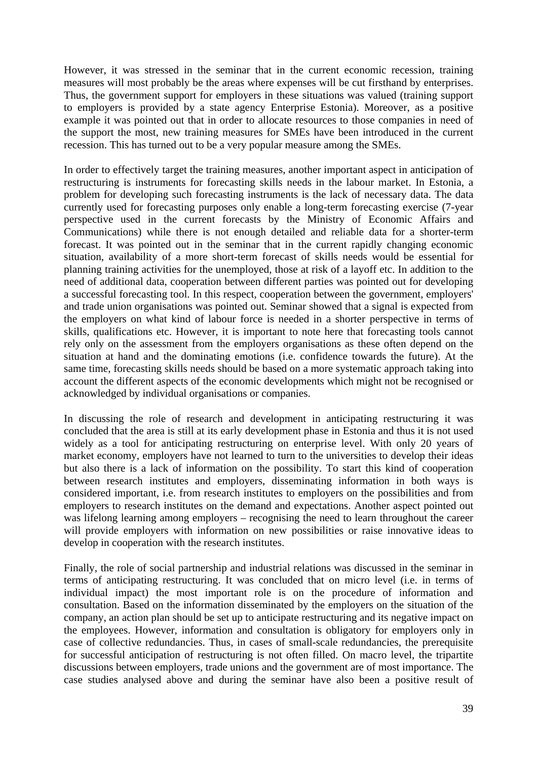However, it was stressed in the seminar that in the current economic recession, training measures will most probably be the areas where expenses will be cut firsthand by enterprises. Thus, the government support for employers in these situations was valued (training support to employers is provided by a state agency Enterprise Estonia). Moreover, as a positive example it was pointed out that in order to allocate resources to those companies in need of the support the most, new training measures for SMEs have been introduced in the current recession. This has turned out to be a very popular measure among the SMEs.

In order to effectively target the training measures, another important aspect in anticipation of restructuring is instruments for forecasting skills needs in the labour market. In Estonia, a problem for developing such forecasting instruments is the lack of necessary data. The data currently used for forecasting purposes only enable a long-term forecasting exercise (7-year perspective used in the current forecasts by the Ministry of Economic Affairs and Communications) while there is not enough detailed and reliable data for a shorter-term forecast. It was pointed out in the seminar that in the current rapidly changing economic situation, availability of a more short-term forecast of skills needs would be essential for planning training activities for the unemployed, those at risk of a layoff etc. In addition to the need of additional data, cooperation between different parties was pointed out for developing a successful forecasting tool. In this respect, cooperation between the government, employers' and trade union organisations was pointed out. Seminar showed that a signal is expected from the employers on what kind of labour force is needed in a shorter perspective in terms of skills, qualifications etc. However, it is important to note here that forecasting tools cannot rely only on the assessment from the employers organisations as these often depend on the situation at hand and the dominating emotions (i.e. confidence towards the future). At the same time, forecasting skills needs should be based on a more systematic approach taking into account the different aspects of the economic developments which might not be recognised or acknowledged by individual organisations or companies.

In discussing the role of research and development in anticipating restructuring it was concluded that the area is still at its early development phase in Estonia and thus it is not used widely as a tool for anticipating restructuring on enterprise level. With only 20 years of market economy, employers have not learned to turn to the universities to develop their ideas but also there is a lack of information on the possibility. To start this kind of cooperation between research institutes and employers, disseminating information in both ways is considered important, i.e. from research institutes to employers on the possibilities and from employers to research institutes on the demand and expectations. Another aspect pointed out was lifelong learning among employers – recognising the need to learn throughout the career will provide employers with information on new possibilities or raise innovative ideas to develop in cooperation with the research institutes.

Finally, the role of social partnership and industrial relations was discussed in the seminar in terms of anticipating restructuring. It was concluded that on micro level (i.e. in terms of individual impact) the most important role is on the procedure of information and consultation. Based on the information disseminated by the employers on the situation of the company, an action plan should be set up to anticipate restructuring and its negative impact on the employees. However, information and consultation is obligatory for employers only in case of collective redundancies. Thus, in cases of small-scale redundancies, the prerequisite for successful anticipation of restructuring is not often filled. On macro level, the tripartite discussions between employers, trade unions and the government are of most importance. The case studies analysed above and during the seminar have also been a positive result of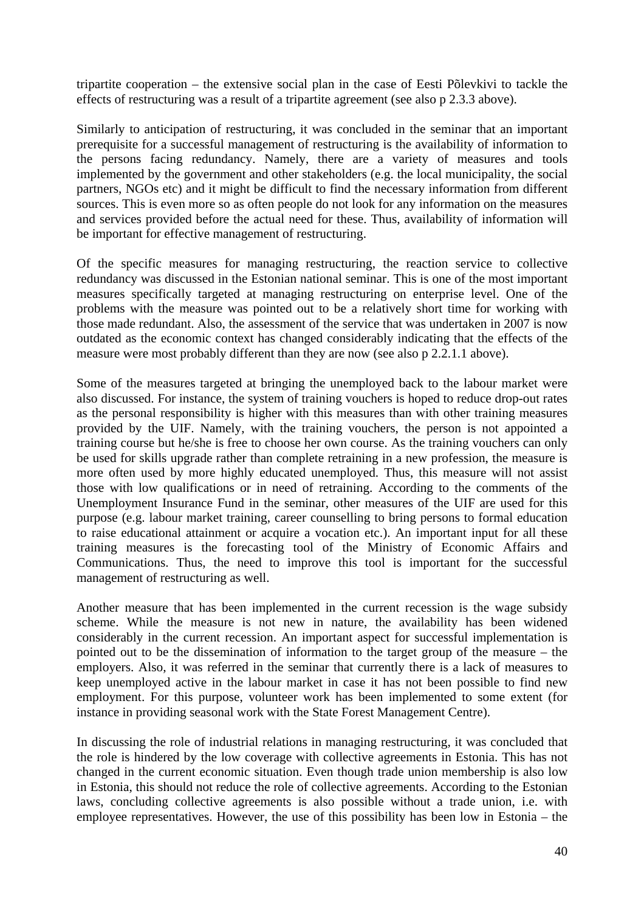tripartite cooperation – the extensive social plan in the case of Eesti Põlevkivi to tackle the effects of restructuring was a result of a tripartite agreement (see also p 2.3.3 above).

Similarly to anticipation of restructuring, it was concluded in the seminar that an important prerequisite for a successful management of restructuring is the availability of information to the persons facing redundancy. Namely, there are a variety of measures and tools implemented by the government and other stakeholders (e.g. the local municipality, the social partners, NGOs etc) and it might be difficult to find the necessary information from different sources. This is even more so as often people do not look for any information on the measures and services provided before the actual need for these. Thus, availability of information will be important for effective management of restructuring.

Of the specific measures for managing restructuring, the reaction service to collective redundancy was discussed in the Estonian national seminar. This is one of the most important measures specifically targeted at managing restructuring on enterprise level. One of the problems with the measure was pointed out to be a relatively short time for working with those made redundant. Also, the assessment of the service that was undertaken in 2007 is now outdated as the economic context has changed considerably indicating that the effects of the measure were most probably different than they are now (see also p 2.2.1.1 above).

Some of the measures targeted at bringing the unemployed back to the labour market were also discussed. For instance, the system of training vouchers is hoped to reduce drop-out rates as the personal responsibility is higher with this measures than with other training measures provided by the UIF. Namely, with the training vouchers, the person is not appointed a training course but he/she is free to choose her own course. As the training vouchers can only be used for skills upgrade rather than complete retraining in a new profession, the measure is more often used by more highly educated unemployed. Thus, this measure will not assist those with low qualifications or in need of retraining. According to the comments of the Unemployment Insurance Fund in the seminar, other measures of the UIF are used for this purpose (e.g. labour market training, career counselling to bring persons to formal education to raise educational attainment or acquire a vocation etc.). An important input for all these training measures is the forecasting tool of the Ministry of Economic Affairs and Communications. Thus, the need to improve this tool is important for the successful management of restructuring as well.

Another measure that has been implemented in the current recession is the wage subsidy scheme. While the measure is not new in nature, the availability has been widened considerably in the current recession. An important aspect for successful implementation is pointed out to be the dissemination of information to the target group of the measure – the employers. Also, it was referred in the seminar that currently there is a lack of measures to keep unemployed active in the labour market in case it has not been possible to find new employment. For this purpose, volunteer work has been implemented to some extent (for instance in providing seasonal work with the State Forest Management Centre).

In discussing the role of industrial relations in managing restructuring, it was concluded that the role is hindered by the low coverage with collective agreements in Estonia. This has not changed in the current economic situation. Even though trade union membership is also low in Estonia, this should not reduce the role of collective agreements. According to the Estonian laws, concluding collective agreements is also possible without a trade union, i.e. with employee representatives. However, the use of this possibility has been low in Estonia – the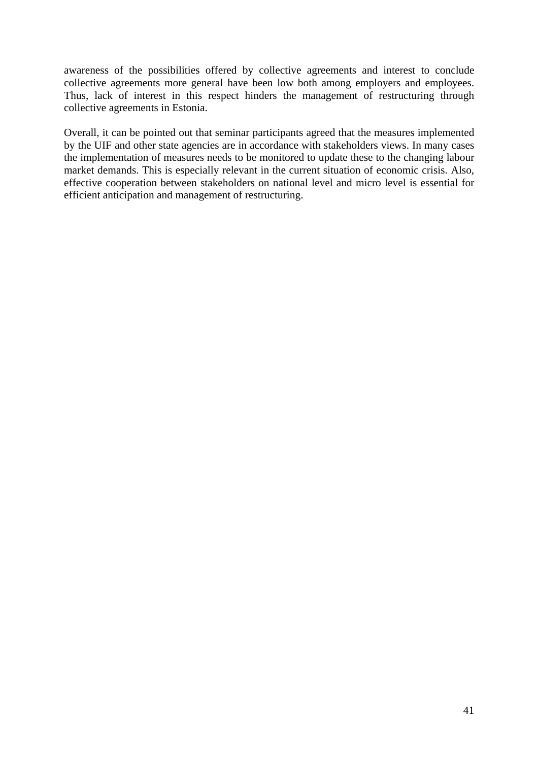awareness of the possibilities offered by collective agreements and interest to conclude collective agreements more general have been low both among employers and employees. Thus, lack of interest in this respect hinders the management of restructuring through collective agreements in Estonia.

Overall, it can be pointed out that seminar participants agreed that the measures implemented by the UIF and other state agencies are in accordance with stakeholders views. In many cases the implementation of measures needs to be monitored to update these to the changing labour market demands. This is especially relevant in the current situation of economic crisis. Also, effective cooperation between stakeholders on national level and micro level is essential for efficient anticipation and management of restructuring.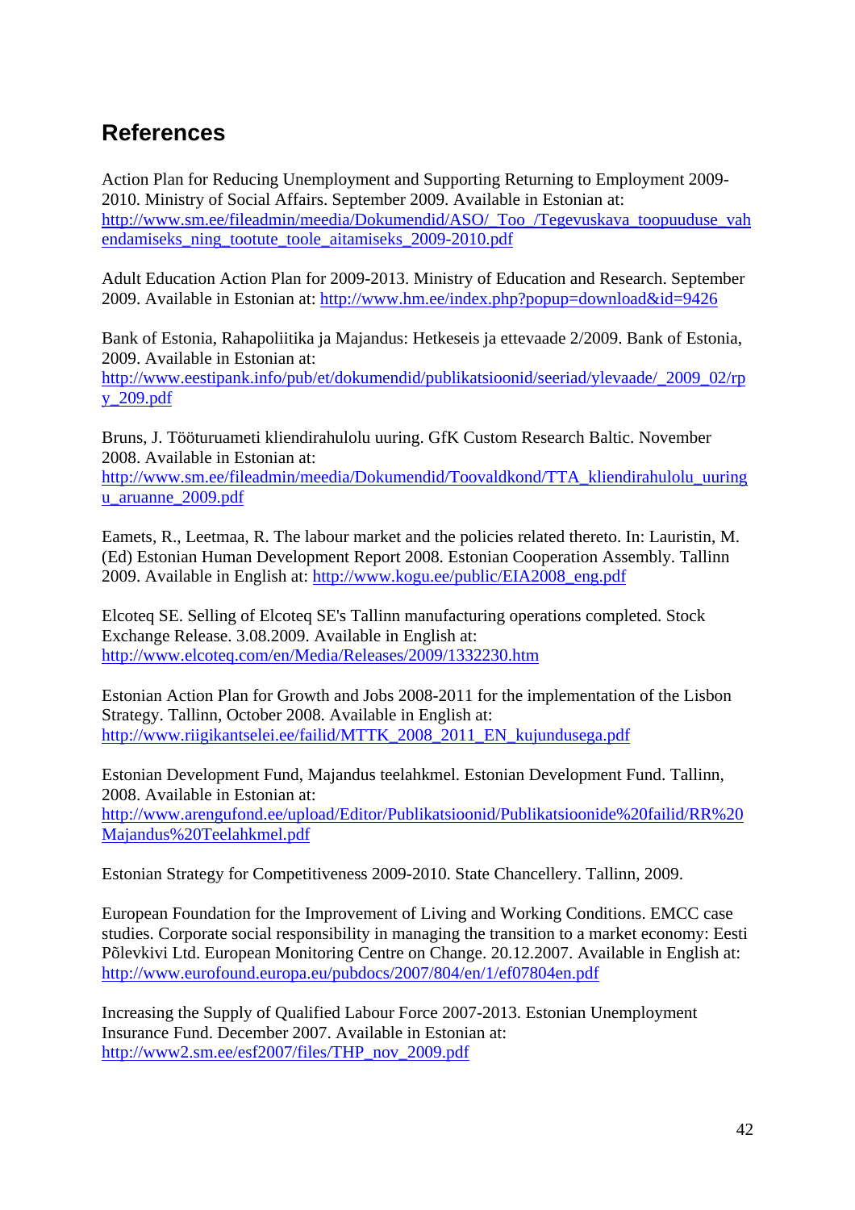## References

Action Plan for Reducing Unemployment and Supporting Returning to Employment 2009-2010. Ministry of Social Affairs. September 2009. Available in Estonian at: http://www.sm.ee/fileadmin/meedia/Dokumendid/ASO/_Too_/Tegevuskava_toopuuduse_vahendamiseks_ning_tootute_toole_aitamiseks_2009-2010.pdf

Adult Education Action Plan for 2009-2013. Ministry of Education and Research. September 2009. Available in Estonian at: http://www.hm.ee/index.php?popup=download&id=9426

Bank of Estonia, Rahapoliitika ja Majandus: Hetkeseis ja ettevaade 2/2009. Bank of Estonia, 2009. Available in Estonian at: http://www.eestipank.info/pub/et/dokumendid/publikatsioonid/seeriad/ylevaade/_2009_02/rpy_209.pdf

Bruns, J. Tööturuameti kliendirahulolu uuring. GfK Custom Research Baltic. November 2008. Available in Estonian at: http://www.sm.ee/fileadmin/meedia/Dokumendid/Toovaldkond/TTA_kliendirahulolu_uuringu_aruanne_2009.pdf

Eamets, R., Leetmaa, R. The labour market and the policies related thereto. In: Lauristin, M. (Ed) Estonian Human Development Report 2008. Estonian Cooperation Assembly. Tallinn 2009. Available in English at: http://www.kogu.ee/public/EIA2008_eng.pdf

Elcoteq SE. Selling of Elcoteq SE's Tallinn manufacturing operations completed. Stock Exchange Release. 3.08.2009. Available in English at: http://www.elcoteq.com/en/Media/Releases/2009/1332230.htm

Estonian Action Plan for Growth and Jobs 2008-2011 for the implementation of the Lisbon Strategy. Tallinn, October 2008. Available in English at: http://www.riigikantselei.ee/failid/MTTK_2008_2011_EN_kujundusega.pdf

Estonian Development Fund, Majandus teelahkmel. Estonian Development Fund. Tallinn, 2008. Available in Estonian at: http://www.arengufond.ee/upload/Editor/Publikatsioonid/Publikatsioonide%20failid/RR%20Majandus%20Teelahkmel.pdf

Estonian Strategy for Competitiveness 2009-2010. State Chancellery. Tallinn, 2009.

European Foundation for the Improvement of Living and Working Conditions. EMCC case studies. Corporate social responsibility in managing the transition to a market economy: Eesti Põlevkivi Ltd. European Monitoring Centre on Change. 20.12.2007. Available in English at: http://www.eurofound.europa.eu/pubdocs/2007/804/en/1/ef07804en.pdf

Increasing the Supply of Qualified Labour Force 2007-2013. Estonian Unemployment Insurance Fund. December 2007. Available in Estonian at: http://www2.sm.ee/esf2007/files/THP_nov_2009.pdf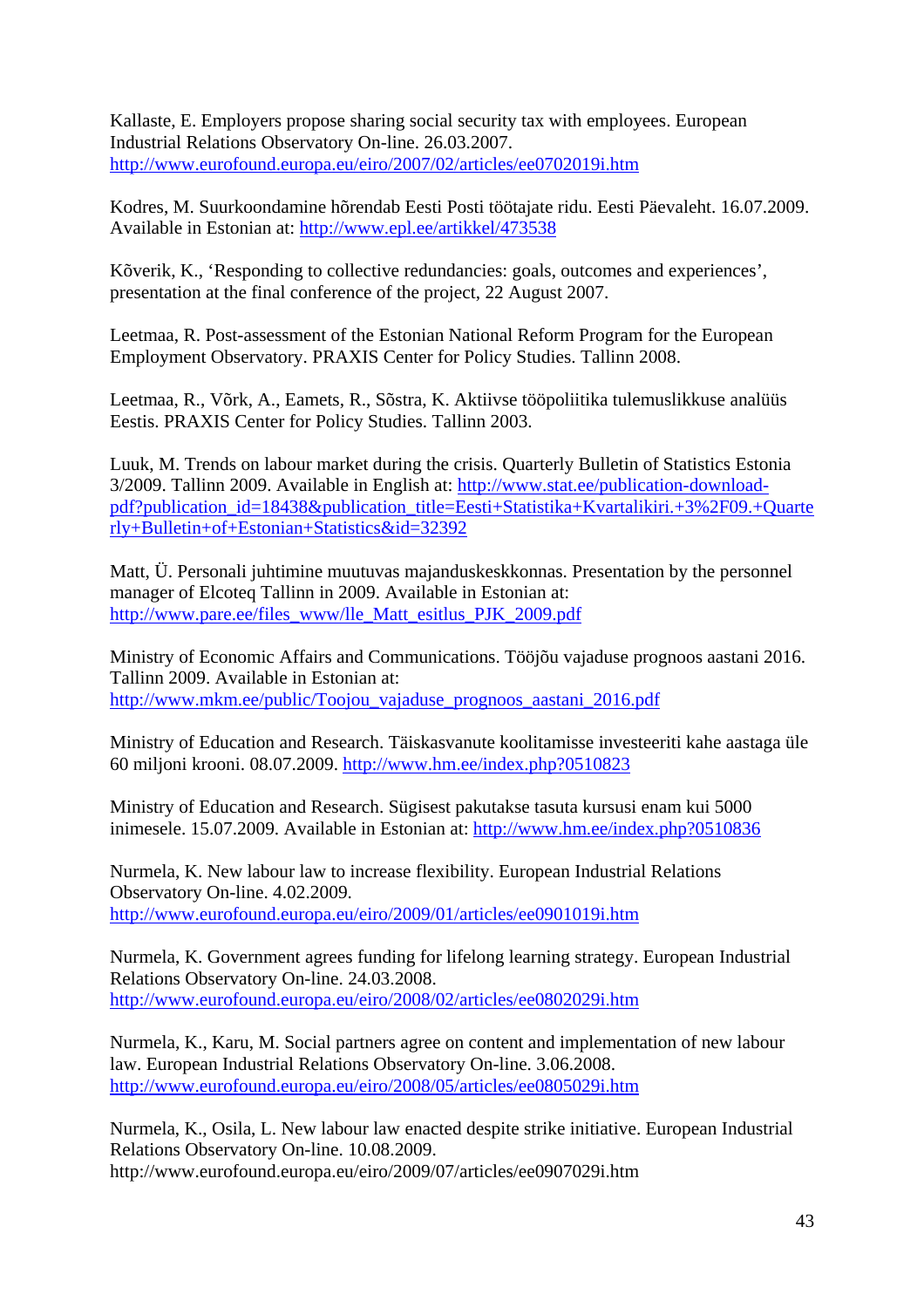Kallaste, E. Employers propose sharing social security tax with employees. European Industrial Relations Observatory On-line. 26.03.2007. http://www.eurofound.europa.eu/eiro/2007/02/articles/ee0702019i.htm

Kodres, M. Suurkoondamine hõrendab Eesti Posti töötajate ridu. Eesti Päevaleht. 16.07.2009. Available in Estonian at: http://www.epl.ee/artikkel/473538

Kõverik, K., 'Responding to collective redundancies: goals, outcomes and experiences', presentation at the final conference of the project, 22 August 2007.

Leetmaa, R. Post-assessment of the Estonian National Reform Program for the European Employment Observatory. PRAXIS Center for Policy Studies. Tallinn 2008.

Leetmaa, R., Võrk, A., Eamets, R., Sõstra, K. Aktiivse tööpoliitika tulemuslikkuse analüüs Eestis. PRAXIS Center for Policy Studies. Tallinn 2003.

Luuk, M. Trends on labour market during the crisis. Quarterly Bulletin of Statistics Estonia 3/2009. Tallinn 2009. Available in English at: http://www.stat.ee/publication-download-pdf?publication_id=18438&publication_title=Eesti+Statistika+Kvartalikiri.+3%2F09.+Quarterly+Bulletin+of+Estonian+Statistics&id=32392

Matt, Ü. Personali juhtimine muutuvas majanduskeskkonnas. Presentation by the personnel manager of Elcoteq Tallinn in 2009. Available in Estonian at: http://www.pare.ee/files_www/lle_Matt_esitlus_PJK_2009.pdf

Ministry of Economic Affairs and Communications. Tööjõu vajaduse prognoos aastani 2016. Tallinn 2009. Available in Estonian at: http://www.mkm.ee/public/Toojou_vajaduse_prognoos_aastani_2016.pdf

Ministry of Education and Research. Täiskasvanute koolitamisse investeeriti kahe aastaga üle 60 miljoni krooni. 08.07.2009. http://www.hm.ee/index.php?0510823

Ministry of Education and Research. Sügisest pakutakse tasuta kursusi enam kui 5000 inimesele. 15.07.2009. Available in Estonian at: http://www.hm.ee/index.php?0510836

Nurmela, K. New labour law to increase flexibility. European Industrial Relations Observatory On-line. 4.02.2009. http://www.eurofound.europa.eu/eiro/2009/01/articles/ee0901019i.htm

Nurmela, K. Government agrees funding for lifelong learning strategy. European Industrial Relations Observatory On-line. 24.03.2008. http://www.eurofound.europa.eu/eiro/2008/02/articles/ee0802029i.htm

Nurmela, K., Karu, M. Social partners agree on content and implementation of new labour law. European Industrial Relations Observatory On-line. 3.06.2008. http://www.eurofound.europa.eu/eiro/2008/05/articles/ee0805029i.htm

Nurmela, K., Osila, L. New labour law enacted despite strike initiative. European Industrial Relations Observatory On-line. 10.08.2009. http://www.eurofound.europa.eu/eiro/2009/07/articles/ee0907029i.htm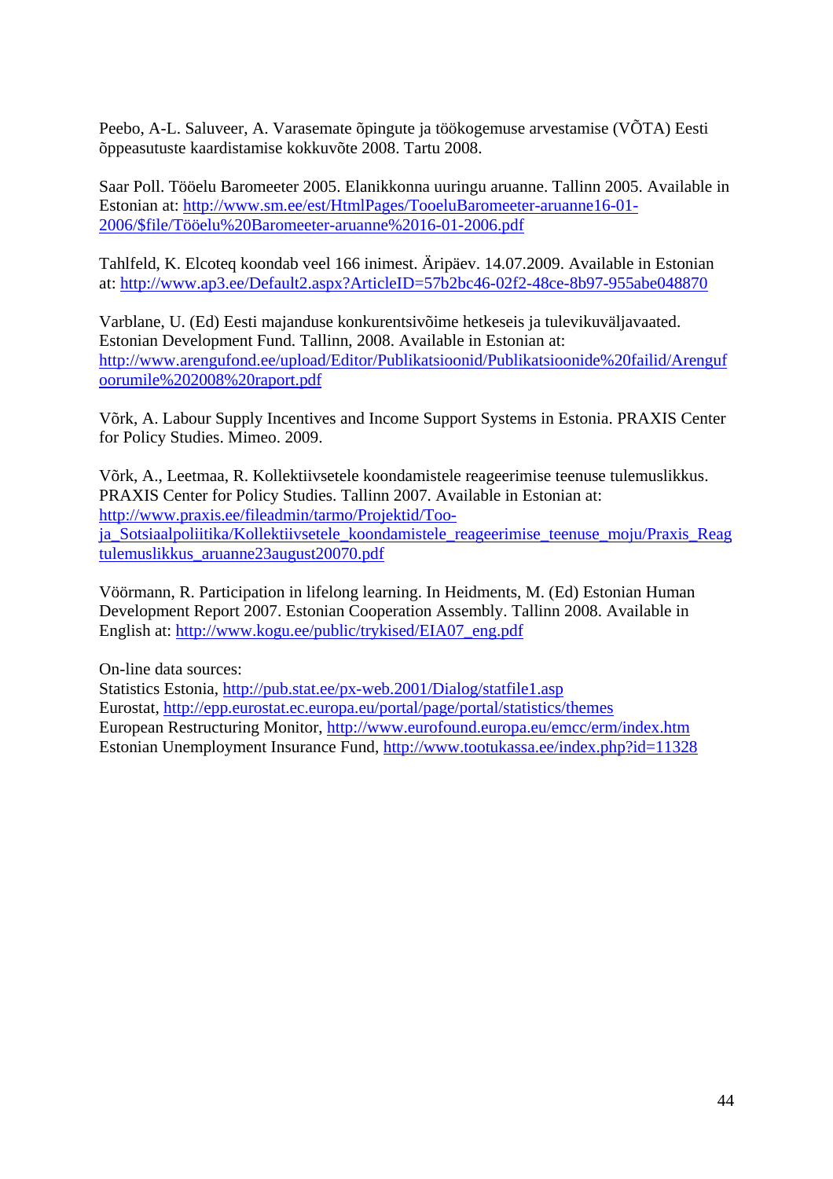Peebo, A-L. Saluveer, A. Varasemate õpingute ja töökogemuse arvestamise (VÕTA) Eesti õppeasutuste kaardistamise kokkuvõte 2008. Tartu 2008.

Saar Poll. Tööelu Baromeeter 2005. Elanikkonna uuringu aruanne. Tallinn 2005. Available in Estonian at: http://www.sm.ee/est/HtmlPages/TooeluBaromeeter-aruanne16-01-2006/$file/Tööelu%20Baromeeter-aruanne%2016-01-2006.pdf

Tahlfeld, K. Elcoteq koondab veel 166 inimest. Äripäev. 14.07.2009. Available in Estonian at: http://www.ap3.ee/Default2.aspx?ArticleID=57b2bc46-02f2-48ce-8b97-955abe048870

Varblane, U. (Ed) Eesti majanduse konkurentsivõime hetkeseis ja tulevikuväljavaated. Estonian Development Fund. Tallinn, 2008. Available in Estonian at: http://www.arengufond.ee/upload/Editor/Publikatsioonid/Publikatsioonide%20failid/Arengufoorumile%202008%20raport.pdf

Võrk, A. Labour Supply Incentives and Income Support Systems in Estonia. PRAXIS Center for Policy Studies. Mimeo. 2009.

Võrk, A., Leetmaa, R. Kollektiivsetele koondamistele reageerimise teenuse tulemuslikkus. PRAXIS Center for Policy Studies. Tallinn 2007. Available in Estonian at: http://www.praxis.ee/fileadmin/tarmo/Projektid/Too-ja_Sotsiaalpoliitika/Kollektiivsetele_koondamistele_reageerimise_teenuse_moju/Praxis_Reagtulemuslikkus_aruanne23august20070.pdf

Vöörmann, R. Participation in lifelong learning. In Heidments, M. (Ed) Estonian Human Development Report 2007. Estonian Cooperation Assembly. Tallinn 2008. Available in English at: http://www.kogu.ee/public/trykised/EIA07_eng.pdf

On-line data sources:
Statistics Estonia, http://pub.stat.ee/px-web.2001/Dialog/statfile1.asp
Eurostat, http://epp.eurostat.ec.europa.eu/portal/page/portal/statistics/themes
European Restructuring Monitor, http://www.eurofound.europa.eu/emcc/erm/index.htm
Estonian Unemployment Insurance Fund, http://www.tootukassa.ee/index.php?id=11328